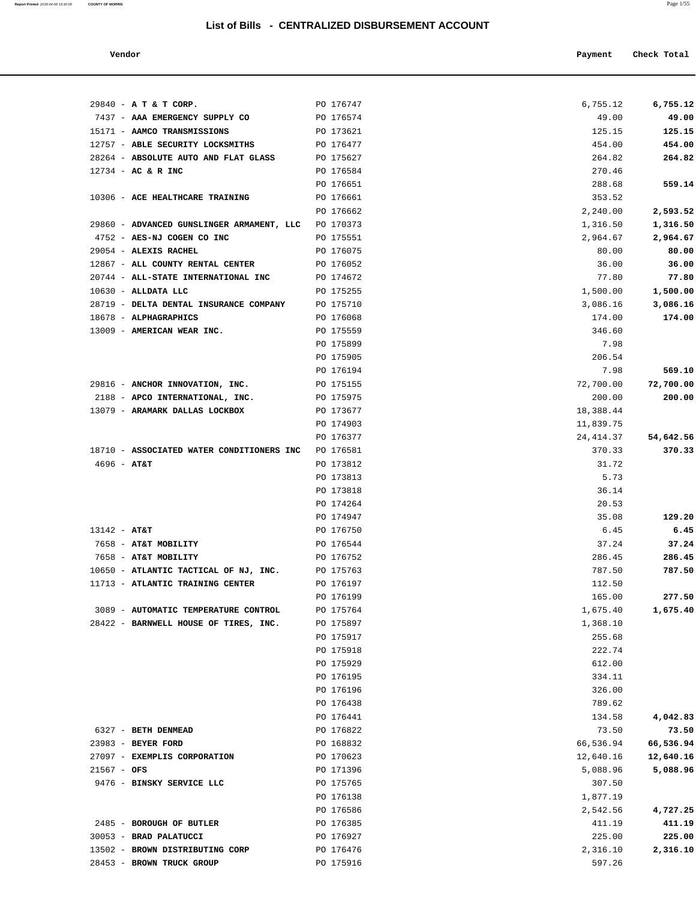# List of Bills - CENTRALIZED DISBURSEMENT ACCOUNT

| Vendor | | Payment | Check Total |
|---|---|---|---|
| 29840 - **A T & T CORP.** | PO 176747 | 6,755.12 | **6,755.12** |
| 7437 - **AAA EMERGENCY SUPPLY CO** | PO 176574 | 49.00 | **49.00** |
| 15171 - **AAMCO TRANSMISSIONS** | PO 173621 | 125.15 | **125.15** |
| 12757 - **ABLE SECURITY LOCKSMITHS** | PO 176477 | 454.00 | **454.00** |
| 28264 - **ABSOLUTE AUTO AND FLAT GLASS** | PO 175627 | 264.82 | **264.82** |
| 12734 - **AC & R INC** | PO 176584 | 270.46 | |
| | PO 176651 | 288.68 | **559.14** |
| 10306 - **ACE HEALTHCARE TRAINING** | PO 176661 | 353.52 | |
| | PO 176662 | 2,240.00 | **2,593.52** |
| 29860 - **ADVANCED GUNSLINGER ARMAMENT, LLC** | PO 170373 | 1,316.50 | **1,316.50** |
| 4752 - **AES-NJ COGEN CO INC** | PO 175551 | 2,964.67 | **2,964.67** |
| 29054 - **ALEXIS RACHEL** | PO 176075 | 80.00 | **80.00** |
| 12867 - **ALL COUNTY RENTAL CENTER** | PO 176052 | 36.00 | **36.00** |
| 20744 - **ALL-STATE INTERNATIONAL INC** | PO 174672 | 77.80 | **77.80** |
| 10630 - **ALLDATA LLC** | PO 175255 | 1,500.00 | **1,500.00** |
| 28719 - **DELTA DENTAL INSURANCE COMPANY** | PO 175710 | 3,086.16 | **3,086.16** |
| 18678 - **ALPHAGRAPHICS** | PO 176068 | 174.00 | **174.00** |
| 13009 - **AMERICAN WEAR INC.** | PO 175559 | 346.60 | |
| | PO 175899 | 7.98 | |
| | PO 175905 | 206.54 | |
| | PO 176194 | 7.98 | **569.10** |
| 29816 - **ANCHOR INNOVATION, INC.** | PO 175155 | 72,700.00 | **72,700.00** |
| 2188 - **APCO INTERNATIONAL, INC.** | PO 175975 | 200.00 | **200.00** |
| 13079 - **ARAMARK DALLAS LOCKBOX** | PO 173677 | 18,388.44 | |
| | PO 174903 | 11,839.75 | |
| | PO 176377 | 24,414.37 | **54,642.56** |
| 18710 - **ASSOCIATED WATER CONDITIONERS INC** | PO 176581 | 370.33 | **370.33** |
| 4696 - **AT&T** | PO 173812 | 31.72 | |
| | PO 173813 | 5.73 | |
| | PO 173818 | 36.14 | |
| | PO 174264 | 20.53 | |
| | PO 174947 | 35.08 | **129.20** |
| 13142 - **AT&T** | PO 176750 | 6.45 | **6.45** |
| 7658 - **AT&T MOBILITY** | PO 176544 | 37.24 | **37.24** |
| 7658 - **AT&T MOBILITY** | PO 176752 | 286.45 | **286.45** |
| 10650 - **ATLANTIC TACTICAL OF NJ, INC.** | PO 175763 | 787.50 | **787.50** |
| 11713 - **ATLANTIC TRAINING CENTER** | PO 176197 | 112.50 | |
| | PO 176199 | 165.00 | **277.50** |
| 3089 - **AUTOMATIC TEMPERATURE CONTROL** | PO 175764 | 1,675.40 | **1,675.40** |
| 28422 - **BARNWELL HOUSE OF TIRES, INC.** | PO 175897 | 1,368.10 | |
| | PO 175917 | 255.68 | |
| | PO 175918 | 222.74 | |
| | PO 175929 | 612.00 | |
| | PO 176195 | 334.11 | |
| | PO 176196 | 326.00 | |
| | PO 176438 | 789.62 | |
| | PO 176441 | 134.58 | **4,042.83** |
| 6327 - **BETH DENMEAD** | PO 176822 | 73.50 | **73.50** |
| 23983 - **BEYER FORD** | PO 168832 | 66,536.94 | **66,536.94** |
| 27097 - **EXEMPLIS CORPORATION** | PO 170623 | 12,640.16 | **12,640.16** |
| 21567 - **OFS** | PO 171396 | 5,088.96 | **5,088.96** |
| 9476 - **BINSKY SERVICE LLC** | PO 175765 | 307.50 | |
| | PO 176138 | 1,877.19 | |
| | PO 176586 | 2,542.56 | **4,727.25** |
| 2485 - **BOROUGH OF BUTLER** | PO 176385 | 411.19 | **411.19** |
| 30053 - **BRAD PALATUCCI** | PO 176927 | 225.00 | **225.00** |
| 13502 - **BROWN DISTRIBUTING CORP** | PO 176476 | 2,316.10 | **2,316.10** |
| 28453 - **BROWN TRUCK GROUP** | PO 175916 | 597.26 | |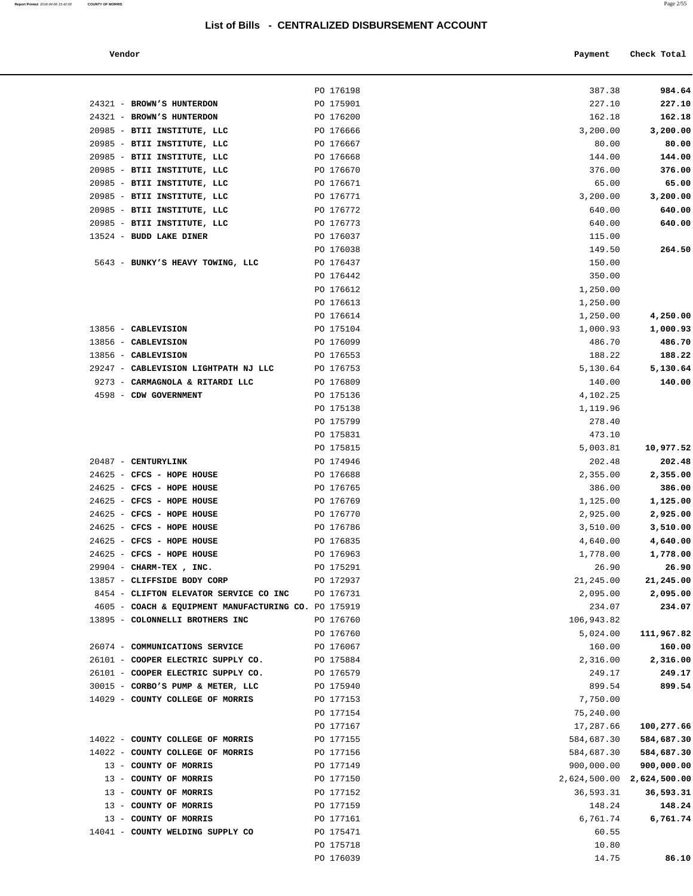# List of Bills - CENTRALIZED DISBURSEMENT ACCOUNT

| Vendor | | Payment | Check Total |
|---|---|---|---|
| | PO 176198 | 387.38 | **984.64** |
| 24321 - **BROWN'S HUNTERDON** | PO 175901 | 227.10 | **227.10** |
| 24321 - **BROWN'S HUNTERDON** | PO 176200 | 162.18 | **162.18** |
| 20985 - **BTII INSTITUTE, LLC** | PO 176666 | 3,200.00 | **3,200.00** |
| 20985 - **BTII INSTITUTE, LLC** | PO 176667 | 80.00 | **80.00** |
| 20985 - **BTII INSTITUTE, LLC** | PO 176668 | 144.00 | **144.00** |
| 20985 - **BTII INSTITUTE, LLC** | PO 176670 | 376.00 | **376.00** |
| 20985 - **BTII INSTITUTE, LLC** | PO 176671 | 65.00 | **65.00** |
| 20985 - **BTII INSTITUTE, LLC** | PO 176771 | 3,200.00 | **3,200.00** |
| 20985 - **BTII INSTITUTE, LLC** | PO 176772 | 640.00 | **640.00** |
| 20985 - **BTII INSTITUTE, LLC** | PO 176773 | 640.00 | **640.00** |
| 13524 - **BUDD LAKE DINER** | PO 176037 | 115.00 | |
| | PO 176038 | 149.50 | **264.50** |
| 5643 - **BUNKY'S HEAVY TOWING, LLC** | PO 176437 | 150.00 | |
| | PO 176442 | 350.00 | |
| | PO 176612 | 1,250.00 | |
| | PO 176613 | 1,250.00 | |
| | PO 176614 | 1,250.00 | **4,250.00** |
| 13856 - **CABLEVISION** | PO 175104 | 1,000.93 | **1,000.93** |
| 13856 - **CABLEVISION** | PO 176099 | 486.70 | **486.70** |
| 13856 - **CABLEVISION** | PO 176553 | 188.22 | **188.22** |
| 29247 - **CABLEVISION LIGHTPATH NJ LLC** | PO 176753 | 5,130.64 | **5,130.64** |
| 9273 - **CARMAGNOLA & RITARDI LLC** | PO 176809 | 140.00 | **140.00** |
| 4598 - **CDW GOVERNMENT** | PO 175136 | 4,102.25 | |
| | PO 175138 | 1,119.96 | |
| | PO 175799 | 278.40 | |
| | PO 175831 | 473.10 | |
| | PO 175815 | 5,003.81 | **10,977.52** |
| 20487 - **CENTURYLINK** | PO 174946 | 202.48 | **202.48** |
| 24625 - **CFCS - HOPE HOUSE** | PO 176688 | 2,355.00 | **2,355.00** |
| 24625 - **CFCS - HOPE HOUSE** | PO 176765 | 386.00 | **386.00** |
| 24625 - **CFCS - HOPE HOUSE** | PO 176769 | 1,125.00 | **1,125.00** |
| 24625 - **CFCS - HOPE HOUSE** | PO 176770 | 2,925.00 | **2,925.00** |
| 24625 - **CFCS - HOPE HOUSE** | PO 176786 | 3,510.00 | **3,510.00** |
| 24625 - **CFCS - HOPE HOUSE** | PO 176835 | 4,640.00 | **4,640.00** |
| 24625 - **CFCS - HOPE HOUSE** | PO 176963 | 1,778.00 | **1,778.00** |
| 29904 - **CHARM-TEX , INC.** | PO 175291 | 26.90 | **26.90** |
| 13857 - **CLIFFSIDE BODY CORP** | PO 172937 | 21,245.00 | **21,245.00** |
| 8454 - **CLIFTON ELEVATOR SERVICE CO INC** | PO 176731 | 2,095.00 | **2,095.00** |
| 4605 - **COACH & EQUIPMENT MANUFACTURING CO.** | PO 175919 | 234.07 | **234.07** |
| 13895 - **COLONNELLI BROTHERS INC** | PO 176760 | 106,943.82 | |
| | PO 176760 | 5,024.00 | **111,967.82** |
| 26074 - **COMMUNICATIONS SERVICE** | PO 176067 | 160.00 | **160.00** |
| 26101 - **COOPER ELECTRIC SUPPLY CO.** | PO 175884 | 2,316.00 | **2,316.00** |
| 26101 - **COOPER ELECTRIC SUPPLY CO.** | PO 176579 | 249.17 | **249.17** |
| 30015 - **CORBO'S PUMP & METER, LLC** | PO 175940 | 899.54 | **899.54** |
| 14029 - **COUNTY COLLEGE OF MORRIS** | PO 177153 | 7,750.00 | |
| | PO 177154 | 75,240.00 | |
| | PO 177167 | 17,287.66 | **100,277.66** |
| 14022 - **COUNTY COLLEGE OF MORRIS** | PO 177155 | 584,687.30 | **584,687.30** |
| 14022 - **COUNTY COLLEGE OF MORRIS** | PO 177156 | 584,687.30 | **584,687.30** |
| 13 - **COUNTY OF MORRIS** | PO 177149 | 900,000.00 | **900,000.00** |
| 13 - **COUNTY OF MORRIS** | PO 177150 | 2,624,500.00 | **2,624,500.00** |
| 13 - **COUNTY OF MORRIS** | PO 177152 | 36,593.31 | **36,593.31** |
| 13 - **COUNTY OF MORRIS** | PO 177159 | 148.24 | **148.24** |
| 13 - **COUNTY OF MORRIS** | PO 177161 | 6,761.74 | **6,761.74** |
| 14041 - **COUNTY WELDING SUPPLY CO** | PO 175471 | 60.55 | |
| | PO 175718 | 10.80 | |
| | PO 176039 | 14.75 | **86.10** |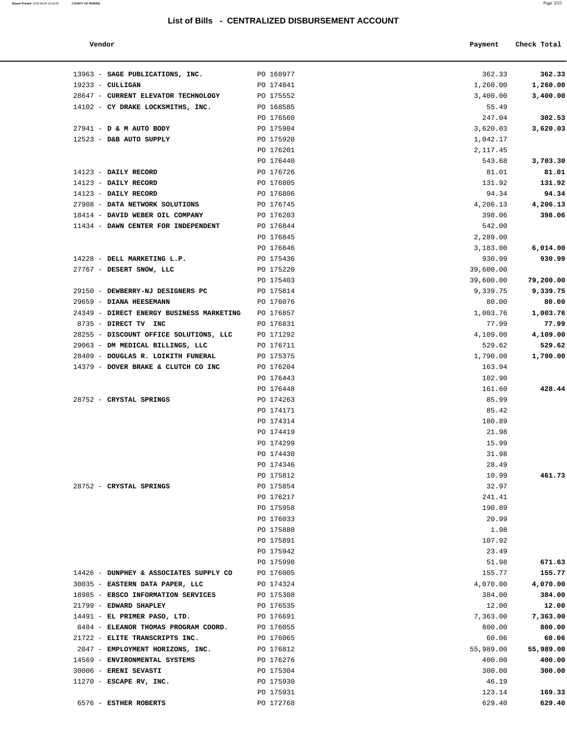## List of Bills - CENTRALIZED DISBURSEMENT ACCOUNT

| Vendor | | Payment | Check Total |
|---|---|---|---|
| 13963 - **SAGE PUBLICATIONS, INC.** | PO 168977 | 362.33 | **362.33** |
| 19233 - **CULLIGAN** | PO 174841 | 1,260.00 | **1,260.00** |
| 28647 - **CURRENT ELEVATOR TECHNOLOGY** | PO 175552 | 3,400.00 | **3,400.00** |
| 14102 - **CY DRAKE LOCKSMITHS, INC.** | PO 168585 | 55.49 | |
| | PO 176560 | 247.04 | **302.53** |
| 27941 - **D & M AUTO BODY** | PO 175904 | 3,620.03 | **3,620.03** |
| 12523 - **D&B AUTO SUPPLY** | PO 175920 | 1,042.17 | |
| | PO 176201 | 2,117.45 | |
| | PO 176440 | 543.68 | **3,703.30** |
| 14123 - **DAILY RECORD** | PO 176726 | 81.01 | **81.01** |
| 14123 - **DAILY RECORD** | PO 176805 | 131.92 | **131.92** |
| 14123 - **DAILY RECORD** | PO 176806 | 94.34 | **94.34** |
| 27908 - **DATA NETWORK SOLUTIONS** | PO 176745 | 4,206.13 | **4,206.13** |
| 18414 - **DAVID WEBER OIL COMPANY** | PO 176203 | 398.06 | **398.06** |
| 11434 - **DAWN CENTER FOR INDEPENDENT** | PO 176844 | 542.00 | |
| | PO 176845 | 2,289.00 | |
| | PO 176846 | 3,183.00 | **6,014.00** |
| 14228 - **DELL MARKETING L.P.** | PO 175436 | 930.99 | **930.99** |
| 27767 - **DESERT SNOW, LLC** | PO 175220 | 39,600.00 | |
| | PO 175403 | 39,600.00 | **79,200.00** |
| 29150 - **DEWBERRY-NJ DESIGNERS PC** | PO 175814 | 9,339.75 | **9,339.75** |
| 29659 - **DIANA HEESEMANN** | PO 176076 | 80.00 | **80.00** |
| 24349 - **DIRECT ENERGY BUSINESS MARKETING** | PO 176857 | 1,003.76 | **1,003.76** |
| 8735 - **DIRECT TV INC** | PO 176831 | 77.99 | **77.99** |
| 28255 - **DISCOUNT OFFICE SOLUTIONS, LLC** | PO 171292 | 4,109.00 | **4,109.00** |
| 29063 - **DM MEDICAL BILLINGS, LLC** | PO 176711 | 529.62 | **529.62** |
| 28409 - **DOUGLAS R. LOIKITH FUNERAL** | PO 175375 | 1,790.00 | **1,790.00** |
| 14379 - **DOVER BRAKE & CLUTCH CO INC** | PO 176204 | 163.94 | |
| | PO 176443 | 102.90 | |
| | PO 176448 | 161.60 | **428.44** |
| 28752 - **CRYSTAL SPRINGS** | PO 174263 | 85.99 | |
| | PO 174171 | 85.42 | |
| | PO 174314 | 180.89 | |
| | PO 174419 | 21.98 | |
| | PO 174299 | 15.99 | |
| | PO 174430 | 31.98 | |
| | PO 174346 | 28.49 | |
| | PO 175812 | 10.99 | **461.73** |
| 28752 - **CRYSTAL SPRINGS** | PO 175854 | 32.97 | |
| | PO 176217 | 241.41 | |
| | PO 175958 | 190.89 | |
| | PO 176033 | 20.99 | |
| | PO 175880 | 1.98 | |
| | PO 175891 | 107.92 | |
| | PO 175942 | 23.49 | |
| | PO 175998 | 51.98 | **671.63** |
| 14426 - **DUNPHEY & ASSOCIATES SUPPLY CO** | PO 176005 | 155.77 | **155.77** |
| 30035 - **EASTERN DATA PAPER, LLC** | PO 174324 | 4,070.00 | **4,070.00** |
| 18985 - **EBSCO INFORMATION SERVICES** | PO 175308 | 384.00 | **384.00** |
| 21799 - **EDWARD SHAPLEY** | PO 176535 | 12.00 | **12.00** |
| 14491 - **EL PRIMER PASO, LTD.** | PO 176691 | 7,363.00 | **7,363.00** |
| 8484 - **ELEANOR THOMAS PROGRAM COORD.** | PO 176055 | 800.00 | **800.00** |
| 21722 - **ELITE TRANSCRIPTS INC.** | PO 176065 | 60.06 | **60.06** |
| 2047 - **EMPLOYMENT HORIZONS, INC.** | PO 176812 | 55,989.00 | **55,989.00** |
| 14569 - **ENVIRONMENTAL SYSTEMS** | PO 176276 | 400.00 | **400.00** |
| 30006 - **ERENI SEVASTI** | PO 175304 | 300.00 | **300.00** |
| 11270 - **ESCAPE RV, INC.** | PO 175930 | 46.19 | |
| | PO 175931 | 123.14 | **169.33** |
| 6576 - **ESTHER ROBERTS** | PO 172768 | 629.40 | **629.40** |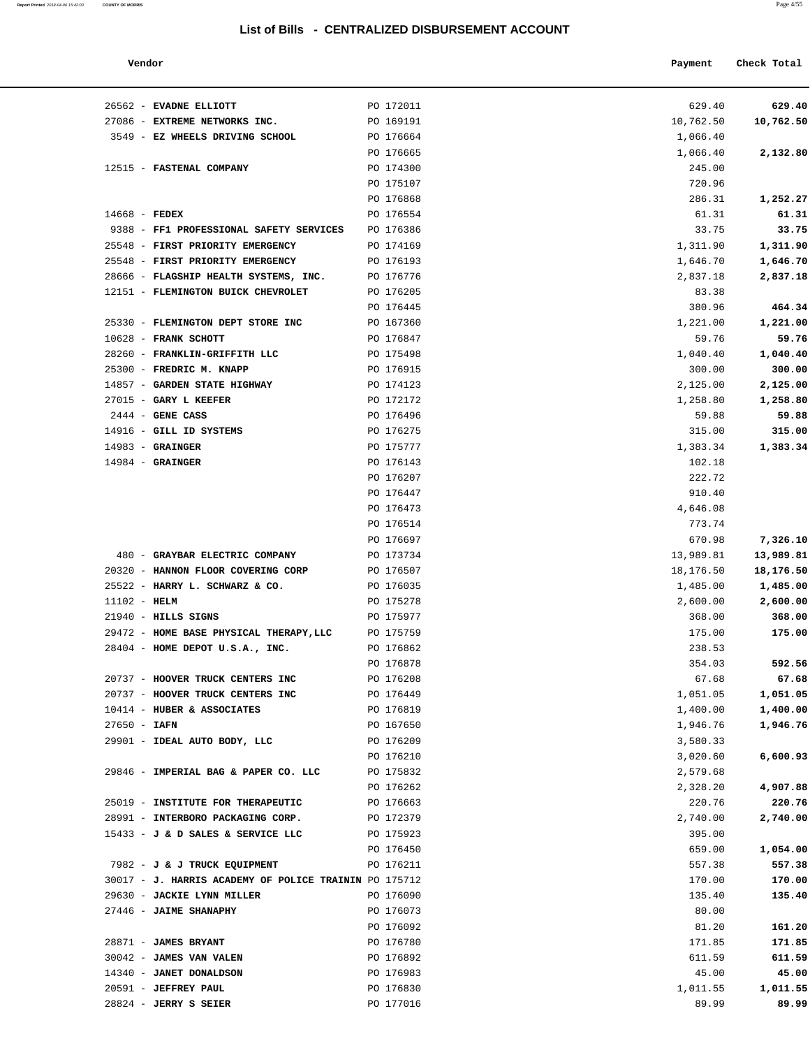## List of Bills - CENTRALIZED DISBURSEMENT ACCOUNT

| Vendor | | Payment | Check Total |
|---|---|---|---|
| 26562 - **EVADNE ELLIOTT** | PO 172011 | 629.40 | **629.40** |
| 27086 - **EXTREME NETWORKS INC.** | PO 169191 | 10,762.50 | **10,762.50** |
| 3549 - **EZ WHEELS DRIVING SCHOOL** | PO 176664 | 1,066.40 | |
| | PO 176665 | 1,066.40 | **2,132.80** |
| 12515 - **FASTENAL COMPANY** | PO 174300 | 245.00 | |
| | PO 175107 | 720.96 | |
| | PO 176868 | 286.31 | **1,252.27** |
| 14668 - **FEDEX** | PO 176554 | 61.31 | **61.31** |
| 9388 - **FF1 PROFESSIONAL SAFETY SERVICES** | PO 176386 | 33.75 | **33.75** |
| 25548 - **FIRST PRIORITY EMERGENCY** | PO 174169 | 1,311.90 | **1,311.90** |
| 25548 - **FIRST PRIORITY EMERGENCY** | PO 176193 | 1,646.70 | **1,646.70** |
| 28666 - **FLAGSHIP HEALTH SYSTEMS, INC.** | PO 176776 | 2,837.18 | **2,837.18** |
| 12151 - **FLEMINGTON BUICK CHEVROLET** | PO 176205 | 83.38 | |
| | PO 176445 | 380.96 | **464.34** |
| 25330 - **FLEMINGTON DEPT STORE INC** | PO 167360 | 1,221.00 | **1,221.00** |
| 10628 - **FRANK SCHOTT** | PO 176847 | 59.76 | **59.76** |
| 28260 - **FRANKLIN-GRIFFITH LLC** | PO 175498 | 1,040.40 | **1,040.40** |
| 25300 - **FREDRIC M. KNAPP** | PO 176915 | 300.00 | **300.00** |
| 14857 - **GARDEN STATE HIGHWAY** | PO 174123 | 2,125.00 | **2,125.00** |
| 27015 - **GARY L KEEFER** | PO 172172 | 1,258.80 | **1,258.80** |
| 2444 - **GENE CASS** | PO 176496 | 59.88 | **59.88** |
| 14916 - **GILL ID SYSTEMS** | PO 176275 | 315.00 | **315.00** |
| 14983 - **GRAINGER** | PO 175777 | 1,383.34 | **1,383.34** |
| 14984 - **GRAINGER** | PO 176143 | 102.18 | |
| | PO 176207 | 222.72 | |
| | PO 176447 | 910.40 | |
| | PO 176473 | 4,646.08 | |
| | PO 176514 | 773.74 | |
| | PO 176697 | 670.98 | **7,326.10** |
| 480 - **GRAYBAR ELECTRIC COMPANY** | PO 173734 | 13,989.81 | **13,989.81** |
| 20320 - **HANNON FLOOR COVERING CORP** | PO 176507 | 18,176.50 | **18,176.50** |
| 25522 - **HARRY L. SCHWARZ & CO.** | PO 176035 | 1,485.00 | **1,485.00** |
| 11102 - **HELM** | PO 175278 | 2,600.00 | **2,600.00** |
| 21940 - **HILLS SIGNS** | PO 175977 | 368.00 | **368.00** |
| 29472 - **HOME BASE PHYSICAL THERAPY,LLC** | PO 175759 | 175.00 | **175.00** |
| 28404 - **HOME DEPOT U.S.A., INC.** | PO 176862 | 238.53 | |
| | PO 176878 | 354.03 | **592.56** |
| 20737 - **HOOVER TRUCK CENTERS INC** | PO 176208 | 67.68 | **67.68** |
| 20737 - **HOOVER TRUCK CENTERS INC** | PO 176449 | 1,051.05 | **1,051.05** |
| 10414 - **HUBER & ASSOCIATES** | PO 176819 | 1,400.00 | **1,400.00** |
| 27650 - **IAFN** | PO 167650 | 1,946.76 | **1,946.76** |
| 29901 - **IDEAL AUTO BODY, LLC** | PO 176209 | 3,580.33 | |
| | PO 176210 | 3,020.60 | **6,600.93** |
| 29846 - **IMPERIAL BAG & PAPER CO. LLC** | PO 175832 | 2,579.68 | |
| | PO 176262 | 2,328.20 | **4,907.88** |
| 25019 - **INSTITUTE FOR THERAPEUTIC** | PO 176663 | 220.76 | **220.76** |
| 28991 - **INTERBORO PACKAGING CORP.** | PO 172379 | 2,740.00 | **2,740.00** |
| 15433 - **J & D SALES & SERVICE LLC** | PO 175923 | 395.00 | |
| | PO 176450 | 659.00 | **1,054.00** |
| 7982 - **J & J TRUCK EQUIPMENT** | PO 176211 | 557.38 | **557.38** |
| 30017 - **J. HARRIS ACADEMY OF POLICE TRAININ** | PO 175712 | 170.00 | **170.00** |
| 29630 - **JACKIE LYNN MILLER** | PO 176090 | 135.40 | **135.40** |
| 27446 - **JAIME SHANAPHY** | PO 176073 | 80.00 | |
| | PO 176092 | 81.20 | **161.20** |
| 28871 - **JAMES BRYANT** | PO 176780 | 171.85 | **171.85** |
| 30042 - **JAMES VAN VALEN** | PO 176892 | 611.59 | **611.59** |
| 14340 - **JANET DONALDSON** | PO 176983 | 45.00 | **45.00** |
| 20591 - **JEFFREY PAUL** | PO 176830 | 1,011.55 | **1,011.55** |
| 28824 - **JERRY S SEIER** | PO 177016 | 89.99 | **89.99** |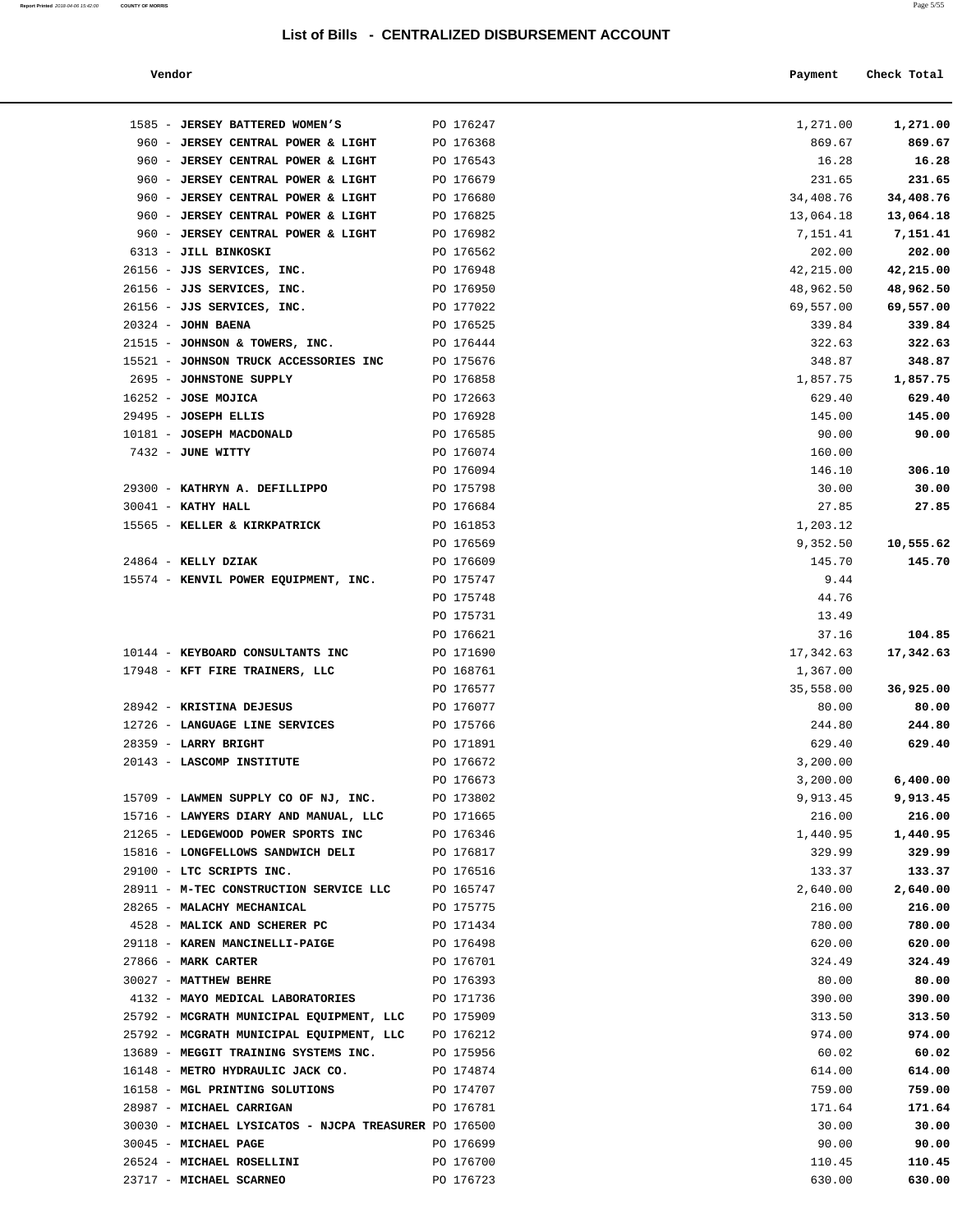# List of Bills - CENTRALIZED DISBURSEMENT ACCOUNT

| Vendor | | Payment | Check Total |
|---|---|---|---|
| 1585 - **JERSEY BATTERED WOMEN'S** | PO 176247 | 1,271.00 | **1,271.00** |
| 960 - **JERSEY CENTRAL POWER & LIGHT** | PO 176368 | 869.67 | **869.67** |
| 960 - **JERSEY CENTRAL POWER & LIGHT** | PO 176543 | 16.28 | **16.28** |
| 960 - **JERSEY CENTRAL POWER & LIGHT** | PO 176679 | 231.65 | **231.65** |
| 960 - **JERSEY CENTRAL POWER & LIGHT** | PO 176680 | 34,408.76 | **34,408.76** |
| 960 - **JERSEY CENTRAL POWER & LIGHT** | PO 176825 | 13,064.18 | **13,064.18** |
| 960 - **JERSEY CENTRAL POWER & LIGHT** | PO 176982 | 7,151.41 | **7,151.41** |
| 6313 - **JILL BINKOSKI** | PO 176562 | 202.00 | **202.00** |
| 26156 - **JJS SERVICES, INC.** | PO 176948 | 42,215.00 | **42,215.00** |
| 26156 - **JJS SERVICES, INC.** | PO 176950 | 48,962.50 | **48,962.50** |
| 26156 - **JJS SERVICES, INC.** | PO 177022 | 69,557.00 | **69,557.00** |
| 20324 - **JOHN BAENA** | PO 176525 | 339.84 | **339.84** |
| 21515 - **JOHNSON & TOWERS, INC.** | PO 176444 | 322.63 | **322.63** |
| 15521 - **JOHNSON TRUCK ACCESSORIES INC** | PO 175676 | 348.87 | **348.87** |
| 2695 - **JOHNSTONE SUPPLY** | PO 176858 | 1,857.75 | **1,857.75** |
| 16252 - **JOSE MOJICA** | PO 172663 | 629.40 | **629.40** |
| 29495 - **JOSEPH ELLIS** | PO 176928 | 145.00 | **145.00** |
| 10181 - **JOSEPH MACDONALD** | PO 176585 | 90.00 | **90.00** |
| 7432 - **JUNE WITTY** | PO 176074 | 160.00 | |
| | PO 176094 | 146.10 | **306.10** |
| 29300 - **KATHRYN A. DEFILLIPPO** | PO 175798 | 30.00 | **30.00** |
| 30041 - **KATHY HALL** | PO 176684 | 27.85 | **27.85** |
| 15565 - **KELLER & KIRKPATRICK** | PO 161853 | 1,203.12 | |
| | PO 176569 | 9,352.50 | **10,555.62** |
| 24864 - **KELLY DZIAK** | PO 176609 | 145.70 | **145.70** |
| 15574 - **KENVIL POWER EQUIPMENT, INC.** | PO 175747 | 9.44 | |
| | PO 175748 | 44.76 | |
| | PO 175731 | 13.49 | |
| | PO 176621 | 37.16 | **104.85** |
| 10144 - **KEYBOARD CONSULTANTS INC** | PO 171690 | 17,342.63 | **17,342.63** |
| 17948 - **KFT FIRE TRAINERS, LLC** | PO 168761 | 1,367.00 | |
| | PO 176577 | 35,558.00 | **36,925.00** |
| 28942 - **KRISTINA DEJESUS** | PO 176077 | 80.00 | **80.00** |
| 12726 - **LANGUAGE LINE SERVICES** | PO 175766 | 244.80 | **244.80** |
| 28359 - **LARRY BRIGHT** | PO 171891 | 629.40 | **629.40** |
| 20143 - **LASCOMP INSTITUTE** | PO 176672 | 3,200.00 | |
| | PO 176673 | 3,200.00 | **6,400.00** |
| 15709 - **LAWMEN SUPPLY CO OF NJ, INC.** | PO 173802 | 9,913.45 | **9,913.45** |
| 15716 - **LAWYERS DIARY AND MANUAL, LLC** | PO 171665 | 216.00 | **216.00** |
| 21265 - **LEDGEWOOD POWER SPORTS INC** | PO 176346 | 1,440.95 | **1,440.95** |
| 15816 - **LONGFELLOWS SANDWICH DELI** | PO 176817 | 329.99 | **329.99** |
| 29100 - **LTC SCRIPTS INC.** | PO 176516 | 133.37 | **133.37** |
| 28911 - **M-TEC CONSTRUCTION SERVICE LLC** | PO 165747 | 2,640.00 | **2,640.00** |
| 28265 - **MALACHY MECHANICAL** | PO 175775 | 216.00 | **216.00** |
| 4528 - **MALICK AND SCHERER PC** | PO 171434 | 780.00 | **780.00** |
| 29118 - **KAREN MANCINELLI-PAIGE** | PO 176498 | 620.00 | **620.00** |
| 27866 - **MARK CARTER** | PO 176701 | 324.49 | **324.49** |
| 30027 - **MATTHEW BEHRE** | PO 176393 | 80.00 | **80.00** |
| 4132 - **MAYO MEDICAL LABORATORIES** | PO 171736 | 390.00 | **390.00** |
| 25792 - **MCGRATH MUNICIPAL EQUIPMENT, LLC** | PO 175909 | 313.50 | **313.50** |
| 25792 - **MCGRATH MUNICIPAL EQUIPMENT, LLC** | PO 176212 | 974.00 | **974.00** |
| 13689 - **MEGGIT TRAINING SYSTEMS INC.** | PO 175956 | 60.02 | **60.02** |
| 16148 - **METRO HYDRAULIC JACK CO.** | PO 174874 | 614.00 | **614.00** |
| 16158 - **MGL PRINTING SOLUTIONS** | PO 174707 | 759.00 | **759.00** |
| 28987 - **MICHAEL CARRIGAN** | PO 176781 | 171.64 | **171.64** |
| 30030 - **MICHAEL LYSICATOS - NJCPA TREASURER** | PO 176500 | 30.00 | **30.00** |
| 30045 - **MICHAEL PAGE** | PO 176699 | 90.00 | **90.00** |
| 26524 - **MICHAEL ROSELLINI** | PO 176700 | 110.45 | **110.45** |
| 23717 - **MICHAEL SCARNEO** | PO 176723 | 630.00 | **630.00** |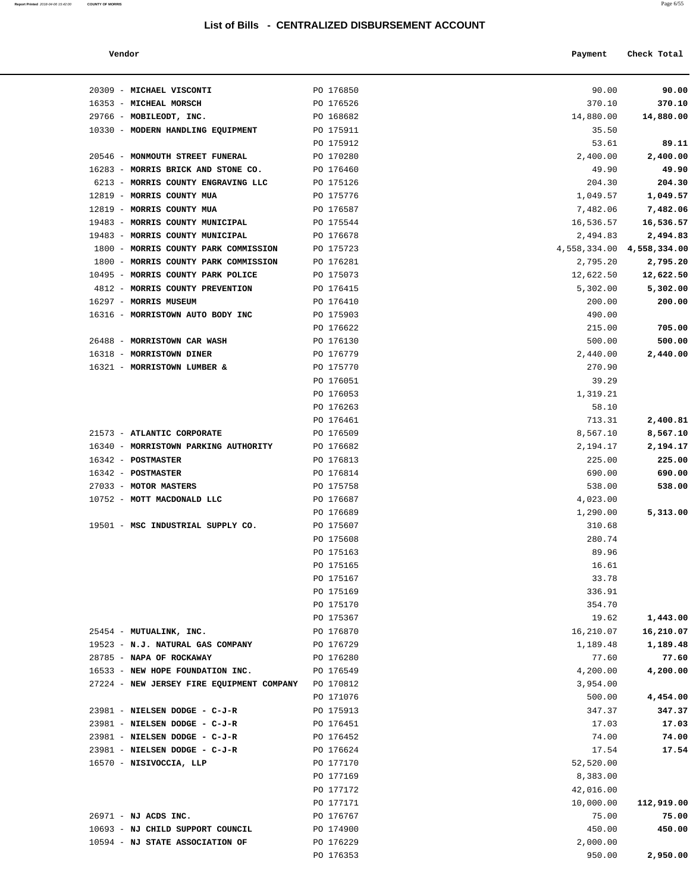## List of Bills - CENTRALIZED DISBURSEMENT ACCOUNT

| Vendor | | Payment | Check Total |
|---|---|---|---|
| 20309 - **MICHAEL VISCONTI** | PO 176850 | 90.00 | **90.00** |
| 16353 - **MICHEAL MORSCH** | PO 176526 | 370.10 | **370.10** |
| 29766 - **MOBILEODT, INC.** | PO 168682 | 14,880.00 | **14,880.00** |
| 10330 - **MODERN HANDLING EQUIPMENT** | PO 175911 | 35.50 | |
| | PO 175912 | 53.61 | **89.11** |
| 20546 - **MONMOUTH STREET FUNERAL** | PO 170280 | 2,400.00 | **2,400.00** |
| 16283 - **MORRIS BRICK AND STONE CO.** | PO 176460 | 49.90 | **49.90** |
| 6213 - **MORRIS COUNTY ENGRAVING LLC** | PO 175126 | 204.30 | **204.30** |
| 12819 - **MORRIS COUNTY MUA** | PO 175776 | 1,049.57 | **1,049.57** |
| 12819 - **MORRIS COUNTY MUA** | PO 176587 | 7,482.06 | **7,482.06** |
| 19483 - **MORRIS COUNTY MUNICIPAL** | PO 175544 | 16,536.57 | **16,536.57** |
| 19483 - **MORRIS COUNTY MUNICIPAL** | PO 176678 | 2,494.83 | **2,494.83** |
| 1800 - **MORRIS COUNTY PARK COMMISSION** | PO 175723 | 4,558,334.00 | **4,558,334.00** |
| 1800 - **MORRIS COUNTY PARK COMMISSION** | PO 176281 | 2,795.20 | **2,795.20** |
| 10495 - **MORRIS COUNTY PARK POLICE** | PO 175073 | 12,622.50 | **12,622.50** |
| 4812 - **MORRIS COUNTY PREVENTION** | PO 176415 | 5,302.00 | **5,302.00** |
| 16297 - **MORRIS MUSEUM** | PO 176410 | 200.00 | **200.00** |
| 16316 - **MORRISTOWN AUTO BODY INC** | PO 175903 | 490.00 | |
| | PO 176622 | 215.00 | **705.00** |
| 26488 - **MORRISTOWN CAR WASH** | PO 176130 | 500.00 | **500.00** |
| 16318 - **MORRISTOWN DINER** | PO 176779 | 2,440.00 | **2,440.00** |
| 16321 - **MORRISTOWN LUMBER &** | PO 175770 | 270.90 | |
| | PO 176051 | 39.29 | |
| | PO 176053 | 1,319.21 | |
| | PO 176263 | 58.10 | |
| | PO 176461 | 713.31 | **2,400.81** |
| 21573 - **ATLANTIC CORPORATE** | PO 176509 | 8,567.10 | **8,567.10** |
| 16340 - **MORRISTOWN PARKING AUTHORITY** | PO 176682 | 2,194.17 | **2,194.17** |
| 16342 - **POSTMASTER** | PO 176813 | 225.00 | **225.00** |
| 16342 - **POSTMASTER** | PO 176814 | 690.00 | **690.00** |
| 27033 - **MOTOR MASTERS** | PO 175758 | 538.00 | **538.00** |
| 10752 - **MOTT MACDONALD LLC** | PO 176687 | 4,023.00 | |
| | PO 176689 | 1,290.00 | **5,313.00** |
| 19501 - **MSC INDUSTRIAL SUPPLY CO.** | PO 175607 | 310.68 | |
| | PO 175608 | 280.74 | |
| | PO 175163 | 89.96 | |
| | PO 175165 | 16.61 | |
| | PO 175167 | 33.78 | |
| | PO 175169 | 336.91 | |
| | PO 175170 | 354.70 | |
| | PO 175367 | 19.62 | **1,443.00** |
| 25454 - **MUTUALINK, INC.** | PO 176870 | 16,210.07 | **16,210.07** |
| 19523 - **N.J. NATURAL GAS COMPANY** | PO 176729 | 1,189.48 | **1,189.48** |
| 28785 - **NAPA OF ROCKAWAY** | PO 176280 | 77.60 | **77.60** |
| 16533 - **NEW HOPE FOUNDATION INC.** | PO 176549 | 4,200.00 | **4,200.00** |
| 27224 - **NEW JERSEY FIRE EQUIPMENT COMPANY** | PO 170812 | 3,954.00 | |
| | PO 171076 | 500.00 | **4,454.00** |
| 23981 - **NIELSEN DODGE - C-J-R** | PO 175913 | 347.37 | **347.37** |
| 23981 - **NIELSEN DODGE - C-J-R** | PO 176451 | 17.03 | **17.03** |
| 23981 - **NIELSEN DODGE - C-J-R** | PO 176452 | 74.00 | **74.00** |
| 23981 - **NIELSEN DODGE - C-J-R** | PO 176624 | 17.54 | **17.54** |
| 16570 - **NISIVOCCIA, LLP** | PO 177170 | 52,520.00 | |
| | PO 177169 | 8,383.00 | |
| | PO 177172 | 42,016.00 | |
| | PO 177171 | 10,000.00 | **112,919.00** |
| 26971 - **NJ ACDS INC.** | PO 176767 | 75.00 | **75.00** |
| 10693 - **NJ CHILD SUPPORT COUNCIL** | PO 174900 | 450.00 | **450.00** |
| 10594 - **NJ STATE ASSOCIATION OF** | PO 176229 | 2,000.00 | |
| | PO 176353 | 950.00 | **2,950.00** |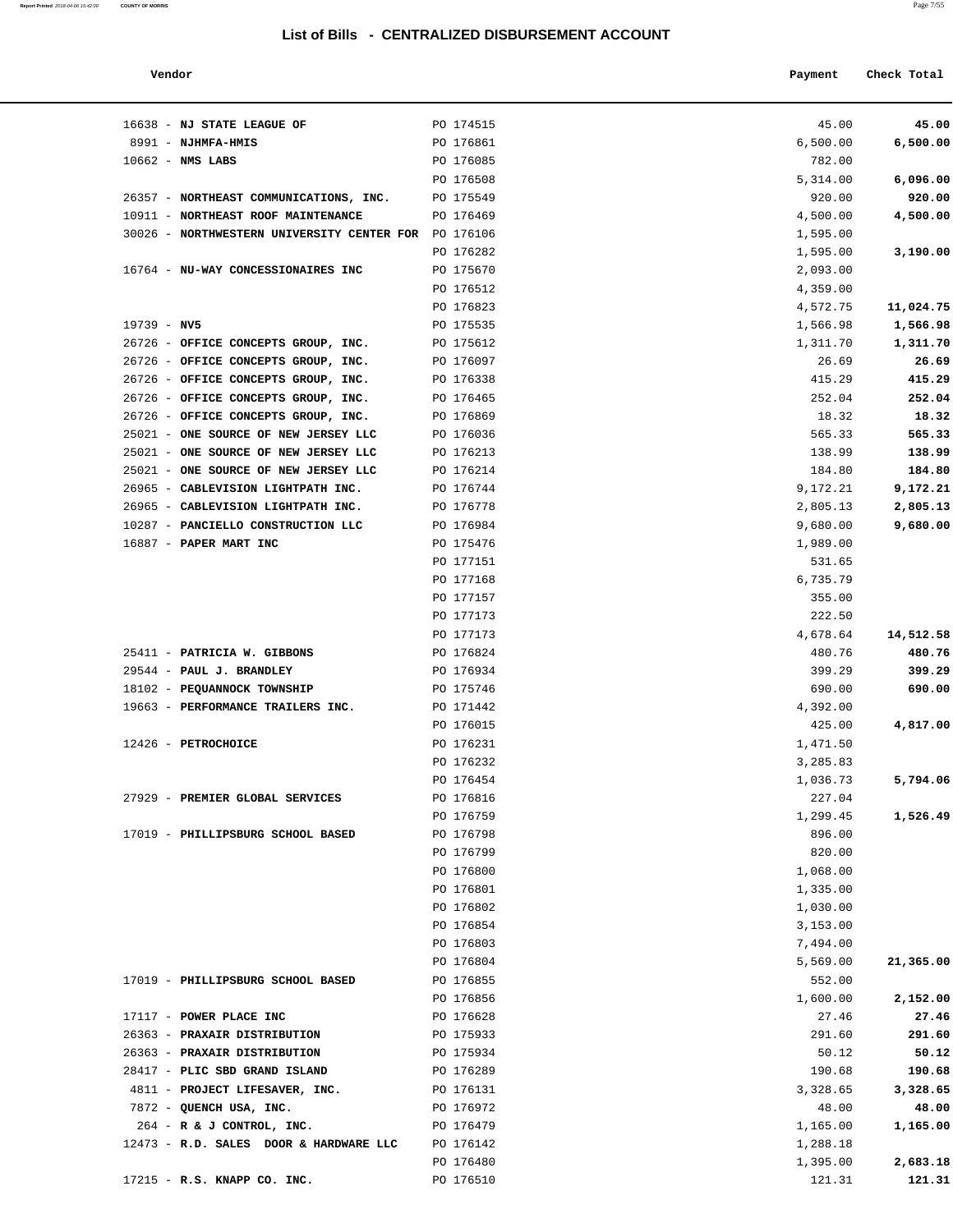## List of Bills - CENTRALIZED DISBURSEMENT ACCOUNT

| Vendor | | Payment | Check Total |
|---|---|---|---|
| 16638 - **NJ STATE LEAGUE OF** | PO 174515 | 45.00 | **45.00** |
| 8991 - **NJHMFA-HMIS** | PO 176861 | 6,500.00 | **6,500.00** |
| 10662 - **NMS LABS** | PO 176085 | 782.00 | |
| | PO 176508 | 5,314.00 | **6,096.00** |
| 26357 - **NORTHEAST COMMUNICATIONS, INC.** | PO 175549 | 920.00 | **920.00** |
| 10911 - **NORTHEAST ROOF MAINTENANCE** | PO 176469 | 4,500.00 | **4,500.00** |
| 30026 - **NORTHWESTERN UNIVERSITY CENTER FOR** | PO 176106 | 1,595.00 | |
| | PO 176282 | 1,595.00 | **3,190.00** |
| 16764 - **NU-WAY CONCESSIONAIRES INC** | PO 175670 | 2,093.00 | |
| | PO 176512 | 4,359.00 | |
| | PO 176823 | 4,572.75 | **11,024.75** |
| 19739 - **NV5** | PO 175535 | 1,566.98 | **1,566.98** |
| 26726 - **OFFICE CONCEPTS GROUP, INC.** | PO 175612 | 1,311.70 | **1,311.70** |
| 26726 - **OFFICE CONCEPTS GROUP, INC.** | PO 176097 | 26.69 | **26.69** |
| 26726 - **OFFICE CONCEPTS GROUP, INC.** | PO 176338 | 415.29 | **415.29** |
| 26726 - **OFFICE CONCEPTS GROUP, INC.** | PO 176465 | 252.04 | **252.04** |
| 26726 - **OFFICE CONCEPTS GROUP, INC.** | PO 176869 | 18.32 | **18.32** |
| 25021 - **ONE SOURCE OF NEW JERSEY LLC** | PO 176036 | 565.33 | **565.33** |
| 25021 - **ONE SOURCE OF NEW JERSEY LLC** | PO 176213 | 138.99 | **138.99** |
| 25021 - **ONE SOURCE OF NEW JERSEY LLC** | PO 176214 | 184.80 | **184.80** |
| 26965 - **CABLEVISION LIGHTPATH INC.** | PO 176744 | 9,172.21 | **9,172.21** |
| 26965 - **CABLEVISION LIGHTPATH INC.** | PO 176778 | 2,805.13 | **2,805.13** |
| 10287 - **PANCIELLO CONSTRUCTION LLC** | PO 176984 | 9,680.00 | **9,680.00** |
| 16887 - **PAPER MART INC** | PO 175476 | 1,989.00 | |
| | PO 177151 | 531.65 | |
| | PO 177168 | 6,735.79 | |
| | PO 177157 | 355.00 | |
| | PO 177173 | 222.50 | |
| | PO 177173 | 4,678.64 | **14,512.58** |
| 25411 - **PATRICIA W. GIBBONS** | PO 176824 | 480.76 | **480.76** |
| 29544 - **PAUL J. BRANDLEY** | PO 176934 | 399.29 | **399.29** |
| 18102 - **PEQUANNOCK TOWNSHIP** | PO 175746 | 690.00 | **690.00** |
| 19663 - **PERFORMANCE TRAILERS INC.** | PO 171442 | 4,392.00 | |
| | PO 176015 | 425.00 | **4,817.00** |
| 12426 - **PETROCHOICE** | PO 176231 | 1,471.50 | |
| | PO 176232 | 3,285.83 | |
| | PO 176454 | 1,036.73 | **5,794.06** |
| 27929 - **PREMIER GLOBAL SERVICES** | PO 176816 | 227.04 | |
| | PO 176759 | 1,299.45 | **1,526.49** |
| 17019 - **PHILLIPSBURG SCHOOL BASED** | PO 176798 | 896.00 | |
| | PO 176799 | 820.00 | |
| | PO 176800 | 1,068.00 | |
| | PO 176801 | 1,335.00 | |
| | PO 176802 | 1,030.00 | |
| | PO 176854 | 3,153.00 | |
| | PO 176803 | 7,494.00 | |
| | PO 176804 | 5,569.00 | **21,365.00** |
| 17019 - **PHILLIPSBURG SCHOOL BASED** | PO 176855 | 552.00 | |
| | PO 176856 | 1,600.00 | **2,152.00** |
| 17117 - **POWER PLACE INC** | PO 176628 | 27.46 | **27.46** |
| 26363 - **PRAXAIR DISTRIBUTION** | PO 175933 | 291.60 | **291.60** |
| 26363 - **PRAXAIR DISTRIBUTION** | PO 175934 | 50.12 | **50.12** |
| 28417 - **PLIC SBD GRAND ISLAND** | PO 176289 | 190.68 | **190.68** |
| 4811 - **PROJECT LIFESAVER, INC.** | PO 176131 | 3,328.65 | **3,328.65** |
| 7872 - **QUENCH USA, INC.** | PO 176972 | 48.00 | **48.00** |
| 264 - **R & J CONTROL, INC.** | PO 176479 | 1,165.00 | **1,165.00** |
| 12473 - **R.D. SALES DOOR & HARDWARE LLC** | PO 176142 | 1,288.18 | |
| | PO 176480 | 1,395.00 | **2,683.18** |
| 17215 - **R.S. KNAPP CO. INC.** | PO 176510 | 121.31 | **121.31** |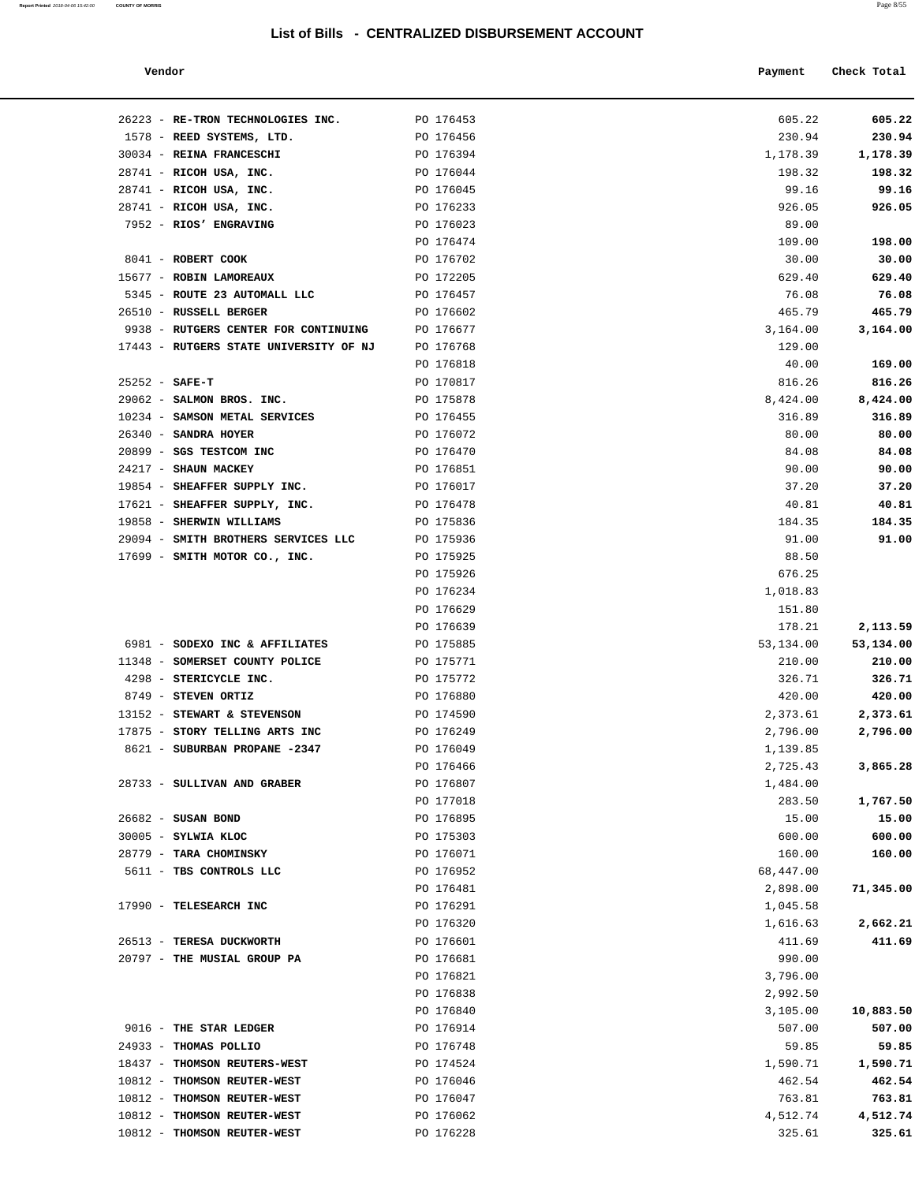## List of Bills - CENTRALIZED DISBURSEMENT ACCOUNT

| Vendor | | Payment | Check Total |
|---|---|---|---|
| 26223 - **RE-TRON TECHNOLOGIES INC.** | PO 176453 | 605.22 | **605.22** |
| 1578 - **REED SYSTEMS, LTD.** | PO 176456 | 230.94 | **230.94** |
| 30034 - **REINA FRANCESCHI** | PO 176394 | 1,178.39 | **1,178.39** |
| 28741 - **RICOH USA, INC.** | PO 176044 | 198.32 | **198.32** |
| 28741 - **RICOH USA, INC.** | PO 176045 | 99.16 | **99.16** |
| 28741 - **RICOH USA, INC.** | PO 176233 | 926.05 | **926.05** |
| 7952 - **RIOS' ENGRAVING** | PO 176023 | 89.00 | |
| | PO 176474 | 109.00 | **198.00** |
| 8041 - **ROBERT COOK** | PO 176702 | 30.00 | **30.00** |
| 15677 - **ROBIN LAMOREAUX** | PO 172205 | 629.40 | **629.40** |
| 5345 - **ROUTE 23 AUTOMALL LLC** | PO 176457 | 76.08 | **76.08** |
| 26510 - **RUSSELL BERGER** | PO 176602 | 465.79 | **465.79** |
| 9938 - **RUTGERS CENTER FOR CONTINUING** | PO 176677 | 3,164.00 | **3,164.00** |
| 17443 - **RUTGERS STATE UNIVERSITY OF NJ** | PO 176768 | 129.00 | |
| | PO 176818 | 40.00 | **169.00** |
| 25252 - **SAFE-T** | PO 170817 | 816.26 | **816.26** |
| 29062 - **SALMON BROS. INC.** | PO 175878 | 8,424.00 | **8,424.00** |
| 10234 - **SAMSON METAL SERVICES** | PO 176455 | 316.89 | **316.89** |
| 26340 - **SANDRA HOYER** | PO 176072 | 80.00 | **80.00** |
| 20899 - **SGS TESTCOM INC** | PO 176470 | 84.08 | **84.08** |
| 24217 - **SHAUN MACKEY** | PO 176851 | 90.00 | **90.00** |
| 19854 - **SHEAFFER SUPPLY INC.** | PO 176017 | 37.20 | **37.20** |
| 17621 - **SHEAFFER SUPPLY, INC.** | PO 176478 | 40.81 | **40.81** |
| 19858 - **SHERWIN WILLIAMS** | PO 175836 | 184.35 | **184.35** |
| 29094 - **SMITH BROTHERS SERVICES LLC** | PO 175936 | 91.00 | **91.00** |
| 17699 - **SMITH MOTOR CO., INC.** | PO 175925 | 88.50 | |
| | PO 175926 | 676.25 | |
| | PO 176234 | 1,018.83 | |
| | PO 176629 | 151.80 | |
| | PO 176639 | 178.21 | **2,113.59** |
| 6981 - **SODEXO INC & AFFILIATES** | PO 175885 | 53,134.00 | **53,134.00** |
| 11348 - **SOMERSET COUNTY POLICE** | PO 175771 | 210.00 | **210.00** |
| 4298 - **STERICYCLE INC.** | PO 175772 | 326.71 | **326.71** |
| 8749 - **STEVEN ORTIZ** | PO 176880 | 420.00 | **420.00** |
| 13152 - **STEWART & STEVENSON** | PO 174590 | 2,373.61 | **2,373.61** |
| 17875 - **STORY TELLING ARTS INC** | PO 176249 | 2,796.00 | **2,796.00** |
| 8621 - **SUBURBAN PROPANE -2347** | PO 176049 | 1,139.85 | |
| | PO 176466 | 2,725.43 | **3,865.28** |
| 28733 - **SULLIVAN AND GRABER** | PO 176807 | 1,484.00 | |
| | PO 177018 | 283.50 | **1,767.50** |
| 26682 - **SUSAN BOND** | PO 176895 | 15.00 | **15.00** |
| 30005 - **SYLWIA KLOC** | PO 175303 | 600.00 | **600.00** |
| 28779 - **TARA CHOMINSKY** | PO 176071 | 160.00 | **160.00** |
| 5611 - **TBS CONTROLS LLC** | PO 176952 | 68,447.00 | |
| | PO 176481 | 2,898.00 | **71,345.00** |
| 17990 - **TELESEARCH INC** | PO 176291 | 1,045.58 | |
| | PO 176320 | 1,616.63 | **2,662.21** |
| 26513 - **TERESA DUCKWORTH** | PO 176601 | 411.69 | **411.69** |
| 20797 - **THE MUSIAL GROUP PA** | PO 176681 | 990.00 | |
| | PO 176821 | 3,796.00 | |
| | PO 176838 | 2,992.50 | |
| | PO 176840 | 3,105.00 | **10,883.50** |
| 9016 - **THE STAR LEDGER** | PO 176914 | 507.00 | **507.00** |
| 24933 - **THOMAS POLLIO** | PO 176748 | 59.85 | **59.85** |
| 18437 - **THOMSON REUTERS-WEST** | PO 174524 | 1,590.71 | **1,590.71** |
| 10812 - **THOMSON REUTER-WEST** | PO 176046 | 462.54 | **462.54** |
| 10812 - **THOMSON REUTER-WEST** | PO 176047 | 763.81 | **763.81** |
| 10812 - **THOMSON REUTER-WEST** | PO 176062 | 4,512.74 | **4,512.74** |
| 10812 - **THOMSON REUTER-WEST** | PO 176228 | 325.61 | **325.61** |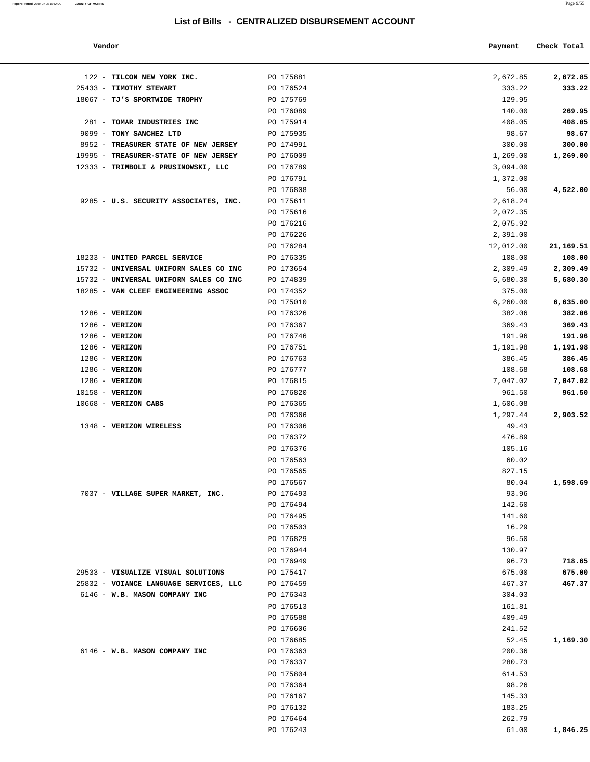## List of Bills - CENTRALIZED DISBURSEMENT ACCOUNT

| Vendor | | Payment | Check Total |
|---|---|---|---|
| 122 - **TILCON NEW YORK INC.** | PO 175881 | 2,672.85 | **2,672.85** |
| 25433 - **TIMOTHY STEWART** | PO 176524 | 333.22 | **333.22** |
| 18067 - **TJ'S SPORTWIDE TROPHY** | PO 175769 | 129.95 | |
| | PO 176089 | 140.00 | **269.95** |
| 281 - **TOMAR INDUSTRIES INC** | PO 175914 | 408.05 | **408.05** |
| 9099 - **TONY SANCHEZ LTD** | PO 175935 | 98.67 | **98.67** |
| 8952 - **TREASURER STATE OF NEW JERSEY** | PO 174991 | 300.00 | **300.00** |
| 19995 - **TREASURER-STATE OF NEW JERSEY** | PO 176009 | 1,269.00 | **1,269.00** |
| 12333 - **TRIMBOLI & PRUSINOWSKI, LLC** | PO 176789 | 3,094.00 | |
| | PO 176791 | 1,372.00 | |
| | PO 176808 | 56.00 | **4,522.00** |
| 9285 - **U.S. SECURITY ASSOCIATES, INC.** | PO 175611 | 2,618.24 | |
| | PO 175616 | 2,072.35 | |
| | PO 176216 | 2,075.92 | |
| | PO 176226 | 2,391.00 | |
| | PO 176284 | 12,012.00 | **21,169.51** |
| 18233 - **UNITED PARCEL SERVICE** | PO 176335 | 108.00 | **108.00** |
| 15732 - **UNIVERSAL UNIFORM SALES CO INC** | PO 173654 | 2,309.49 | **2,309.49** |
| 15732 - **UNIVERSAL UNIFORM SALES CO INC** | PO 174839 | 5,680.30 | **5,680.30** |
| 18285 - **VAN CLEEF ENGINEERING ASSOC** | PO 174352 | 375.00 | |
| | PO 175010 | 6,260.00 | **6,635.00** |
| 1286 - **VERIZON** | PO 176326 | 382.06 | **382.06** |
| 1286 - **VERIZON** | PO 176367 | 369.43 | **369.43** |
| 1286 - **VERIZON** | PO 176746 | 191.96 | **191.96** |
| 1286 - **VERIZON** | PO 176751 | 1,191.98 | **1,191.98** |
| 1286 - **VERIZON** | PO 176763 | 386.45 | **386.45** |
| 1286 - **VERIZON** | PO 176777 | 108.68 | **108.68** |
| 1286 - **VERIZON** | PO 176815 | 7,047.02 | **7,047.02** |
| 10158 - **VERIZON** | PO 176820 | 961.50 | **961.50** |
| 10668 - **VERIZON CABS** | PO 176365 | 1,606.08 | |
| | PO 176366 | 1,297.44 | **2,903.52** |
| 1348 - **VERIZON WIRELESS** | PO 176306 | 49.43 | |
| | PO 176372 | 476.89 | |
| | PO 176376 | 105.16 | |
| | PO 176563 | 60.02 | |
| | PO 176565 | 827.15 | |
| | PO 176567 | 80.04 | **1,598.69** |
| 7037 - **VILLAGE SUPER MARKET, INC.** | PO 176493 | 93.96 | |
| | PO 176494 | 142.60 | |
| | PO 176495 | 141.60 | |
| | PO 176503 | 16.29 | |
| | PO 176829 | 96.50 | |
| | PO 176944 | 130.97 | |
| | PO 176949 | 96.73 | **718.65** |
| 29533 - **VISUALIZE VISUAL SOLUTIONS** | PO 175417 | 675.00 | **675.00** |
| 25832 - **VOIANCE LANGUAGE SERVICES, LLC** | PO 176459 | 467.37 | **467.37** |
| 6146 - **W.B. MASON COMPANY INC** | PO 176343 | 304.03 | |
| | PO 176513 | 161.81 | |
| | PO 176588 | 409.49 | |
| | PO 176606 | 241.52 | |
| | PO 176685 | 52.45 | **1,169.30** |
| 6146 - **W.B. MASON COMPANY INC** | PO 176363 | 200.36 | |
| | PO 176337 | 280.73 | |
| | PO 175804 | 614.53 | |
| | PO 176364 | 98.26 | |
| | PO 176167 | 145.33 | |
| | PO 176132 | 183.25 | |
| | PO 176464 | 262.79 | |
| | PO 176243 | 61.00 | **1,846.25** |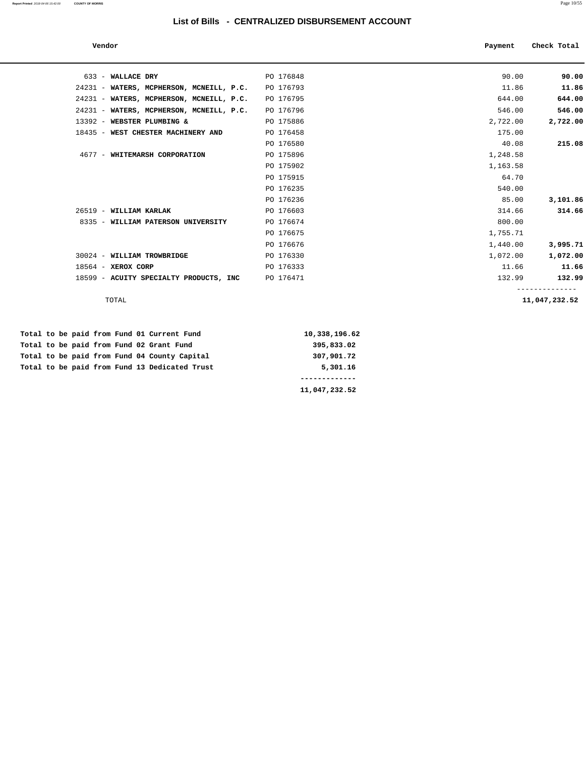# List of Bills - CENTRALIZED DISBURSEMENT ACCOUNT

| Vendor | | Payment | Check Total |
|---|---|---|---|
| 633 - **WALLACE DRY** | PO 176848 | 90.00 | **90.00** |
| 24231 - **WATERS, MCPHERSON, MCNEILL, P.C.** | PO 176793 | 11.86 | **11.86** |
| 24231 - **WATERS, MCPHERSON, MCNEILL, P.C.** | PO 176795 | 644.00 | **644.00** |
| 24231 - **WATERS, MCPHERSON, MCNEILL, P.C.** | PO 176796 | 546.00 | **546.00** |
| 13392 - **WEBSTER PLUMBING &** | PO 175886 | 2,722.00 | **2,722.00** |
| 18435 - **WEST CHESTER MACHINERY AND** | PO 176458 | 175.00 | |
| | PO 176580 | 40.08 | **215.08** |
| 4677 - **WHITEMARSH CORPORATION** | PO 175896 | 1,248.58 | |
| | PO 175902 | 1,163.58 | |
| | PO 175915 | 64.70 | |
| | PO 176235 | 540.00 | |
| | PO 176236 | 85.00 | **3,101.86** |
| 26519 - **WILLIAM KARLAK** | PO 176603 | 314.66 | **314.66** |
| 8335 - **WILLIAM PATERSON UNIVERSITY** | PO 176674 | 800.00 | |
| | PO 176675 | 1,755.71 | |
| | PO 176676 | 1,440.00 | **3,995.71** |
| 30024 - **WILLIAM TROWBRIDGE** | PO 176330 | 1,072.00 | **1,072.00** |
| 18564 - **XEROX CORP** | PO 176333 | 11.66 | **11.66** |
| 18599 - **ACUITY SPECIALTY PRODUCTS, INC** | PO 176471 | 132.99 | **132.99** |
| TOTAL | | | **11,047,232.52** |

| | |
|---|---|
| **Total to be paid from Fund 01 Current Fund** | **10,338,196.62** |
| **Total to be paid from Fund 02 Grant Fund** | **395,833.02** |
| **Total to be paid from Fund 04 County Capital** | **307,901.72** |
| **Total to be paid from Fund 13 Dedicated Trust** | **5,301.16** |
| | **11,047,232.52** |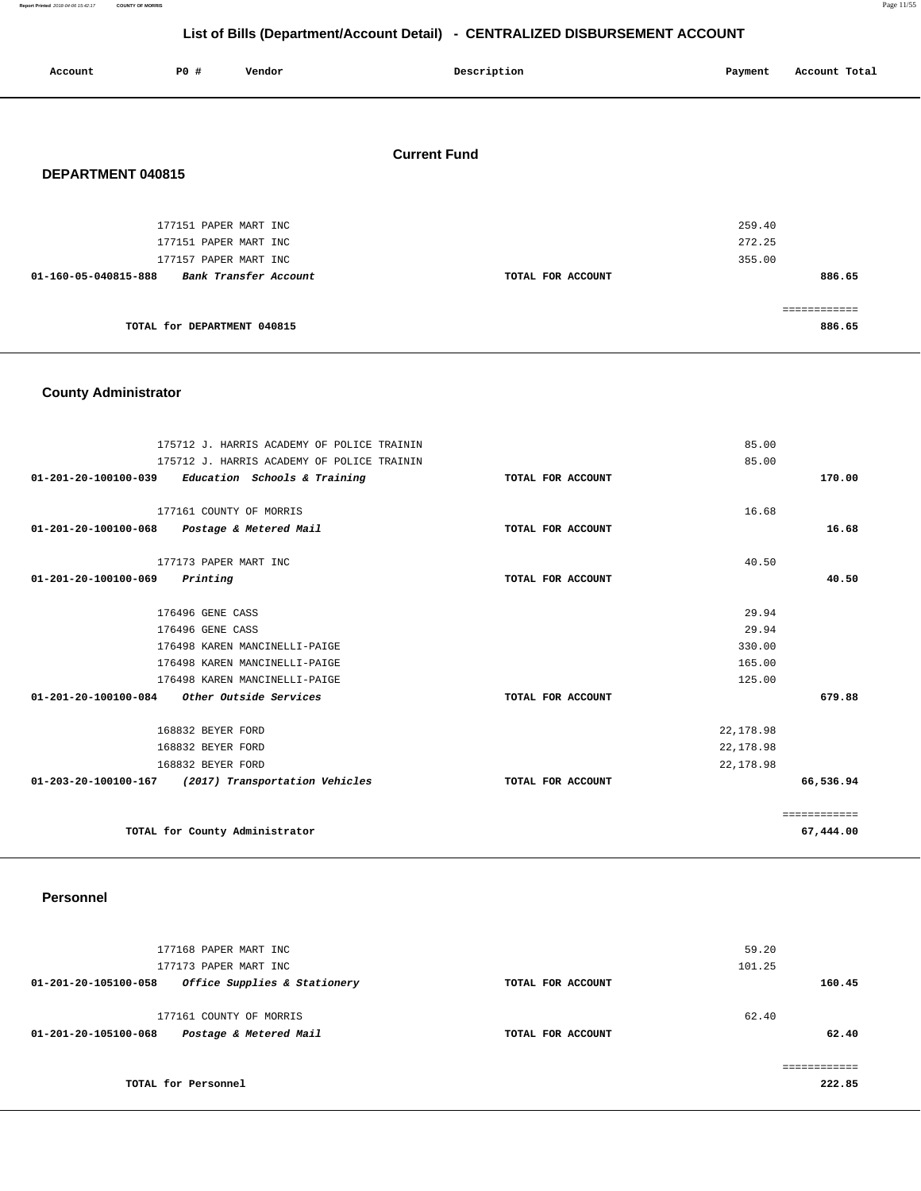# List of Bills (Department/Account Detail) - CENTRALIZED DISBURSEMENT ACCOUNT

| Account | PO # | Vendor | Description | Payment | Account Total |
|---|---|---|---|---|---|

## Current Fund

### DEPARTMENT 040815

| Account | PO # | Vendor | Description | Payment | Account Total |
|---|---|---|---|---|---|
| | 177151 | PAPER MART INC | | 259.40 | |
| | 177151 | PAPER MART INC | | 272.25 | |
| | 177157 | PAPER MART INC | | 355.00 | |
| 01-160-05-040815-888 | | *Bank Transfer Account* | TOTAL FOR ACCOUNT | | 886.65 |
| | | | | | ============ |
| | | TOTAL for DEPARTMENT 040815 | | | 886.65 |

### County Administrator

| Account | PO # | Vendor | Description | Payment | Account Total |
|---|---|---|---|---|---|
| | 175712 | J. HARRIS ACADEMY OF POLICE TRAININ | | 85.00 | |
| | 175712 | J. HARRIS ACADEMY OF POLICE TRAININ | | 85.00 | |
| 01-201-20-100100-039 | | *Education Schools & Training* | TOTAL FOR ACCOUNT | | 170.00 |
| | 177161 | COUNTY OF MORRIS | | 16.68 | |
| 01-201-20-100100-068 | | *Postage & Metered Mail* | TOTAL FOR ACCOUNT | | 16.68 |
| | 177173 | PAPER MART INC | | 40.50 | |
| 01-201-20-100100-069 | | *Printing* | TOTAL FOR ACCOUNT | | 40.50 |
| | 176496 | GENE CASS | | 29.94 | |
| | 176496 | GENE CASS | | 29.94 | |
| | 176498 | KAREN MANCINELLI-PAIGE | | 330.00 | |
| | 176498 | KAREN MANCINELLI-PAIGE | | 165.00 | |
| | 176498 | KAREN MANCINELLI-PAIGE | | 125.00 | |
| 01-201-20-100100-084 | | *Other Outside Services* | TOTAL FOR ACCOUNT | | 679.88 |
| | 168832 | BEYER FORD | | 22,178.98 | |
| | 168832 | BEYER FORD | | 22,178.98 | |
| | 168832 | BEYER FORD | | 22,178.98 | |
| 01-203-20-100100-167 | | *(2017) Transportation Vehicles* | TOTAL FOR ACCOUNT | | 66,536.94 |
| | | | | | ============ |
| | | TOTAL for County Administrator | | | 67,444.00 |

### Personnel

| Account | PO # | Vendor | Description | Payment | Account Total |
|---|---|---|---|---|---|
| | 177168 | PAPER MART INC | | 59.20 | |
| | 177173 | PAPER MART INC | | 101.25 | |
| 01-201-20-105100-058 | | *Office Supplies & Stationery* | TOTAL FOR ACCOUNT | | 160.45 |
| | 177161 | COUNTY OF MORRIS | | 62.40 | |
| 01-201-20-105100-068 | | *Postage & Metered Mail* | TOTAL FOR ACCOUNT | | 62.40 |
| | | | | | ============ |
| | | TOTAL for Personnel | | | 222.85 |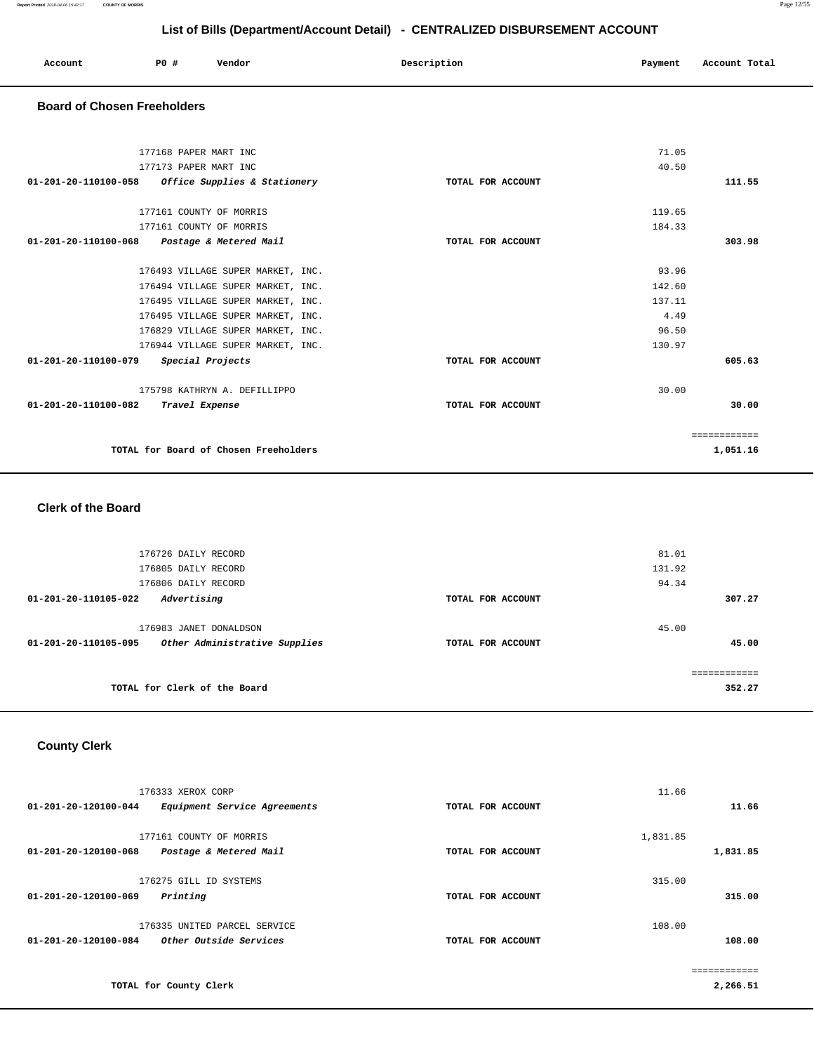# List of Bills (Department/Account Detail) - CENTRALIZED DISBURSEMENT ACCOUNT

| Account | PO # | Vendor | Description | Payment | Account Total |
|---|---|---|---|---|---|

## Board of Chosen Freeholders

| Account | PO # | Vendor | Description | Payment | Account Total |
|---|---|---|---|---|---|
| | 177168 | PAPER MART INC | | 71.05 | |
| | 177173 | PAPER MART INC | | 40.50 | |
| **01-201-20-110100-058** | | ***Office Supplies & Stationery*** | **TOTAL FOR ACCOUNT** | | **111.55** |
| | 177161 | COUNTY OF MORRIS | | 119.65 | |
| | 177161 | COUNTY OF MORRIS | | 184.33 | |
| **01-201-20-110100-068** | | ***Postage & Metered Mail*** | **TOTAL FOR ACCOUNT** | | **303.98** |
| | 176493 | VILLAGE SUPER MARKET, INC. | | 93.96 | |
| | 176494 | VILLAGE SUPER MARKET, INC. | | 142.60 | |
| | 176495 | VILLAGE SUPER MARKET, INC. | | 137.11 | |
| | 176495 | VILLAGE SUPER MARKET, INC. | | 4.49 | |
| | 176829 | VILLAGE SUPER MARKET, INC. | | 96.50 | |
| | 176944 | VILLAGE SUPER MARKET, INC. | | 130.97 | |
| **01-201-20-110100-079** | | ***Special Projects*** | **TOTAL FOR ACCOUNT** | | **605.63** |
| | 175798 | KATHRYN A. DEFILLIPPO | | 30.00 | |
| **01-201-20-110100-082** | | ***Travel Expense*** | **TOTAL FOR ACCOUNT** | | **30.00** |
| | | | | | ============ |
| | | **TOTAL for Board of Chosen Freeholders** | | | **1,051.16** |

## Clerk of the Board

| Account | PO # | Vendor | Description | Payment | Account Total |
|---|---|---|---|---|---|
| | 176726 | DAILY RECORD | | 81.01 | |
| | 176805 | DAILY RECORD | | 131.92 | |
| | 176806 | DAILY RECORD | | 94.34 | |
| **01-201-20-110105-022** | | ***Advertising*** | **TOTAL FOR ACCOUNT** | | **307.27** |
| | 176983 | JANET DONALDSON | | 45.00 | |
| **01-201-20-110105-095** | | ***Other Administrative Supplies*** | **TOTAL FOR ACCOUNT** | | **45.00** |
| | | | | | ============ |
| | | **TOTAL for Clerk of the Board** | | | **352.27** |

## County Clerk

| Account | PO # | Vendor | Description | Payment | Account Total |
|---|---|---|---|---|---|
| | 176333 | XEROX CORP | | 11.66 | |
| **01-201-20-120100-044** | | ***Equipment Service Agreements*** | **TOTAL FOR ACCOUNT** | | **11.66** |
| | 177161 | COUNTY OF MORRIS | | 1,831.85 | |
| **01-201-20-120100-068** | | ***Postage & Metered Mail*** | **TOTAL FOR ACCOUNT** | | **1,831.85** |
| | 176275 | GILL ID SYSTEMS | | 315.00 | |
| **01-201-20-120100-069** | | ***Printing*** | **TOTAL FOR ACCOUNT** | | **315.00** |
| | 176335 | UNITED PARCEL SERVICE | | 108.00 | |
| **01-201-20-120100-084** | | ***Other Outside Services*** | **TOTAL FOR ACCOUNT** | | **108.00** |
| | | | | | ============ |
| | | **TOTAL for County Clerk** | | | **2,266.51** |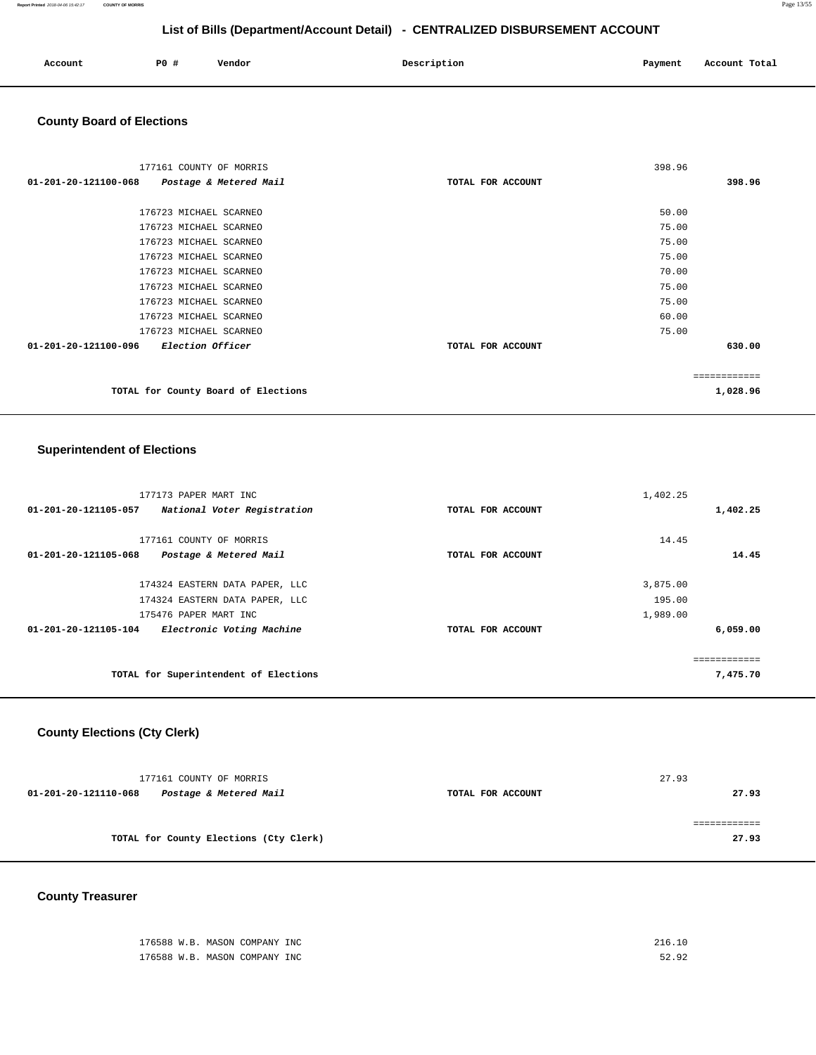## List of Bills (Department/Account Detail) - CENTRALIZED DISBURSEMENT ACCOUNT

| Account | PO # | Vendor | Description | Payment | Account Total |
|---|---|---|---|---|---|

### County Board of Elections

| Account | PO # | Vendor | Description | Payment | Account Total |
|---|---|---|---|---|---|
| | 177161 | COUNTY OF MORRIS | | 398.96 | |
| 01-201-20-121100-068 | | *Postage & Metered Mail* | TOTAL FOR ACCOUNT | | 398.96 |
| | 176723 | MICHAEL SCARNEO | | 50.00 | |
| | 176723 | MICHAEL SCARNEO | | 75.00 | |
| | 176723 | MICHAEL SCARNEO | | 75.00 | |
| | 176723 | MICHAEL SCARNEO | | 75.00 | |
| | 176723 | MICHAEL SCARNEO | | 70.00 | |
| | 176723 | MICHAEL SCARNEO | | 75.00 | |
| | 176723 | MICHAEL SCARNEO | | 75.00 | |
| | 176723 | MICHAEL SCARNEO | | 60.00 | |
| | 176723 | MICHAEL SCARNEO | | 75.00 | |
| 01-201-20-121100-096 | | *Election Officer* | TOTAL FOR ACCOUNT | | 630.00 |
| | | | | | ============ |
| | | TOTAL for County Board of Elections | | | 1,028.96 |

### Superintendent of Elections

| Account | PO # | Vendor | Description | Payment | Account Total |
|---|---|---|---|---|---|
| | 177173 | PAPER MART INC | | 1,402.25 | |
| 01-201-20-121105-057 | | *National Voter Registration* | TOTAL FOR ACCOUNT | | 1,402.25 |
| | 177161 | COUNTY OF MORRIS | | 14.45 | |
| 01-201-20-121105-068 | | *Postage & Metered Mail* | TOTAL FOR ACCOUNT | | 14.45 |
| | 174324 | EASTERN DATA PAPER, LLC | | 3,875.00 | |
| | 174324 | EASTERN DATA PAPER, LLC | | 195.00 | |
| | 175476 | PAPER MART INC | | 1,989.00 | |
| 01-201-20-121105-104 | | *Electronic Voting Machine* | TOTAL FOR ACCOUNT | | 6,059.00 |
| | | | | | ============ |
| | | TOTAL for Superintendent of Elections | | | 7,475.70 |

### County Elections (Cty Clerk)

| Account | PO # | Vendor | Description | Payment | Account Total |
|---|---|---|---|---|---|
| | 177161 | COUNTY OF MORRIS | | 27.93 | |
| 01-201-20-121110-068 | | *Postage & Metered Mail* | TOTAL FOR ACCOUNT | | 27.93 |
| | | | | | ============ |
| | | TOTAL for County Elections (Cty Clerk) | | | 27.93 |

### County Treasurer

| Account | PO # | Vendor | Description | Payment | Account Total |
|---|---|---|---|---|---|
| | 176588 | W.B. MASON COMPANY INC | | 216.10 | |
| | 176588 | W.B. MASON COMPANY INC | | 52.92 | |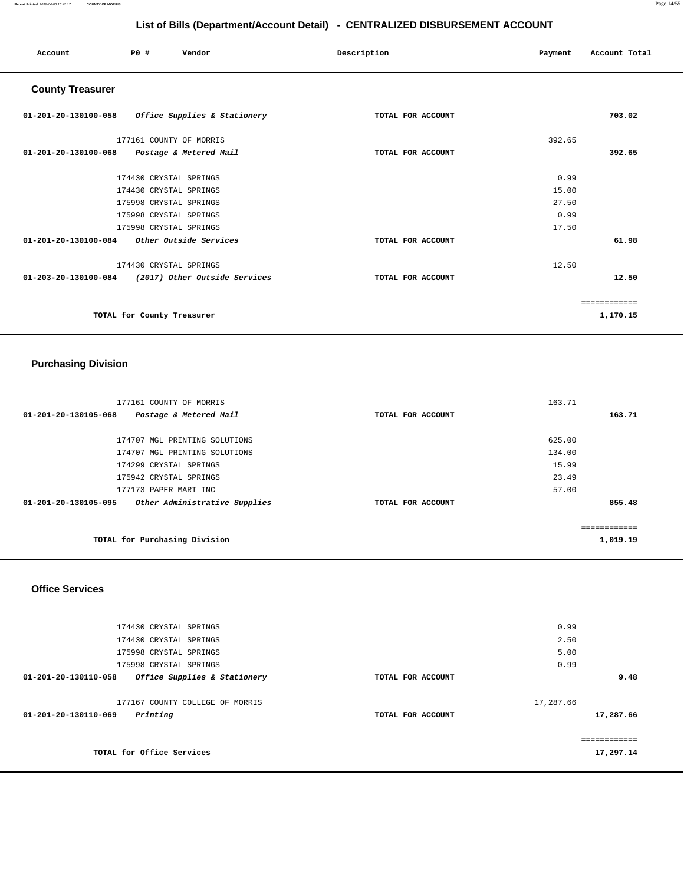## List of Bills (Department/Account Detail) - CENTRALIZED DISBURSEMENT ACCOUNT

| Account | PO # | Vendor | Description | Payment | Account Total |
|---|---|---|---|---|---|

### County Treasurer

| Account | PO # | Vendor | Description | Payment | Account Total |
|---|---|---|---|---|---|
| 01-201-20-130100-058 | | *Office Supplies & Stationery* | TOTAL FOR ACCOUNT | | 703.02 |
| | 177161 | COUNTY OF MORRIS | | 392.65 | |
| 01-201-20-130100-068 | | *Postage & Metered Mail* | TOTAL FOR ACCOUNT | | 392.65 |
| | 174430 | CRYSTAL SPRINGS | | 0.99 | |
| | 174430 | CRYSTAL SPRINGS | | 15.00 | |
| | 175998 | CRYSTAL SPRINGS | | 27.50 | |
| | 175998 | CRYSTAL SPRINGS | | 0.99 | |
| | 175998 | CRYSTAL SPRINGS | | 17.50 | |
| 01-201-20-130100-084 | | *Other Outside Services* | TOTAL FOR ACCOUNT | | 61.98 |
| | 174430 | CRYSTAL SPRINGS | | 12.50 | |
| 01-203-20-130100-084 | | *(2017) Other Outside Services* | TOTAL FOR ACCOUNT | | 12.50 |
| | | TOTAL for County Treasurer | | | 1,170.15 |

### Purchasing Division

| Account | PO # | Vendor | Description | Payment | Account Total |
|---|---|---|---|---|---|
| | 177161 | COUNTY OF MORRIS | | 163.71 | |
| 01-201-20-130105-068 | | *Postage & Metered Mail* | TOTAL FOR ACCOUNT | | 163.71 |
| | 174707 | MGL PRINTING SOLUTIONS | | 625.00 | |
| | 174707 | MGL PRINTING SOLUTIONS | | 134.00 | |
| | 174299 | CRYSTAL SPRINGS | | 15.99 | |
| | 175942 | CRYSTAL SPRINGS | | 23.49 | |
| | 177173 | PAPER MART INC | | 57.00 | |
| 01-201-20-130105-095 | | *Other Administrative Supplies* | TOTAL FOR ACCOUNT | | 855.48 |
| | | TOTAL for Purchasing Division | | | 1,019.19 |

### Office Services

| Account | PO # | Vendor | Description | Payment | Account Total |
|---|---|---|---|---|---|
| | 174430 | CRYSTAL SPRINGS | | 0.99 | |
| | 174430 | CRYSTAL SPRINGS | | 2.50 | |
| | 175998 | CRYSTAL SPRINGS | | 5.00 | |
| | 175998 | CRYSTAL SPRINGS | | 0.99 | |
| 01-201-20-130110-058 | | *Office Supplies & Stationery* | TOTAL FOR ACCOUNT | | 9.48 |
| | 177167 | COUNTY COLLEGE OF MORRIS | | 17,287.66 | |
| 01-201-20-130110-069 | | *Printing* | TOTAL FOR ACCOUNT | | 17,287.66 |
| | | TOTAL for Office Services | | | 17,297.14 |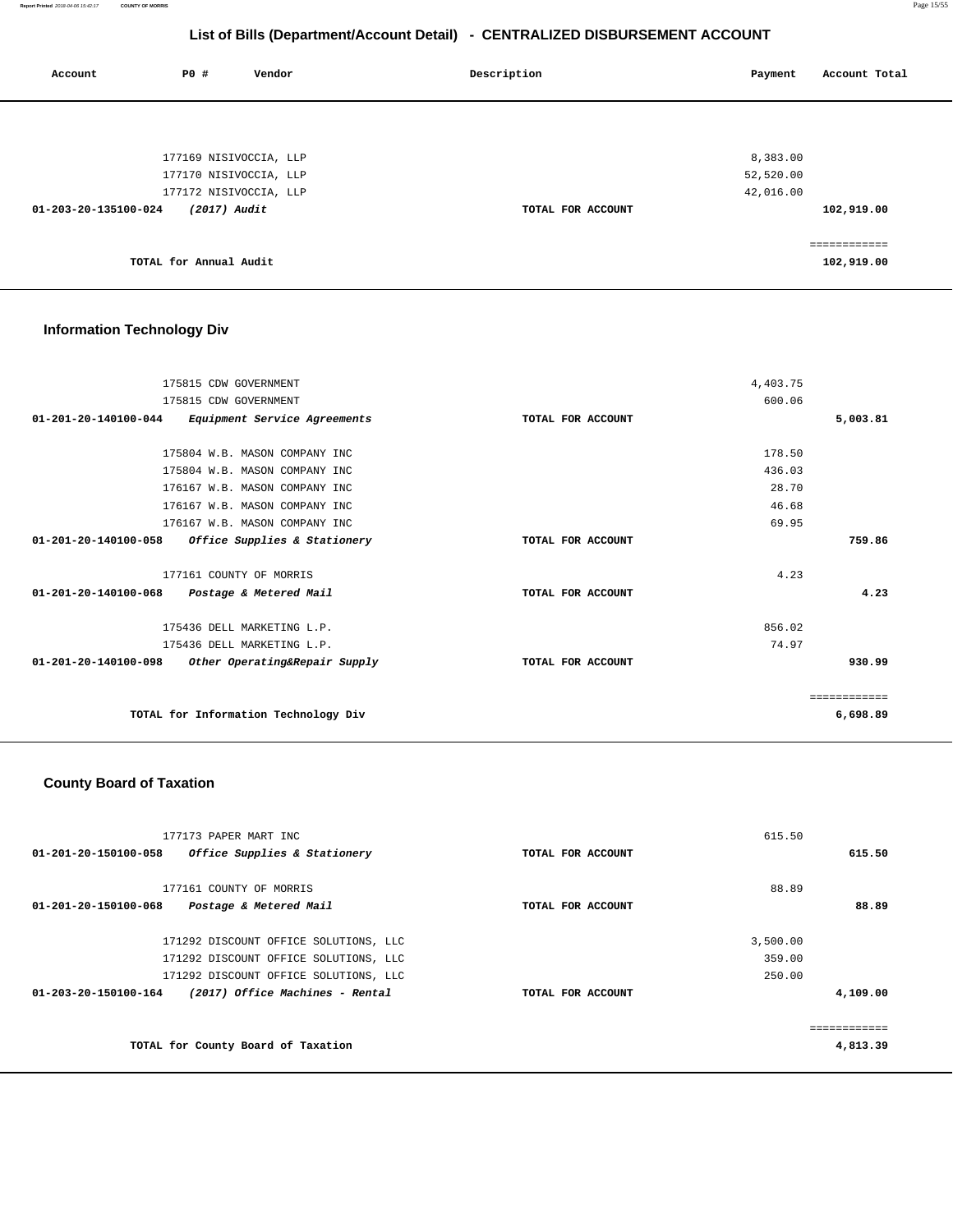# List of Bills (Department/Account Detail) - CENTRALIZED DISBURSEMENT ACCOUNT

| Account | PO # | Vendor | Description | Payment | Account Total |
|---|---|---|---|---|---|
| | 177169 | NISIVOCCIA, LLP | | 8,383.00 | |
| | 177170 | NISIVOCCIA, LLP | | 52,520.00 | |
| | 177172 | NISIVOCCIA, LLP | | 42,016.00 | |
| **01-203-20-135100-024** | | ***(2017) Audit*** | **TOTAL FOR ACCOUNT** | | **102,919.00** |
| | | **TOTAL for Annual Audit** | | | **102,919.00** |

## Information Technology Div

| Account | PO # | Vendor | Description | Payment | Account Total |
|---|---|---|---|---|---|
| | 175815 | CDW GOVERNMENT | | 4,403.75 | |
| | 175815 | CDW GOVERNMENT | | 600.06 | |
| **01-201-20-140100-044** | | ***Equipment Service Agreements*** | **TOTAL FOR ACCOUNT** | | **5,003.81** |
| | 175804 | W.B. MASON COMPANY INC | | 178.50 | |
| | 175804 | W.B. MASON COMPANY INC | | 436.03 | |
| | 176167 | W.B. MASON COMPANY INC | | 28.70 | |
| | 176167 | W.B. MASON COMPANY INC | | 46.68 | |
| | 176167 | W.B. MASON COMPANY INC | | 69.95 | |
| **01-201-20-140100-058** | | ***Office Supplies & Stationery*** | **TOTAL FOR ACCOUNT** | | **759.86** |
| | 177161 | COUNTY OF MORRIS | | 4.23 | |
| **01-201-20-140100-068** | | ***Postage & Metered Mail*** | **TOTAL FOR ACCOUNT** | | **4.23** |
| | 175436 | DELL MARKETING L.P. | | 856.02 | |
| | 175436 | DELL MARKETING L.P. | | 74.97 | |
| **01-201-20-140100-098** | | ***Other Operating&Repair Supply*** | **TOTAL FOR ACCOUNT** | | **930.99** |
| | | **TOTAL for Information Technology Div** | | | **6,698.89** |

## County Board of Taxation

| Account | PO # | Vendor | Description | Payment | Account Total |
|---|---|---|---|---|---|
| | 177173 | PAPER MART INC | | 615.50 | |
| **01-201-20-150100-058** | | ***Office Supplies & Stationery*** | **TOTAL FOR ACCOUNT** | | **615.50** |
| | 177161 | COUNTY OF MORRIS | | 88.89 | |
| **01-201-20-150100-068** | | ***Postage & Metered Mail*** | **TOTAL FOR ACCOUNT** | | **88.89** |
| | 171292 | DISCOUNT OFFICE SOLUTIONS, LLC | | 3,500.00 | |
| | 171292 | DISCOUNT OFFICE SOLUTIONS, LLC | | 359.00 | |
| | 171292 | DISCOUNT OFFICE SOLUTIONS, LLC | | 250.00 | |
| **01-203-20-150100-164** | | ***(2017) Office Machines - Rental*** | **TOTAL FOR ACCOUNT** | | **4,109.00** |
| | | **TOTAL for County Board of Taxation** | | | **4,813.39** |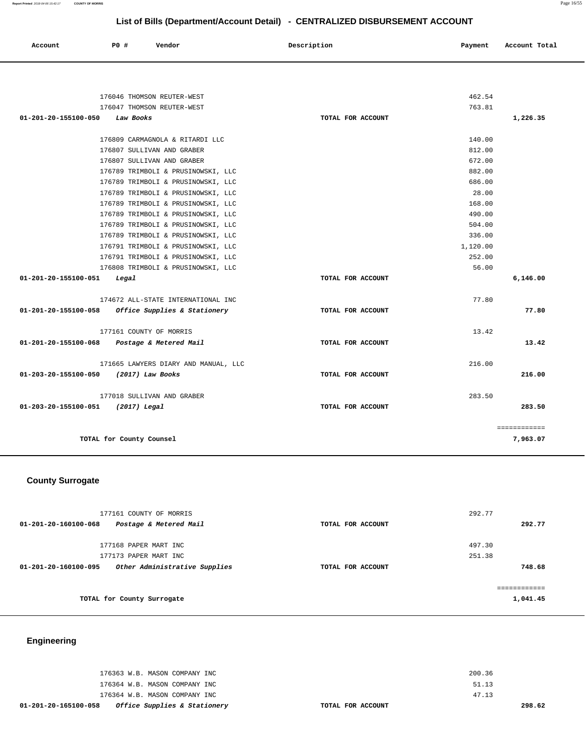# List of Bills (Department/Account Detail) - CENTRALIZED DISBURSEMENT ACCOUNT

| Account | PO # | Vendor | Description | Payment | Account Total |
|---|---|---|---|---|---|
| | 176046 | THOMSON REUTER-WEST | | 462.54 | |
| | 176047 | THOMSON REUTER-WEST | | 763.81 | |
| **01-201-20-155100-050** | | ***Law Books*** | **TOTAL FOR ACCOUNT** | | **1,226.35** |
| | 176809 | CARMAGNOLA & RITARDI LLC | | 140.00 | |
| | 176807 | SULLIVAN AND GRABER | | 812.00 | |
| | 176807 | SULLIVAN AND GRABER | | 672.00 | |
| | 176789 | TRIMBOLI & PRUSINOWSKI, LLC | | 882.00 | |
| | 176789 | TRIMBOLI & PRUSINOWSKI, LLC | | 686.00 | |
| | 176789 | TRIMBOLI & PRUSINOWSKI, LLC | | 28.00 | |
| | 176789 | TRIMBOLI & PRUSINOWSKI, LLC | | 168.00 | |
| | 176789 | TRIMBOLI & PRUSINOWSKI, LLC | | 490.00 | |
| | 176789 | TRIMBOLI & PRUSINOWSKI, LLC | | 504.00 | |
| | 176789 | TRIMBOLI & PRUSINOWSKI, LLC | | 336.00 | |
| | 176791 | TRIMBOLI & PRUSINOWSKI, LLC | | 1,120.00 | |
| | 176791 | TRIMBOLI & PRUSINOWSKI, LLC | | 252.00 | |
| | 176808 | TRIMBOLI & PRUSINOWSKI, LLC | | 56.00 | |
| **01-201-20-155100-051** | | ***Legal*** | **TOTAL FOR ACCOUNT** | | **6,146.00** |
| | 174672 | ALL-STATE INTERNATIONAL INC | | 77.80 | |
| **01-201-20-155100-058** | | ***Office Supplies & Stationery*** | **TOTAL FOR ACCOUNT** | | **77.80** |
| | 177161 | COUNTY OF MORRIS | | 13.42 | |
| **01-201-20-155100-068** | | ***Postage & Metered Mail*** | **TOTAL FOR ACCOUNT** | | **13.42** |
| | 171665 | LAWYERS DIARY AND MANUAL, LLC | | 216.00 | |
| **01-203-20-155100-050** | | ***(2017) Law Books*** | **TOTAL FOR ACCOUNT** | | **216.00** |
| | 177018 | SULLIVAN AND GRABER | | 283.50 | |
| **01-203-20-155100-051** | | ***(2017) Legal*** | **TOTAL FOR ACCOUNT** | | **283.50** |
| | | | | | ============ |
| | **TOTAL for County Counsel** | | | | **7,963.07** |

## County Surrogate

| Account | PO # | Vendor | Description | Payment | Account Total |
|---|---|---|---|---|---|
| | 177161 | COUNTY OF MORRIS | | 292.77 | |
| **01-201-20-160100-068** | | ***Postage & Metered Mail*** | **TOTAL FOR ACCOUNT** | | **292.77** |
| | 177168 | PAPER MART INC | | 497.30 | |
| | 177173 | PAPER MART INC | | 251.38 | |
| **01-201-20-160100-095** | | ***Other Administrative Supplies*** | **TOTAL FOR ACCOUNT** | | **748.68** |
| | | | | | ============ |
| | **TOTAL for County Surrogate** | | | | **1,041.45** |

## Engineering

| Account | PO # | Vendor | Description | Payment | Account Total |
|---|---|---|---|---|---|
| | 176363 | W.B. MASON COMPANY INC | | 200.36 | |
| | 176364 | W.B. MASON COMPANY INC | | 51.13 | |
| | 176364 | W.B. MASON COMPANY INC | | 47.13 | |
| **01-201-20-165100-058** | | ***Office Supplies & Stationery*** | **TOTAL FOR ACCOUNT** | | **298.62** |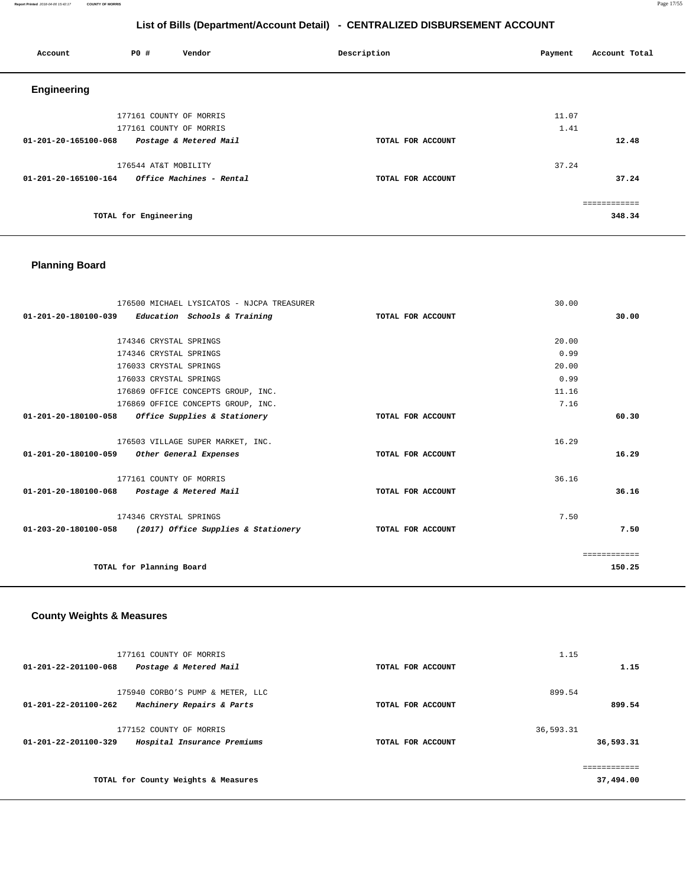## List of Bills (Department/Account Detail) - CENTRALIZED DISBURSEMENT ACCOUNT

| Account | PO # | Vendor | Description | Payment | Account Total |
|---|---|---|---|---|---|

### Engineering

| Account | PO # | Vendor | Description | Payment | Account Total |
|---|---|---|---|---|---|
| | 177161 | COUNTY OF MORRIS | | 11.07 | |
| | 177161 | COUNTY OF MORRIS | | 1.41 | |
| **01-201-20-165100-068** | | ***Postage & Metered Mail*** | **TOTAL FOR ACCOUNT** | | **12.48** |
| | 176544 | AT&T MOBILITY | | 37.24 | |
| **01-201-20-165100-164** | | ***Office Machines - Rental*** | **TOTAL FOR ACCOUNT** | | **37.24** |
| | | | | | ============ |
| | **TOTAL for Engineering** | | | | **348.34** |

### Planning Board

| Account | PO # | Vendor | Description | Payment | Account Total |
|---|---|---|---|---|---|
| | 176500 | MICHAEL LYSICATOS - NJCPA TREASURER | | 30.00 | |
| **01-201-20-180100-039** | | ***Education Schools & Training*** | **TOTAL FOR ACCOUNT** | | **30.00** |
| | 174346 | CRYSTAL SPRINGS | | 20.00 | |
| | 174346 | CRYSTAL SPRINGS | | 0.99 | |
| | 176033 | CRYSTAL SPRINGS | | 20.00 | |
| | 176033 | CRYSTAL SPRINGS | | 0.99 | |
| | 176869 | OFFICE CONCEPTS GROUP, INC. | | 11.16 | |
| | 176869 | OFFICE CONCEPTS GROUP, INC. | | 7.16 | |
| **01-201-20-180100-058** | | ***Office Supplies & Stationery*** | **TOTAL FOR ACCOUNT** | | **60.30** |
| | 176503 | VILLAGE SUPER MARKET, INC. | | 16.29 | |
| **01-201-20-180100-059** | | ***Other General Expenses*** | **TOTAL FOR ACCOUNT** | | **16.29** |
| | 177161 | COUNTY OF MORRIS | | 36.16 | |
| **01-201-20-180100-068** | | ***Postage & Metered Mail*** | **TOTAL FOR ACCOUNT** | | **36.16** |
| | 174346 | CRYSTAL SPRINGS | | 7.50 | |
| **01-203-20-180100-058** | | ***(2017) Office Supplies & Stationery*** | **TOTAL FOR ACCOUNT** | | **7.50** |
| | | | | | ============ |
| | **TOTAL for Planning Board** | | | | **150.25** |

### County Weights & Measures

| Account | PO # | Vendor | Description | Payment | Account Total |
|---|---|---|---|---|---|
| | 177161 | COUNTY OF MORRIS | | 1.15 | |
| **01-201-22-201100-068** | | ***Postage & Metered Mail*** | **TOTAL FOR ACCOUNT** | | **1.15** |
| | 175940 | CORBO'S PUMP & METER, LLC | | 899.54 | |
| **01-201-22-201100-262** | | ***Machinery Repairs & Parts*** | **TOTAL FOR ACCOUNT** | | **899.54** |
| | 177152 | COUNTY OF MORRIS | | 36,593.31 | |
| **01-201-22-201100-329** | | ***Hospital Insurance Premiums*** | **TOTAL FOR ACCOUNT** | | **36,593.31** |
| | | | | | ============ |
| | **TOTAL for County Weights & Measures** | | | | **37,494.00** |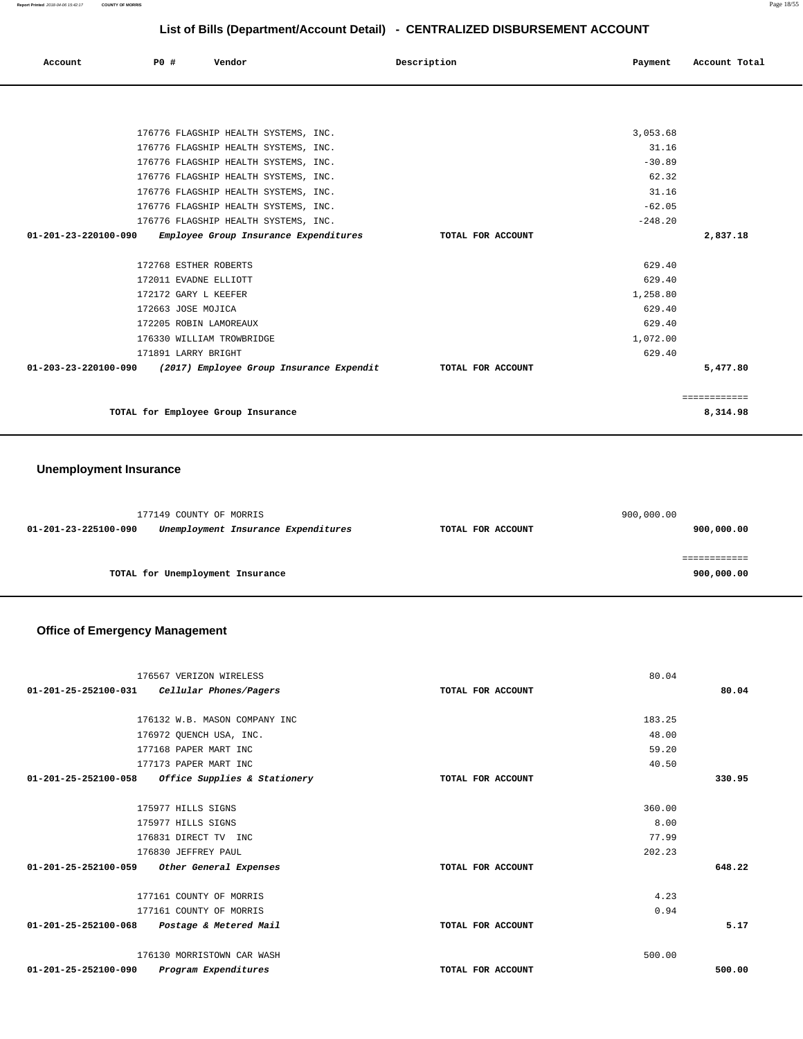## List of Bills (Department/Account Detail) - CENTRALIZED DISBURSEMENT ACCOUNT

| Account | PO # | Vendor | Description | Payment | Account Total |
|---|---|---|---|---|---|
| | 176776 | FLAGSHIP HEALTH SYSTEMS, INC. | | 3,053.68 | |
| | 176776 | FLAGSHIP HEALTH SYSTEMS, INC. | | 31.16 | |
| | 176776 | FLAGSHIP HEALTH SYSTEMS, INC. | | -30.89 | |
| | 176776 | FLAGSHIP HEALTH SYSTEMS, INC. | | 62.32 | |
| | 176776 | FLAGSHIP HEALTH SYSTEMS, INC. | | 31.16 | |
| | 176776 | FLAGSHIP HEALTH SYSTEMS, INC. | | -62.05 | |
| | 176776 | FLAGSHIP HEALTH SYSTEMS, INC. | | -248.20 | |
| **01-201-23-220100-090** | | ***Employee Group Insurance Expenditures*** | **TOTAL FOR ACCOUNT** | | **2,837.18** |
| | 172768 | ESTHER ROBERTS | | 629.40 | |
| | 172011 | EVADNE ELLIOTT | | 629.40 | |
| | 172172 | GARY L KEEFER | | 1,258.80 | |
| | 172663 | JOSE MOJICA | | 629.40 | |
| | 172205 | ROBIN LAMOREAUX | | 629.40 | |
| | 176330 | WILLIAM TROWBRIDGE | | 1,072.00 | |
| | 171891 | LARRY BRIGHT | | 629.40 | |
| **01-203-23-220100-090** | | ***(2017) Employee Group Insurance Expendit*** | **TOTAL FOR ACCOUNT** | | **5,477.80** |
| | | | | | ============ |
| | | **TOTAL for Employee Group Insurance** | | | **8,314.98** |

## Unemployment Insurance

| Account | PO # | Vendor | Description | Payment | Account Total |
|---|---|---|---|---|---|
| | 177149 | COUNTY OF MORRIS | | 900,000.00 | |
| **01-201-23-225100-090** | | ***Unemployment Insurance Expenditures*** | **TOTAL FOR ACCOUNT** | | **900,000.00** |
| | | | | | ============ |
| | | **TOTAL for Unemployment Insurance** | | | **900,000.00** |

## Office of Emergency Management

| Account | PO # | Vendor | Description | Payment | Account Total |
|---|---|---|---|---|---|
| | 176567 | VERIZON WIRELESS | | 80.04 | |
| **01-201-25-252100-031** | | ***Cellular Phones/Pagers*** | **TOTAL FOR ACCOUNT** | | **80.04** |
| | 176132 | W.B. MASON COMPANY INC | | 183.25 | |
| | 176972 | QUENCH USA, INC. | | 48.00 | |
| | 177168 | PAPER MART INC | | 59.20 | |
| | 177173 | PAPER MART INC | | 40.50 | |
| **01-201-25-252100-058** | | ***Office Supplies & Stationery*** | **TOTAL FOR ACCOUNT** | | **330.95** |
| | 175977 | HILLS SIGNS | | 360.00 | |
| | 175977 | HILLS SIGNS | | 8.00 | |
| | 176831 | DIRECT TV INC | | 77.99 | |
| | 176830 | JEFFREY PAUL | | 202.23 | |
| **01-201-25-252100-059** | | ***Other General Expenses*** | **TOTAL FOR ACCOUNT** | | **648.22** |
| | 177161 | COUNTY OF MORRIS | | 4.23 | |
| | 177161 | COUNTY OF MORRIS | | 0.94 | |
| **01-201-25-252100-068** | | ***Postage & Metered Mail*** | **TOTAL FOR ACCOUNT** | | **5.17** |
| | 176130 | MORRISTOWN CAR WASH | | 500.00 | |
| **01-201-25-252100-090** | | ***Program Expenditures*** | **TOTAL FOR ACCOUNT** | | **500.00** |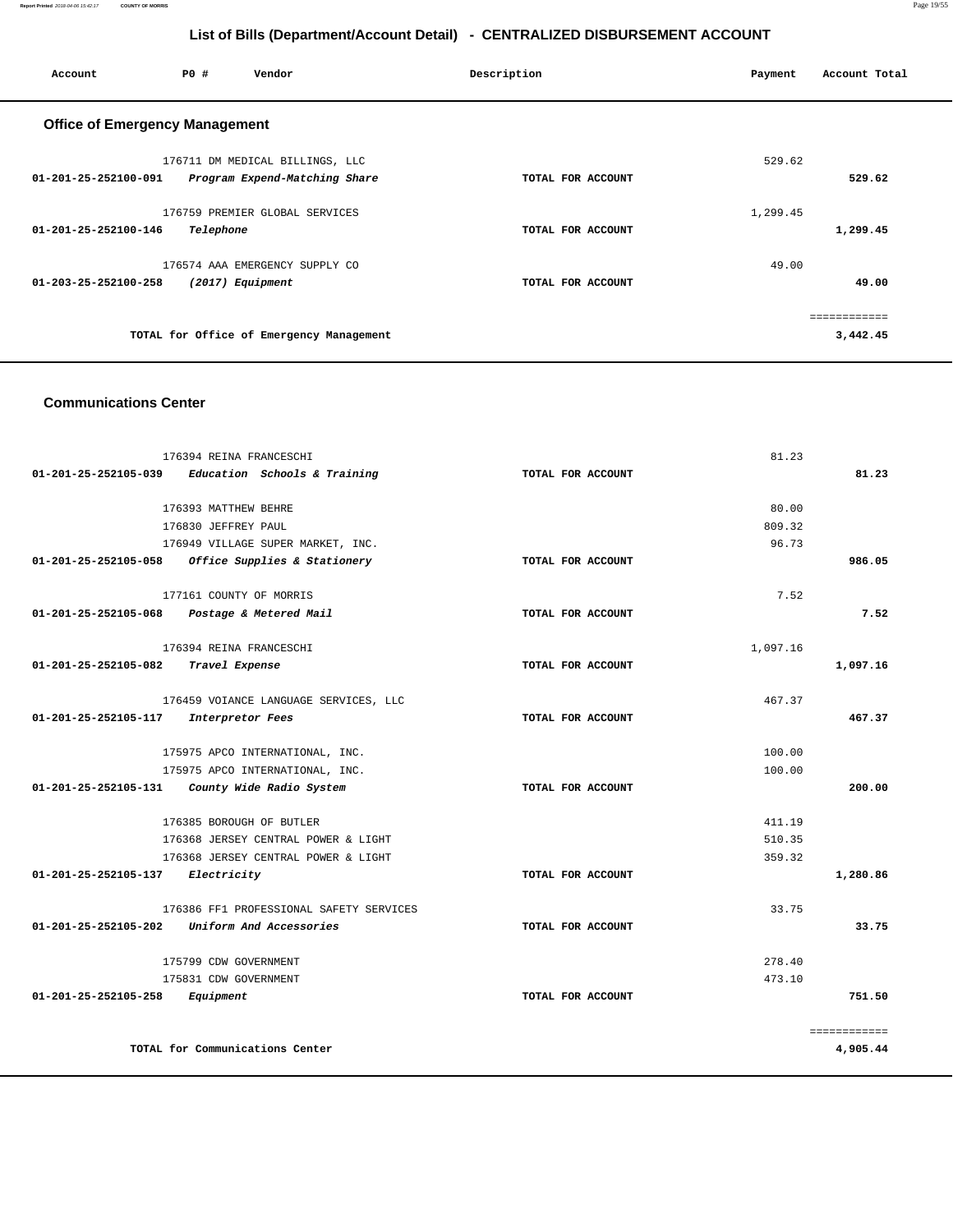# List of Bills (Department/Account Detail) - CENTRALIZED DISBURSEMENT ACCOUNT

| Account | PO # | Vendor | Description | Payment | Account Total |
|---|---|---|---|---|---|

## Office of Emergency Management

| Account | PO # | Vendor | Description | Payment | Account Total |
|---|---|---|---|---|---|
| | 176711 | DM MEDICAL BILLINGS, LLC | | 529.62 | |
| 01-201-25-252100-091 | | *Program Expend-Matching Share* | TOTAL FOR ACCOUNT | | 529.62 |
| | 176759 | PREMIER GLOBAL SERVICES | | 1,299.45 | |
| 01-201-25-252100-146 | | *Telephone* | TOTAL FOR ACCOUNT | | 1,299.45 |
| | 176574 | AAA EMERGENCY SUPPLY CO | | 49.00 | |
| 01-203-25-252100-258 | | *(2017) Equipment* | TOTAL FOR ACCOUNT | | 49.00 |
| | | TOTAL for Office of Emergency Management | | | 3,442.45 |

## Communications Center

| Account | PO # | Vendor | Description | Payment | Account Total |
|---|---|---|---|---|---|
| | 176394 | REINA FRANCESCHI | | 81.23 | |
| 01-201-25-252105-039 | | *Education Schools & Training* | TOTAL FOR ACCOUNT | | 81.23 |
| | 176393 | MATTHEW BEHRE | | 80.00 | |
| | 176830 | JEFFREY PAUL | | 809.32 | |
| | 176949 | VILLAGE SUPER MARKET, INC. | | 96.73 | |
| 01-201-25-252105-058 | | *Office Supplies & Stationery* | TOTAL FOR ACCOUNT | | 986.05 |
| | 177161 | COUNTY OF MORRIS | | 7.52 | |
| 01-201-25-252105-068 | | *Postage & Metered Mail* | TOTAL FOR ACCOUNT | | 7.52 |
| | 176394 | REINA FRANCESCHI | | 1,097.16 | |
| 01-201-25-252105-082 | | *Travel Expense* | TOTAL FOR ACCOUNT | | 1,097.16 |
| | 176459 | VOIANCE LANGUAGE SERVICES, LLC | | 467.37 | |
| 01-201-25-252105-117 | | *Interpretor Fees* | TOTAL FOR ACCOUNT | | 467.37 |
| | 175975 | APCO INTERNATIONAL, INC. | | 100.00 | |
| | 175975 | APCO INTERNATIONAL, INC. | | 100.00 | |
| 01-201-25-252105-131 | | *County Wide Radio System* | TOTAL FOR ACCOUNT | | 200.00 |
| | 176385 | BOROUGH OF BUTLER | | 411.19 | |
| | 176368 | JERSEY CENTRAL POWER & LIGHT | | 510.35 | |
| | 176368 | JERSEY CENTRAL POWER & LIGHT | | 359.32 | |
| 01-201-25-252105-137 | | *Electricity* | TOTAL FOR ACCOUNT | | 1,280.86 |
| | 176386 | FF1 PROFESSIONAL SAFETY SERVICES | | 33.75 | |
| 01-201-25-252105-202 | | *Uniform And Accessories* | TOTAL FOR ACCOUNT | | 33.75 |
| | 175799 | CDW GOVERNMENT | | 278.40 | |
| | 175831 | CDW GOVERNMENT | | 473.10 | |
| 01-201-25-252105-258 | | *Equipment* | TOTAL FOR ACCOUNT | | 751.50 |
| | | TOTAL for Communications Center | | | 4,905.44 |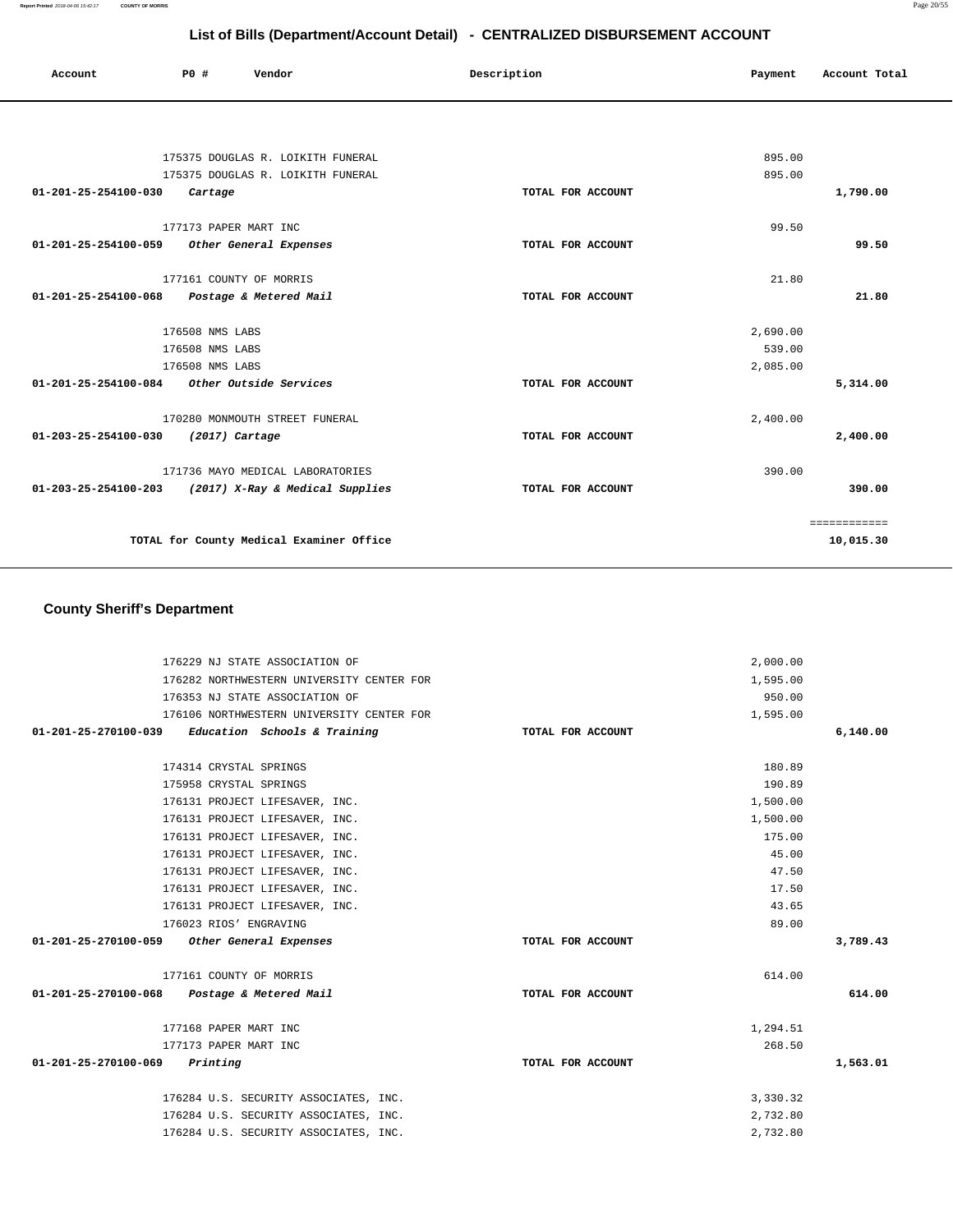## List of Bills (Department/Account Detail) - CENTRALIZED DISBURSEMENT ACCOUNT

| Account | PO # | Vendor | Description | Payment | Account Total |
|---|---|---|---|---|---|
| | 175375 | DOUGLAS R. LOIKITH FUNERAL | | 895.00 | |
| | 175375 | DOUGLAS R. LOIKITH FUNERAL | | 895.00 | |
| **01-201-25-254100-030** | | *Cartage* | TOTAL FOR ACCOUNT | | **1,790.00** |
| | 177173 | PAPER MART INC | | 99.50 | |
| **01-201-25-254100-059** | | *Other General Expenses* | TOTAL FOR ACCOUNT | | **99.50** |
| | 177161 | COUNTY OF MORRIS | | 21.80 | |
| **01-201-25-254100-068** | | *Postage & Metered Mail* | TOTAL FOR ACCOUNT | | **21.80** |
| | 176508 | NMS LABS | | 2,690.00 | |
| | 176508 | NMS LABS | | 539.00 | |
| | 176508 | NMS LABS | | 2,085.00 | |
| **01-201-25-254100-084** | | *Other Outside Services* | TOTAL FOR ACCOUNT | | **5,314.00** |
| | 170280 | MONMOUTH STREET FUNERAL | | 2,400.00 | |
| **01-203-25-254100-030** | | *(2017) Cartage* | TOTAL FOR ACCOUNT | | **2,400.00** |
| | 171736 | MAYO MEDICAL LABORATORIES | | 390.00 | |
| **01-203-25-254100-203** | | *(2017) X-Ray & Medical Supplies* | TOTAL FOR ACCOUNT | | **390.00** |
| | | | | | ============ |
| | | **TOTAL for County Medical Examiner Office** | | | **10,015.30** |

### County Sheriff's Department

| Account | PO # | Vendor | Description | Payment | Account Total |
|---|---|---|---|---|---|
| | 176229 | NJ STATE ASSOCIATION OF | | 2,000.00 | |
| | 176282 | NORTHWESTERN UNIVERSITY CENTER FOR | | 1,595.00 | |
| | 176353 | NJ STATE ASSOCIATION OF | | 950.00 | |
| | 176106 | NORTHWESTERN UNIVERSITY CENTER FOR | | 1,595.00 | |
| **01-201-25-270100-039** | | *Education Schools & Training* | TOTAL FOR ACCOUNT | | **6,140.00** |
| | 174314 | CRYSTAL SPRINGS | | 180.89 | |
| | 175958 | CRYSTAL SPRINGS | | 190.89 | |
| | 176131 | PROJECT LIFESAVER, INC. | | 1,500.00 | |
| | 176131 | PROJECT LIFESAVER, INC. | | 1,500.00 | |
| | 176131 | PROJECT LIFESAVER, INC. | | 175.00 | |
| | 176131 | PROJECT LIFESAVER, INC. | | 45.00 | |
| | 176131 | PROJECT LIFESAVER, INC. | | 47.50 | |
| | 176131 | PROJECT LIFESAVER, INC. | | 17.50 | |
| | 176131 | PROJECT LIFESAVER, INC. | | 43.65 | |
| | 176023 | RIOS' ENGRAVING | | 89.00 | |
| **01-201-25-270100-059** | | *Other General Expenses* | TOTAL FOR ACCOUNT | | **3,789.43** |
| | 177161 | COUNTY OF MORRIS | | 614.00 | |
| **01-201-25-270100-068** | | *Postage & Metered Mail* | TOTAL FOR ACCOUNT | | **614.00** |
| | 177168 | PAPER MART INC | | 1,294.51 | |
| | 177173 | PAPER MART INC | | 268.50 | |
| **01-201-25-270100-069** | | *Printing* | TOTAL FOR ACCOUNT | | **1,563.01** |
| | 176284 | U.S. SECURITY ASSOCIATES, INC. | | 3,330.32 | |
| | 176284 | U.S. SECURITY ASSOCIATES, INC. | | 2,732.80 | |
| | 176284 | U.S. SECURITY ASSOCIATES, INC. | | 2,732.80 | |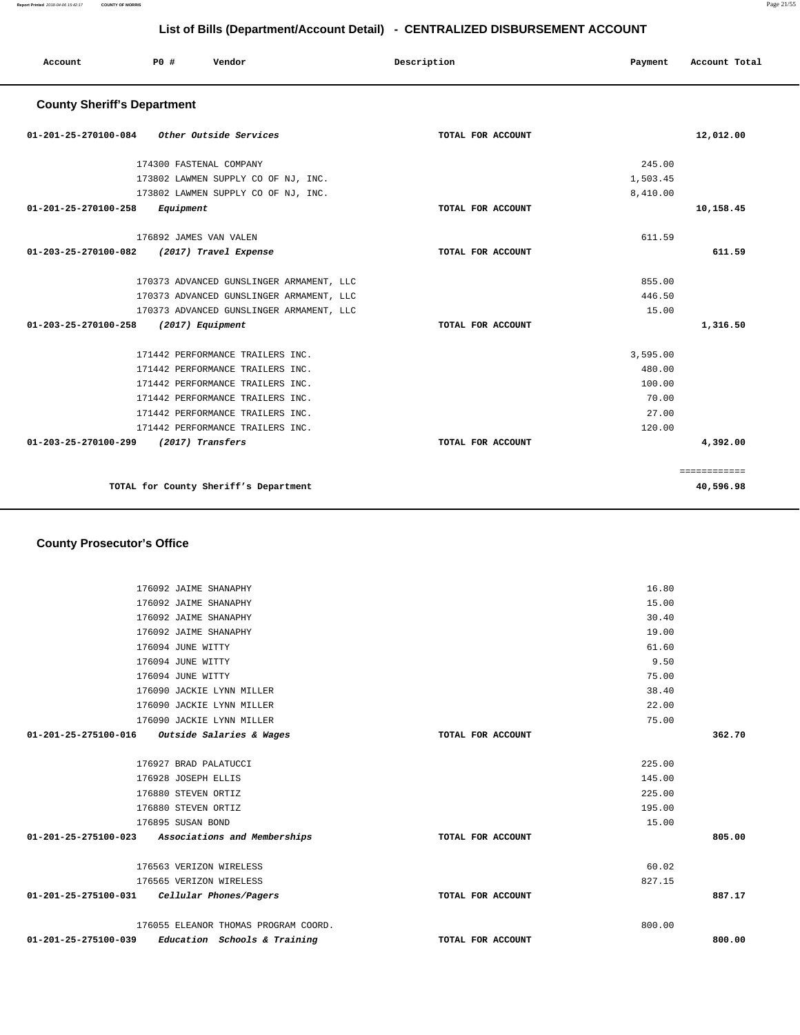## List of Bills (Department/Account Detail) - CENTRALIZED DISBURSEMENT ACCOUNT

| Account | PO # | Vendor | Description | Payment | Account Total |
|---|---|---|---|---|---|

### County Sheriff's Department

| Account | PO # | Vendor | Description | Payment | Account Total |
|---|---|---|---|---|---|
| 01-201-25-270100-084 | | *Other Outside Services* | TOTAL FOR ACCOUNT | | 12,012.00 |
| | 174300 | FASTENAL COMPANY | | 245.00 | |
| | 173802 | LAWMEN SUPPLY CO OF NJ, INC. | | 1,503.45 | |
| | 173802 | LAWMEN SUPPLY CO OF NJ, INC. | | 8,410.00 | |
| 01-201-25-270100-258 | | *Equipment* | TOTAL FOR ACCOUNT | | 10,158.45 |
| | 176892 | JAMES VAN VALEN | | 611.59 | |
| 01-203-25-270100-082 | | *(2017) Travel Expense* | TOTAL FOR ACCOUNT | | 611.59 |
| | 170373 | ADVANCED GUNSLINGER ARMAMENT, LLC | | 855.00 | |
| | 170373 | ADVANCED GUNSLINGER ARMAMENT, LLC | | 446.50 | |
| | 170373 | ADVANCED GUNSLINGER ARMAMENT, LLC | | 15.00 | |
| 01-203-25-270100-258 | | *(2017) Equipment* | TOTAL FOR ACCOUNT | | 1,316.50 |
| | 171442 | PERFORMANCE TRAILERS INC. | | 3,595.00 | |
| | 171442 | PERFORMANCE TRAILERS INC. | | 480.00 | |
| | 171442 | PERFORMANCE TRAILERS INC. | | 100.00 | |
| | 171442 | PERFORMANCE TRAILERS INC. | | 70.00 | |
| | 171442 | PERFORMANCE TRAILERS INC. | | 27.00 | |
| | 171442 | PERFORMANCE TRAILERS INC. | | 120.00 | |
| 01-203-25-270100-299 | | *(2017) Transfers* | TOTAL FOR ACCOUNT | | 4,392.00 |
| | | | | | ============ |
| | | TOTAL for County Sheriff's Department | | | 40,596.98 |

### County Prosecutor's Office

| Account | PO # | Vendor | Description | Payment | Account Total |
|---|---|---|---|---|---|
| | 176092 | JAIME SHANAPHY | | 16.80 | |
| | 176092 | JAIME SHANAPHY | | 15.00 | |
| | 176092 | JAIME SHANAPHY | | 30.40 | |
| | 176092 | JAIME SHANAPHY | | 19.00 | |
| | 176094 | JUNE WITTY | | 61.60 | |
| | 176094 | JUNE WITTY | | 9.50 | |
| | 176094 | JUNE WITTY | | 75.00 | |
| | 176090 | JACKIE LYNN MILLER | | 38.40 | |
| | 176090 | JACKIE LYNN MILLER | | 22.00 | |
| | 176090 | JACKIE LYNN MILLER | | 75.00 | |
| 01-201-25-275100-016 | | *Outside Salaries & Wages* | TOTAL FOR ACCOUNT | | 362.70 |
| | 176927 | BRAD PALATUCCI | | 225.00 | |
| | 176928 | JOSEPH ELLIS | | 145.00 | |
| | 176880 | STEVEN ORTIZ | | 225.00 | |
| | 176880 | STEVEN ORTIZ | | 195.00 | |
| | 176895 | SUSAN BOND | | 15.00 | |
| 01-201-25-275100-023 | | *Associations and Memberships* | TOTAL FOR ACCOUNT | | 805.00 |
| | 176563 | VERIZON WIRELESS | | 60.02 | |
| | 176565 | VERIZON WIRELESS | | 827.15 | |
| 01-201-25-275100-031 | | *Cellular Phones/Pagers* | TOTAL FOR ACCOUNT | | 887.17 |
| | 176055 | ELEANOR THOMAS PROGRAM COORD. | | 800.00 | |
| 01-201-25-275100-039 | | *Education Schools & Training* | TOTAL FOR ACCOUNT | | 800.00 |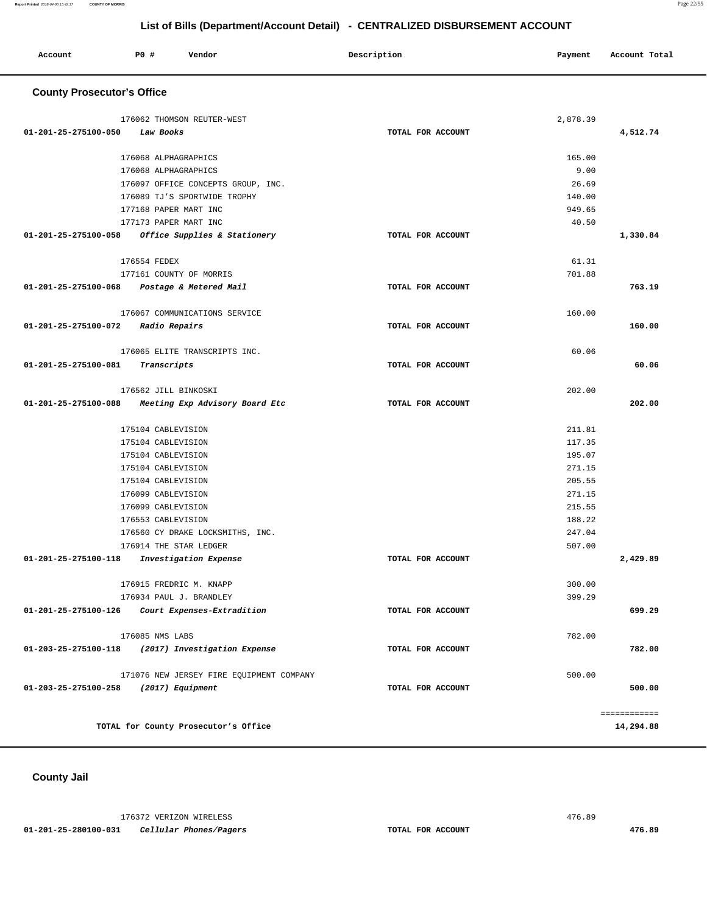## List of Bills (Department/Account Detail) - CENTRALIZED DISBURSEMENT ACCOUNT

| Account | PO # | Vendor | Description | Payment | Account Total |
|---|---|---|---|---|---|

### County Prosecutor's Office

| Account | PO # | Vendor | Description | Payment | Account Total |
|---|---|---|---|---|---|
| | 176062 | THOMSON REUTER-WEST | | 2,878.39 | |
| 01-201-25-275100-050 | | *Law Books* | TOTAL FOR ACCOUNT | | 4,512.74 |
| | 176068 | ALPHAGRAPHICS | | 165.00 | |
| | 176068 | ALPHAGRAPHICS | | 9.00 | |
| | 176097 | OFFICE CONCEPTS GROUP, INC. | | 26.69 | |
| | 176089 | TJ'S SPORTWIDE TROPHY | | 140.00 | |
| | 177168 | PAPER MART INC | | 949.65 | |
| | 177173 | PAPER MART INC | | 40.50 | |
| 01-201-25-275100-058 | | *Office Supplies & Stationery* | TOTAL FOR ACCOUNT | | 1,330.84 |
| | 176554 | FEDEX | | 61.31 | |
| | 177161 | COUNTY OF MORRIS | | 701.88 | |
| 01-201-25-275100-068 | | *Postage & Metered Mail* | TOTAL FOR ACCOUNT | | 763.19 |
| | 176067 | COMMUNICATIONS SERVICE | | 160.00 | |
| 01-201-25-275100-072 | | *Radio Repairs* | TOTAL FOR ACCOUNT | | 160.00 |
| | 176065 | ELITE TRANSCRIPTS INC. | | 60.06 | |
| 01-201-25-275100-081 | | *Transcripts* | TOTAL FOR ACCOUNT | | 60.06 |
| | 176562 | JILL BINKOSKI | | 202.00 | |
| 01-201-25-275100-088 | | *Meeting Exp Advisory Board Etc* | TOTAL FOR ACCOUNT | | 202.00 |
| | 175104 | CABLEVISION | | 211.81 | |
| | 175104 | CABLEVISION | | 117.35 | |
| | 175104 | CABLEVISION | | 195.07 | |
| | 175104 | CABLEVISION | | 271.15 | |
| | 175104 | CABLEVISION | | 205.55 | |
| | 176099 | CABLEVISION | | 271.15 | |
| | 176099 | CABLEVISION | | 215.55 | |
| | 176553 | CABLEVISION | | 188.22 | |
| | 176560 | CY DRAKE LOCKSMITHS, INC. | | 247.04 | |
| | 176914 | THE STAR LEDGER | | 507.00 | |
| 01-201-25-275100-118 | | *Investigation Expense* | TOTAL FOR ACCOUNT | | 2,429.89 |
| | 176915 | FREDRIC M. KNAPP | | 300.00 | |
| | 176934 | PAUL J. BRANDLEY | | 399.29 | |
| 01-201-25-275100-126 | | *Court Expenses-Extradition* | TOTAL FOR ACCOUNT | | 699.29 |
| | 176085 | NMS LABS | | 782.00 | |
| 01-203-25-275100-118 | | *(2017) Investigation Expense* | TOTAL FOR ACCOUNT | | 782.00 |
| | 171076 | NEW JERSEY FIRE EQUIPMENT COMPANY | | 500.00 | |
| 01-203-25-275100-258 | | *(2017) Equipment* | TOTAL FOR ACCOUNT | | 500.00 |
| | | | | | ============ |
| | | TOTAL for County Prosecutor's Office | | | 14,294.88 |

### County Jail

| Account | PO # | Vendor | Description | Payment | Account Total |
|---|---|---|---|---|---|
| | 176372 | VERIZON WIRELESS | | 476.89 | |
| 01-201-25-280100-031 | | *Cellular Phones/Pagers* | TOTAL FOR ACCOUNT | | 476.89 |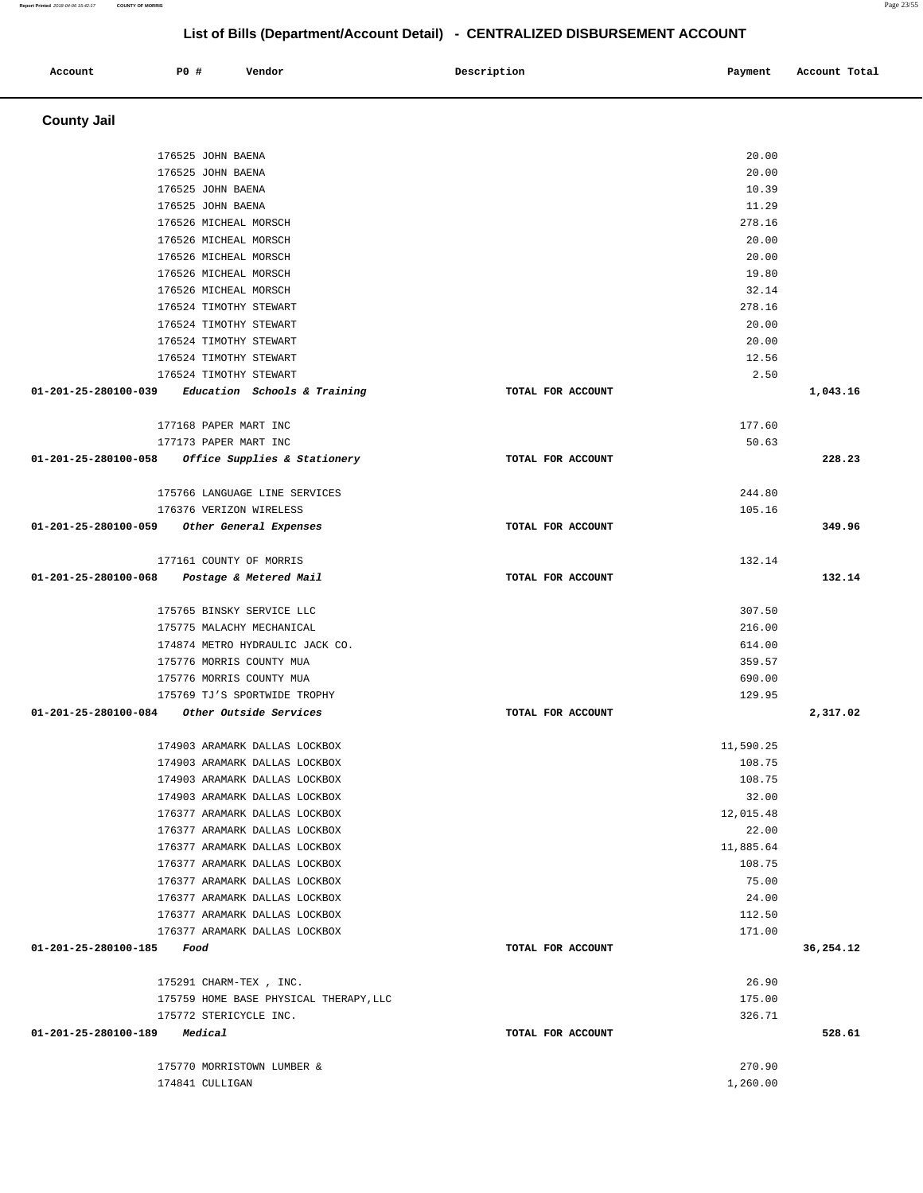# List of Bills (Department/Account Detail) - CENTRALIZED DISBURSEMENT ACCOUNT

| Account | PO # | Vendor | Description | Payment | Account Total |
|---|---|---|---|---|---|

## County Jail

| Account | PO # | Vendor | Description | Payment | Account Total |
|---|---|---|---|---|---|
| | 176525 | JOHN BAENA | | 20.00 | |
| | 176525 | JOHN BAENA | | 20.00 | |
| | 176525 | JOHN BAENA | | 10.39 | |
| | 176525 | JOHN BAENA | | 11.29 | |
| | 176526 | MICHEAL MORSCH | | 278.16 | |
| | 176526 | MICHEAL MORSCH | | 20.00 | |
| | 176526 | MICHEAL MORSCH | | 20.00 | |
| | 176526 | MICHEAL MORSCH | | 19.80 | |
| | 176526 | MICHEAL MORSCH | | 32.14 | |
| | 176524 | TIMOTHY STEWART | | 278.16 | |
| | 176524 | TIMOTHY STEWART | | 20.00 | |
| | 176524 | TIMOTHY STEWART | | 20.00 | |
| | 176524 | TIMOTHY STEWART | | 12.56 | |
| | 176524 | TIMOTHY STEWART | | 2.50 | |
| **01-201-25-280100-039** | | ***Education Schools & Training*** | **TOTAL FOR ACCOUNT** | | **1,043.16** |
| | 177168 | PAPER MART INC | | 177.60 | |
| | 177173 | PAPER MART INC | | 50.63 | |
| **01-201-25-280100-058** | | ***Office Supplies & Stationery*** | **TOTAL FOR ACCOUNT** | | **228.23** |
| | 175766 | LANGUAGE LINE SERVICES | | 244.80 | |
| | 176376 | VERIZON WIRELESS | | 105.16 | |
| **01-201-25-280100-059** | | ***Other General Expenses*** | **TOTAL FOR ACCOUNT** | | **349.96** |
| | 177161 | COUNTY OF MORRIS | | 132.14 | |
| **01-201-25-280100-068** | | ***Postage & Metered Mail*** | **TOTAL FOR ACCOUNT** | | **132.14** |
| | 175765 | BINSKY SERVICE LLC | | 307.50 | |
| | 175775 | MALACHY MECHANICAL | | 216.00 | |
| | 174874 | METRO HYDRAULIC JACK CO. | | 614.00 | |
| | 175776 | MORRIS COUNTY MUA | | 359.57 | |
| | 175776 | MORRIS COUNTY MUA | | 690.00 | |
| | 175769 | TJ'S SPORTWIDE TROPHY | | 129.95 | |
| **01-201-25-280100-084** | | ***Other Outside Services*** | **TOTAL FOR ACCOUNT** | | **2,317.02** |
| | 174903 | ARAMARK DALLAS LOCKBOX | | 11,590.25 | |
| | 174903 | ARAMARK DALLAS LOCKBOX | | 108.75 | |
| | 174903 | ARAMARK DALLAS LOCKBOX | | 108.75 | |
| | 174903 | ARAMARK DALLAS LOCKBOX | | 32.00 | |
| | 176377 | ARAMARK DALLAS LOCKBOX | | 12,015.48 | |
| | 176377 | ARAMARK DALLAS LOCKBOX | | 22.00 | |
| | 176377 | ARAMARK DALLAS LOCKBOX | | 11,885.64 | |
| | 176377 | ARAMARK DALLAS LOCKBOX | | 108.75 | |
| | 176377 | ARAMARK DALLAS LOCKBOX | | 75.00 | |
| | 176377 | ARAMARK DALLAS LOCKBOX | | 24.00 | |
| | 176377 | ARAMARK DALLAS LOCKBOX | | 112.50 | |
| | 176377 | ARAMARK DALLAS LOCKBOX | | 171.00 | |
| **01-201-25-280100-185** | | ***Food*** | **TOTAL FOR ACCOUNT** | | **36,254.12** |
| | 175291 | CHARM-TEX , INC. | | 26.90 | |
| | 175759 | HOME BASE PHYSICAL THERAPY,LLC | | 175.00 | |
| | 175772 | STERICYCLE INC. | | 326.71 | |
| **01-201-25-280100-189** | | ***Medical*** | **TOTAL FOR ACCOUNT** | | **528.61** |
| | 175770 | MORRISTOWN LUMBER & | | 270.90 | |
| | 174841 | CULLIGAN | | 1,260.00 | |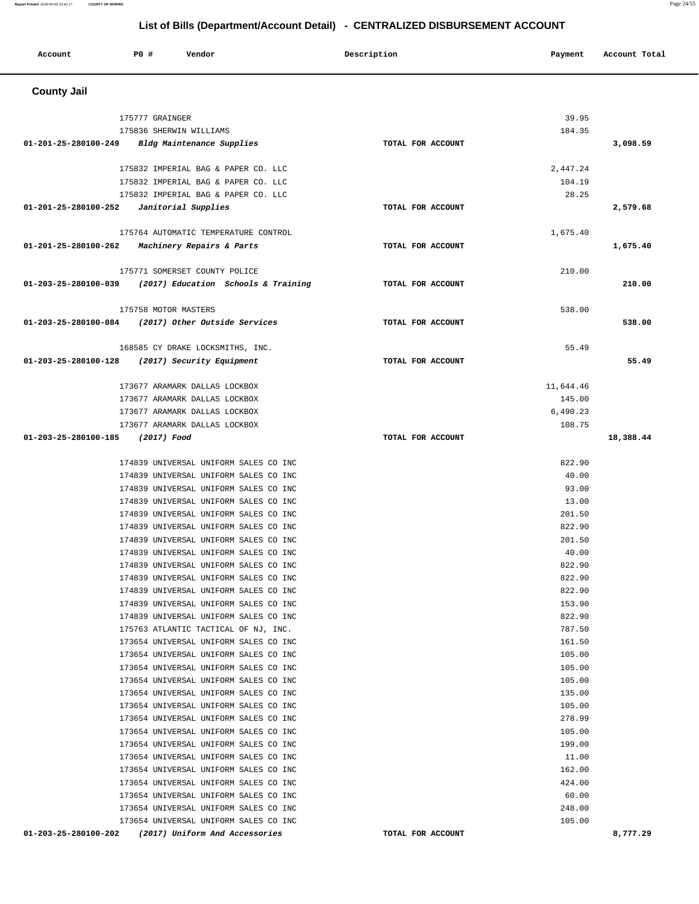## List of Bills (Department/Account Detail) - CENTRALIZED DISBURSEMENT ACCOUNT

| Account | PO # | Vendor | Description | Payment | Account Total |
|---|---|---|---|---|---|

### County Jail

| Account | PO # | Vendor | Description | Payment | Account Total |
|---|---|---|---|---|---|
| | 175777 | GRAINGER | | 39.95 | |
| | 175836 | SHERWIN WILLIAMS | | 184.35 | |
| 01-201-25-280100-249 | | *Bldg Maintenance Supplies* | TOTAL FOR ACCOUNT | | 3,098.59 |
| | 175832 | IMPERIAL BAG & PAPER CO. LLC | | 2,447.24 | |
| | 175832 | IMPERIAL BAG & PAPER CO. LLC | | 104.19 | |
| | 175832 | IMPERIAL BAG & PAPER CO. LLC | | 28.25 | |
| 01-201-25-280100-252 | | *Janitorial Supplies* | TOTAL FOR ACCOUNT | | 2,579.68 |
| | 175764 | AUTOMATIC TEMPERATURE CONTROL | | 1,675.40 | |
| 01-201-25-280100-262 | | *Machinery Repairs & Parts* | TOTAL FOR ACCOUNT | | 1,675.40 |
| | 175771 | SOMERSET COUNTY POLICE | | 210.00 | |
| 01-203-25-280100-039 | | *(2017) Education Schools & Training* | TOTAL FOR ACCOUNT | | 210.00 |
| | 175758 | MOTOR MASTERS | | 538.00 | |
| 01-203-25-280100-084 | | *(2017) Other Outside Services* | TOTAL FOR ACCOUNT | | 538.00 |
| | 168585 | CY DRAKE LOCKSMITHS, INC. | | 55.49 | |
| 01-203-25-280100-128 | | *(2017) Security Equipment* | TOTAL FOR ACCOUNT | | 55.49 |
| | 173677 | ARAMARK DALLAS LOCKBOX | | 11,644.46 | |
| | 173677 | ARAMARK DALLAS LOCKBOX | | 145.00 | |
| | 173677 | ARAMARK DALLAS LOCKBOX | | 6,490.23 | |
| | 173677 | ARAMARK DALLAS LOCKBOX | | 108.75 | |
| 01-203-25-280100-185 | | *(2017) Food* | TOTAL FOR ACCOUNT | | 18,388.44 |
| | 174839 | UNIVERSAL UNIFORM SALES CO INC | | 822.90 | |
| | 174839 | UNIVERSAL UNIFORM SALES CO INC | | 40.00 | |
| | 174839 | UNIVERSAL UNIFORM SALES CO INC | | 93.00 | |
| | 174839 | UNIVERSAL UNIFORM SALES CO INC | | 13.00 | |
| | 174839 | UNIVERSAL UNIFORM SALES CO INC | | 201.50 | |
| | 174839 | UNIVERSAL UNIFORM SALES CO INC | | 822.90 | |
| | 174839 | UNIVERSAL UNIFORM SALES CO INC | | 201.50 | |
| | 174839 | UNIVERSAL UNIFORM SALES CO INC | | 40.00 | |
| | 174839 | UNIVERSAL UNIFORM SALES CO INC | | 822.90 | |
| | 174839 | UNIVERSAL UNIFORM SALES CO INC | | 822.90 | |
| | 174839 | UNIVERSAL UNIFORM SALES CO INC | | 822.90 | |
| | 174839 | UNIVERSAL UNIFORM SALES CO INC | | 153.90 | |
| | 174839 | UNIVERSAL UNIFORM SALES CO INC | | 822.90 | |
| | 175763 | ATLANTIC TACTICAL OF NJ, INC. | | 787.50 | |
| | 173654 | UNIVERSAL UNIFORM SALES CO INC | | 161.50 | |
| | 173654 | UNIVERSAL UNIFORM SALES CO INC | | 105.00 | |
| | 173654 | UNIVERSAL UNIFORM SALES CO INC | | 105.00 | |
| | 173654 | UNIVERSAL UNIFORM SALES CO INC | | 105.00 | |
| | 173654 | UNIVERSAL UNIFORM SALES CO INC | | 135.00 | |
| | 173654 | UNIVERSAL UNIFORM SALES CO INC | | 105.00 | |
| | 173654 | UNIVERSAL UNIFORM SALES CO INC | | 278.99 | |
| | 173654 | UNIVERSAL UNIFORM SALES CO INC | | 105.00 | |
| | 173654 | UNIVERSAL UNIFORM SALES CO INC | | 199.00 | |
| | 173654 | UNIVERSAL UNIFORM SALES CO INC | | 11.00 | |
| | 173654 | UNIVERSAL UNIFORM SALES CO INC | | 162.00 | |
| | 173654 | UNIVERSAL UNIFORM SALES CO INC | | 424.00 | |
| | 173654 | UNIVERSAL UNIFORM SALES CO INC | | 60.00 | |
| | 173654 | UNIVERSAL UNIFORM SALES CO INC | | 248.00 | |
| | 173654 | UNIVERSAL UNIFORM SALES CO INC | | 105.00 | |
| 01-203-25-280100-202 | | *(2017) Uniform And Accessories* | TOTAL FOR ACCOUNT | | 8,777.29 |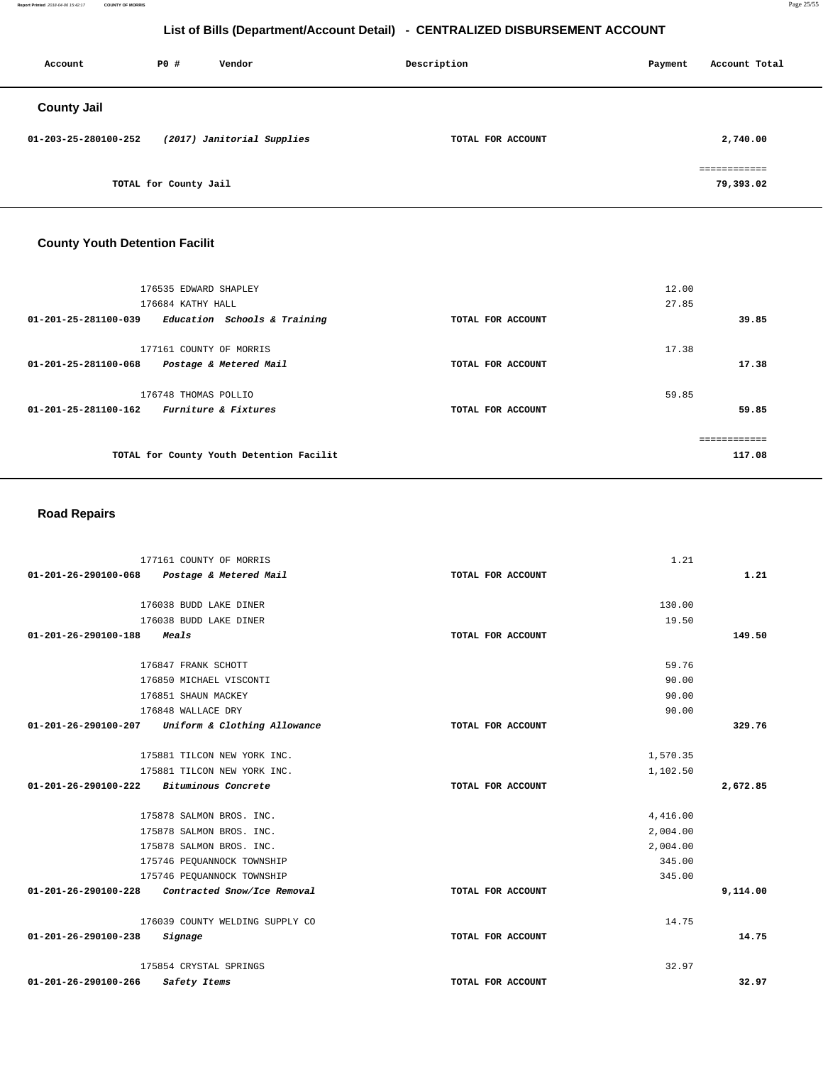# List of Bills (Department/Account Detail) - CENTRALIZED DISBURSEMENT ACCOUNT

| Account | PO # | Vendor | Description | Payment | Account Total |
|---|---|---|---|---|---|

## County Jail

| Account | PO # / Vendor | Description | Payment | Account Total |
|---|---|---|---|---|
| 01-203-25-280100-252 | *(2017) Janitorial Supplies* | TOTAL FOR ACCOUNT | | 2,740.00 |
| | | | | ============ |
| | TOTAL for County Jail | | | 79,393.02 |

## County Youth Detention Facilit

| Account | PO # / Vendor | Description | Payment | Account Total |
|---|---|---|---|---|
| | 176535 EDWARD SHAPLEY | | 12.00 | |
| | 176684 KATHY HALL | | 27.85 | |
| 01-201-25-281100-039 | *Education Schools & Training* | TOTAL FOR ACCOUNT | | 39.85 |
| | 177161 COUNTY OF MORRIS | | 17.38 | |
| 01-201-25-281100-068 | *Postage & Metered Mail* | TOTAL FOR ACCOUNT | | 17.38 |
| | 176748 THOMAS POLLIO | | 59.85 | |
| 01-201-25-281100-162 | *Furniture & Fixtures* | TOTAL FOR ACCOUNT | | 59.85 |
| | | | | ============ |
| | TOTAL for County Youth Detention Facilit | | | 117.08 |

## Road Repairs

| Account | PO # / Vendor | Description | Payment | Account Total |
|---|---|---|---|---|
| | 177161 COUNTY OF MORRIS | | 1.21 | |
| 01-201-26-290100-068 | *Postage & Metered Mail* | TOTAL FOR ACCOUNT | | 1.21 |
| | 176038 BUDD LAKE DINER | | 130.00 | |
| | 176038 BUDD LAKE DINER | | 19.50 | |
| 01-201-26-290100-188 | *Meals* | TOTAL FOR ACCOUNT | | 149.50 |
| | 176847 FRANK SCHOTT | | 59.76 | |
| | 176850 MICHAEL VISCONTI | | 90.00 | |
| | 176851 SHAUN MACKEY | | 90.00 | |
| | 176848 WALLACE DRY | | 90.00 | |
| 01-201-26-290100-207 | *Uniform & Clothing Allowance* | TOTAL FOR ACCOUNT | | 329.76 |
| | 175881 TILCON NEW YORK INC. | | 1,570.35 | |
| | 175881 TILCON NEW YORK INC. | | 1,102.50 | |
| 01-201-26-290100-222 | *Bituminous Concrete* | TOTAL FOR ACCOUNT | | 2,672.85 |
| | 175878 SALMON BROS. INC. | | 4,416.00 | |
| | 175878 SALMON BROS. INC. | | 2,004.00 | |
| | 175878 SALMON BROS. INC. | | 2,004.00 | |
| | 175746 PEQUANNOCK TOWNSHIP | | 345.00 | |
| | 175746 PEQUANNOCK TOWNSHIP | | 345.00 | |
| 01-201-26-290100-228 | *Contracted Snow/Ice Removal* | TOTAL FOR ACCOUNT | | 9,114.00 |
| | 176039 COUNTY WELDING SUPPLY CO | | 14.75 | |
| 01-201-26-290100-238 | *Signage* | TOTAL FOR ACCOUNT | | 14.75 |
| | 175854 CRYSTAL SPRINGS | | 32.97 | |
| 01-201-26-290100-266 | *Safety Items* | TOTAL FOR ACCOUNT | | 32.97 |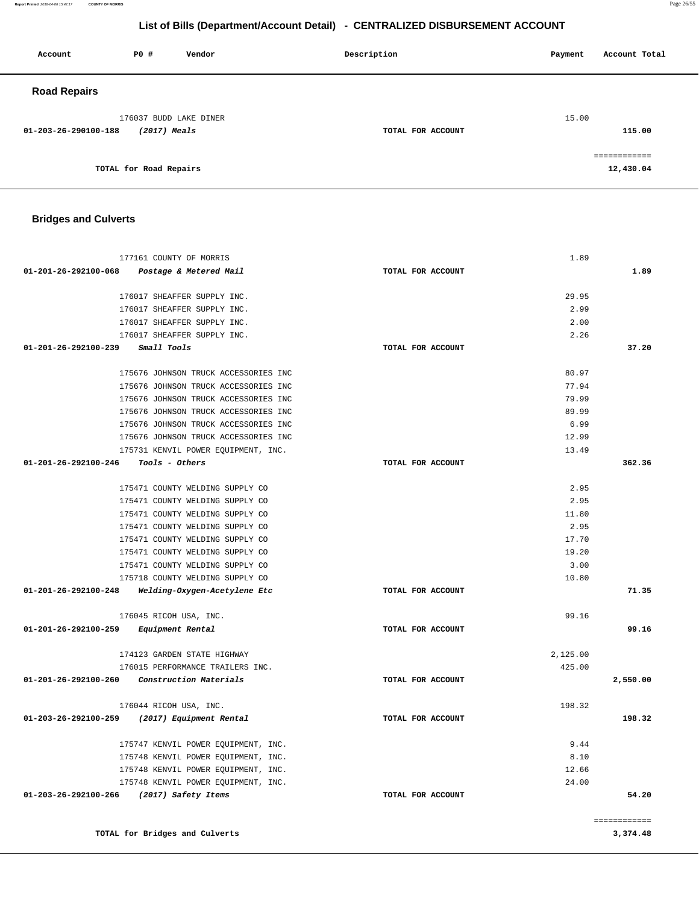## List of Bills (Department/Account Detail) - CENTRALIZED DISBURSEMENT ACCOUNT

| Account | PO # | Vendor | Description | Payment | Account Total |
|---|---|---|---|---|---|

### Road Repairs

| Account | PO # | Vendor | Description | Payment | Account Total |
|---|---|---|---|---|---|
| | 176037 | BUDD LAKE DINER | | 15.00 | |
| 01-203-26-290100-188 | | *(2017) Meals* | TOTAL FOR ACCOUNT | | 115.00 |
| | | | | | ============ |
| | | TOTAL for Road Repairs | | | 12,430.04 |

### Bridges and Culverts

| Account | PO # | Vendor | Description | Payment | Account Total |
|---|---|---|---|---|---|
| | 177161 | COUNTY OF MORRIS | | 1.89 | |
| 01-201-26-292100-068 | | *Postage & Metered Mail* | TOTAL FOR ACCOUNT | | 1.89 |
| | 176017 | SHEAFFER SUPPLY INC. | | 29.95 | |
| | 176017 | SHEAFFER SUPPLY INC. | | 2.99 | |
| | 176017 | SHEAFFER SUPPLY INC. | | 2.00 | |
| | 176017 | SHEAFFER SUPPLY INC. | | 2.26 | |
| 01-201-26-292100-239 | | *Small Tools* | TOTAL FOR ACCOUNT | | 37.20 |
| | 175676 | JOHNSON TRUCK ACCESSORIES INC | | 80.97 | |
| | 175676 | JOHNSON TRUCK ACCESSORIES INC | | 77.94 | |
| | 175676 | JOHNSON TRUCK ACCESSORIES INC | | 79.99 | |
| | 175676 | JOHNSON TRUCK ACCESSORIES INC | | 89.99 | |
| | 175676 | JOHNSON TRUCK ACCESSORIES INC | | 6.99 | |
| | 175676 | JOHNSON TRUCK ACCESSORIES INC | | 12.99 | |
| | 175731 | KENVIL POWER EQUIPMENT, INC. | | 13.49 | |
| 01-201-26-292100-246 | | *Tools - Others* | TOTAL FOR ACCOUNT | | 362.36 |
| | 175471 | COUNTY WELDING SUPPLY CO | | 2.95 | |
| | 175471 | COUNTY WELDING SUPPLY CO | | 2.95 | |
| | 175471 | COUNTY WELDING SUPPLY CO | | 11.80 | |
| | 175471 | COUNTY WELDING SUPPLY CO | | 2.95 | |
| | 175471 | COUNTY WELDING SUPPLY CO | | 17.70 | |
| | 175471 | COUNTY WELDING SUPPLY CO | | 19.20 | |
| | 175471 | COUNTY WELDING SUPPLY CO | | 3.00 | |
| | 175718 | COUNTY WELDING SUPPLY CO | | 10.80 | |
| 01-201-26-292100-248 | | *Welding-Oxygen-Acetylene Etc* | TOTAL FOR ACCOUNT | | 71.35 |
| | 176045 | RICOH USA, INC. | | 99.16 | |
| 01-201-26-292100-259 | | *Equipment Rental* | TOTAL FOR ACCOUNT | | 99.16 |
| | 174123 | GARDEN STATE HIGHWAY | | 2,125.00 | |
| | 176015 | PERFORMANCE TRAILERS INC. | | 425.00 | |
| 01-201-26-292100-260 | | *Construction Materials* | TOTAL FOR ACCOUNT | | 2,550.00 |
| | 176044 | RICOH USA, INC. | | 198.32 | |
| 01-203-26-292100-259 | | *(2017) Equipment Rental* | TOTAL FOR ACCOUNT | | 198.32 |
| | 175747 | KENVIL POWER EQUIPMENT, INC. | | 9.44 | |
| | 175748 | KENVIL POWER EQUIPMENT, INC. | | 8.10 | |
| | 175748 | KENVIL POWER EQUIPMENT, INC. | | 12.66 | |
| | 175748 | KENVIL POWER EQUIPMENT, INC. | | 24.00 | |
| 01-203-26-292100-266 | | *(2017) Safety Items* | TOTAL FOR ACCOUNT | | 54.20 |
| | | | | | ============ |
| | | TOTAL for Bridges and Culverts | | | 3,374.48 |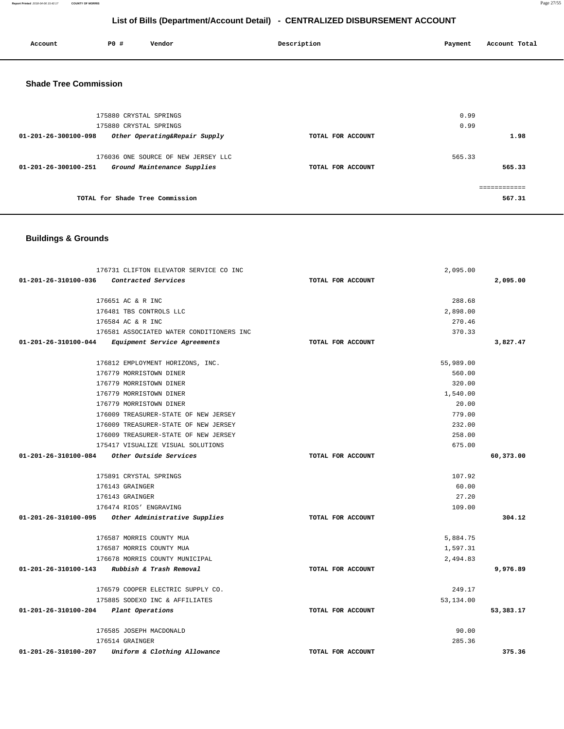# List of Bills (Department/Account Detail) - CENTRALIZED DISBURSEMENT ACCOUNT

| Account | PO # | Vendor | Description | Payment | Account Total |
|---|---|---|---|---|---|

## Shade Tree Commission

| Account | PO # | Vendor | Description | Payment | Account Total |
|---|---|---|---|---|---|
| | 175880 | CRYSTAL SPRINGS | | 0.99 | |
| | 175880 | CRYSTAL SPRINGS | | 0.99 | |
| 01-201-26-300100-098 | | *Other Operating&Repair Supply* | TOTAL FOR ACCOUNT | | 1.98 |
| | 176036 | ONE SOURCE OF NEW JERSEY LLC | | 565.33 | |
| 01-201-26-300100-251 | | *Ground Maintenance Supplies* | TOTAL FOR ACCOUNT | | 565.33 |
| | | | | | ============ |
| | | TOTAL for Shade Tree Commission | | | 567.31 |

## Buildings & Grounds

| Account | PO # | Vendor | Description | Payment | Account Total |
|---|---|---|---|---|---|
| | 176731 | CLIFTON ELEVATOR SERVICE CO INC | | 2,095.00 | |
| 01-201-26-310100-036 | | *Contracted Services* | TOTAL FOR ACCOUNT | | 2,095.00 |
| | 176651 | AC & R INC | | 288.68 | |
| | 176481 | TBS CONTROLS LLC | | 2,898.00 | |
| | 176584 | AC & R INC | | 270.46 | |
| | 176581 | ASSOCIATED WATER CONDITIONERS INC | | 370.33 | |
| 01-201-26-310100-044 | | *Equipment Service Agreements* | TOTAL FOR ACCOUNT | | 3,827.47 |
| | 176812 | EMPLOYMENT HORIZONS, INC. | | 55,989.00 | |
| | 176779 | MORRISTOWN DINER | | 560.00 | |
| | 176779 | MORRISTOWN DINER | | 320.00 | |
| | 176779 | MORRISTOWN DINER | | 1,540.00 | |
| | 176779 | MORRISTOWN DINER | | 20.00 | |
| | 176009 | TREASURER-STATE OF NEW JERSEY | | 779.00 | |
| | 176009 | TREASURER-STATE OF NEW JERSEY | | 232.00 | |
| | 176009 | TREASURER-STATE OF NEW JERSEY | | 258.00 | |
| | 175417 | VISUALIZE VISUAL SOLUTIONS | | 675.00 | |
| 01-201-26-310100-084 | | *Other Outside Services* | TOTAL FOR ACCOUNT | | 60,373.00 |
| | 175891 | CRYSTAL SPRINGS | | 107.92 | |
| | 176143 | GRAINGER | | 60.00 | |
| | 176143 | GRAINGER | | 27.20 | |
| | 176474 | RIOS' ENGRAVING | | 109.00 | |
| 01-201-26-310100-095 | | *Other Administrative Supplies* | TOTAL FOR ACCOUNT | | 304.12 |
| | 176587 | MORRIS COUNTY MUA | | 5,884.75 | |
| | 176587 | MORRIS COUNTY MUA | | 1,597.31 | |
| | 176678 | MORRIS COUNTY MUNICIPAL | | 2,494.83 | |
| 01-201-26-310100-143 | | *Rubbish & Trash Removal* | TOTAL FOR ACCOUNT | | 9,976.89 |
| | 176579 | COOPER ELECTRIC SUPPLY CO. | | 249.17 | |
| | 175885 | SODEXO INC & AFFILIATES | | 53,134.00 | |
| 01-201-26-310100-204 | | *Plant Operations* | TOTAL FOR ACCOUNT | | 53,383.17 |
| | 176585 | JOSEPH MACDONALD | | 90.00 | |
| | 176514 | GRAINGER | | 285.36 | |
| 01-201-26-310100-207 | | *Uniform & Clothing Allowance* | TOTAL FOR ACCOUNT | | 375.36 |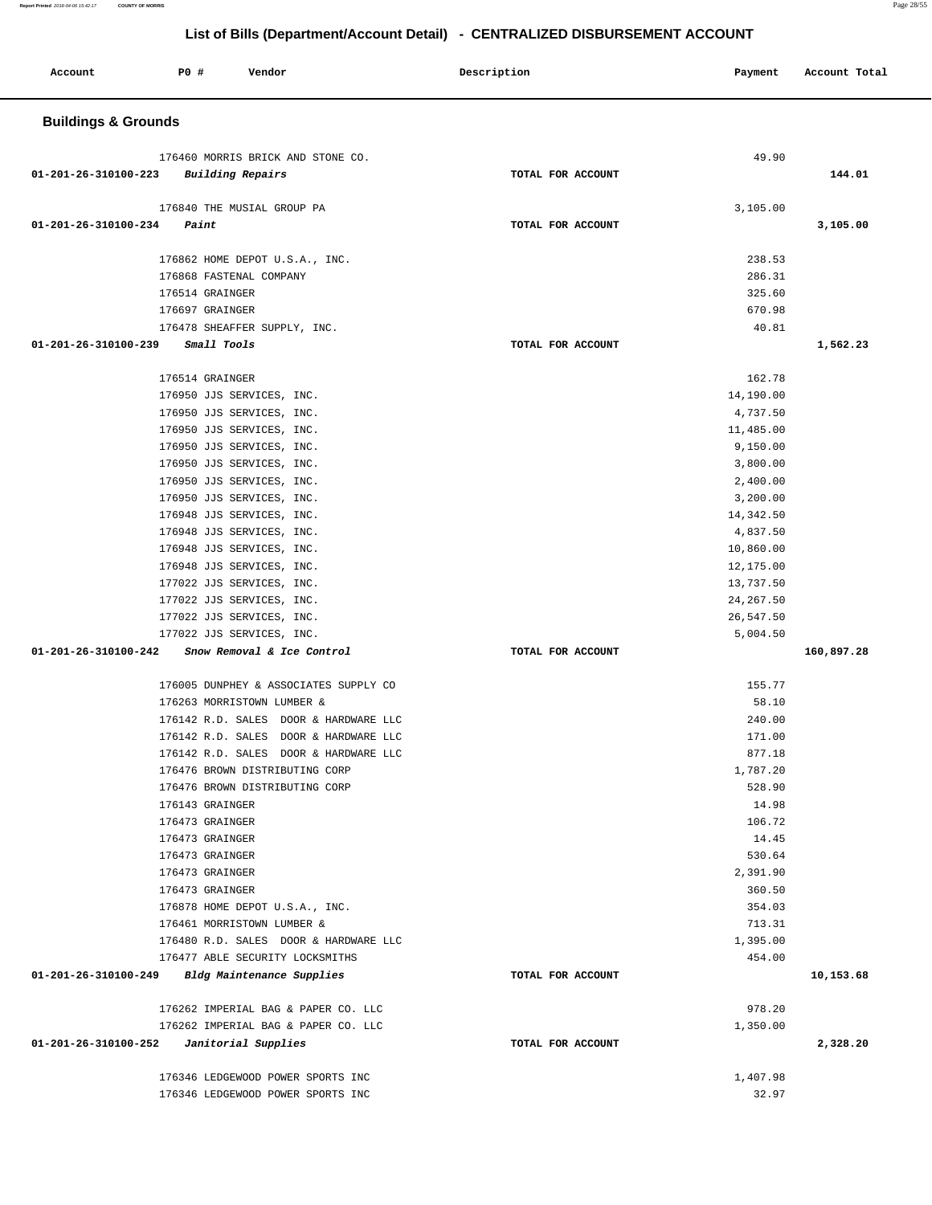# List of Bills (Department/Account Detail) - CENTRALIZED DISBURSEMENT ACCOUNT

| Account | PO # | Vendor | Description | Payment | Account Total |
|---|---|---|---|---|---|

## Buildings & Grounds

| Account | PO # | Vendor | Description | Payment | Account Total |
|---|---|---|---|---|---|
| | 176460 | MORRIS BRICK AND STONE CO. | | 49.90 | |
| 01-201-26-310100-223 | | *Building Repairs* | TOTAL FOR ACCOUNT | | 144.01 |
| | 176840 | THE MUSIAL GROUP PA | | 3,105.00 | |
| 01-201-26-310100-234 | | *Paint* | TOTAL FOR ACCOUNT | | 3,105.00 |
| | 176862 | HOME DEPOT U.S.A., INC. | | 238.53 | |
| | 176868 | FASTENAL COMPANY | | 286.31 | |
| | 176514 | GRAINGER | | 325.60 | |
| | 176697 | GRAINGER | | 670.98 | |
| | 176478 | SHEAFFER SUPPLY, INC. | | 40.81 | |
| 01-201-26-310100-239 | | *Small Tools* | TOTAL FOR ACCOUNT | | 1,562.23 |
| | 176514 | GRAINGER | | 162.78 | |
| | 176950 | JJS SERVICES, INC. | | 14,190.00 | |
| | 176950 | JJS SERVICES, INC. | | 4,737.50 | |
| | 176950 | JJS SERVICES, INC. | | 11,485.00 | |
| | 176950 | JJS SERVICES, INC. | | 9,150.00 | |
| | 176950 | JJS SERVICES, INC. | | 3,800.00 | |
| | 176950 | JJS SERVICES, INC. | | 2,400.00 | |
| | 176950 | JJS SERVICES, INC. | | 3,200.00 | |
| | 176948 | JJS SERVICES, INC. | | 14,342.50 | |
| | 176948 | JJS SERVICES, INC. | | 4,837.50 | |
| | 176948 | JJS SERVICES, INC. | | 10,860.00 | |
| | 176948 | JJS SERVICES, INC. | | 12,175.00 | |
| | 177022 | JJS SERVICES, INC. | | 13,737.50 | |
| | 177022 | JJS SERVICES, INC. | | 24,267.50 | |
| | 177022 | JJS SERVICES, INC. | | 26,547.50 | |
| | 177022 | JJS SERVICES, INC. | | 5,004.50 | |
| 01-201-26-310100-242 | | *Snow Removal & Ice Control* | TOTAL FOR ACCOUNT | | 160,897.28 |
| | 176005 | DUNPHEY & ASSOCIATES SUPPLY CO | | 155.77 | |
| | 176263 | MORRISTOWN LUMBER & | | 58.10 | |
| | 176142 | R.D. SALES DOOR & HARDWARE LLC | | 240.00 | |
| | 176142 | R.D. SALES DOOR & HARDWARE LLC | | 171.00 | |
| | 176142 | R.D. SALES DOOR & HARDWARE LLC | | 877.18 | |
| | 176476 | BROWN DISTRIBUTING CORP | | 1,787.20 | |
| | 176476 | BROWN DISTRIBUTING CORP | | 528.90 | |
| | 176143 | GRAINGER | | 14.98 | |
| | 176473 | GRAINGER | | 106.72 | |
| | 176473 | GRAINGER | | 14.45 | |
| | 176473 | GRAINGER | | 530.64 | |
| | 176473 | GRAINGER | | 2,391.90 | |
| | 176473 | GRAINGER | | 360.50 | |
| | 176878 | HOME DEPOT U.S.A., INC. | | 354.03 | |
| | 176461 | MORRISTOWN LUMBER & | | 713.31 | |
| | 176480 | R.D. SALES DOOR & HARDWARE LLC | | 1,395.00 | |
| | 176477 | ABLE SECURITY LOCKSMITHS | | 454.00 | |
| 01-201-26-310100-249 | | *Bldg Maintenance Supplies* | TOTAL FOR ACCOUNT | | 10,153.68 |
| | 176262 | IMPERIAL BAG & PAPER CO. LLC | | 978.20 | |
| | 176262 | IMPERIAL BAG & PAPER CO. LLC | | 1,350.00 | |
| 01-201-26-310100-252 | | *Janitorial Supplies* | TOTAL FOR ACCOUNT | | 2,328.20 |
| | 176346 | LEDGEWOOD POWER SPORTS INC | | 1,407.98 | |
| | 176346 | LEDGEWOOD POWER SPORTS INC | | 32.97 | |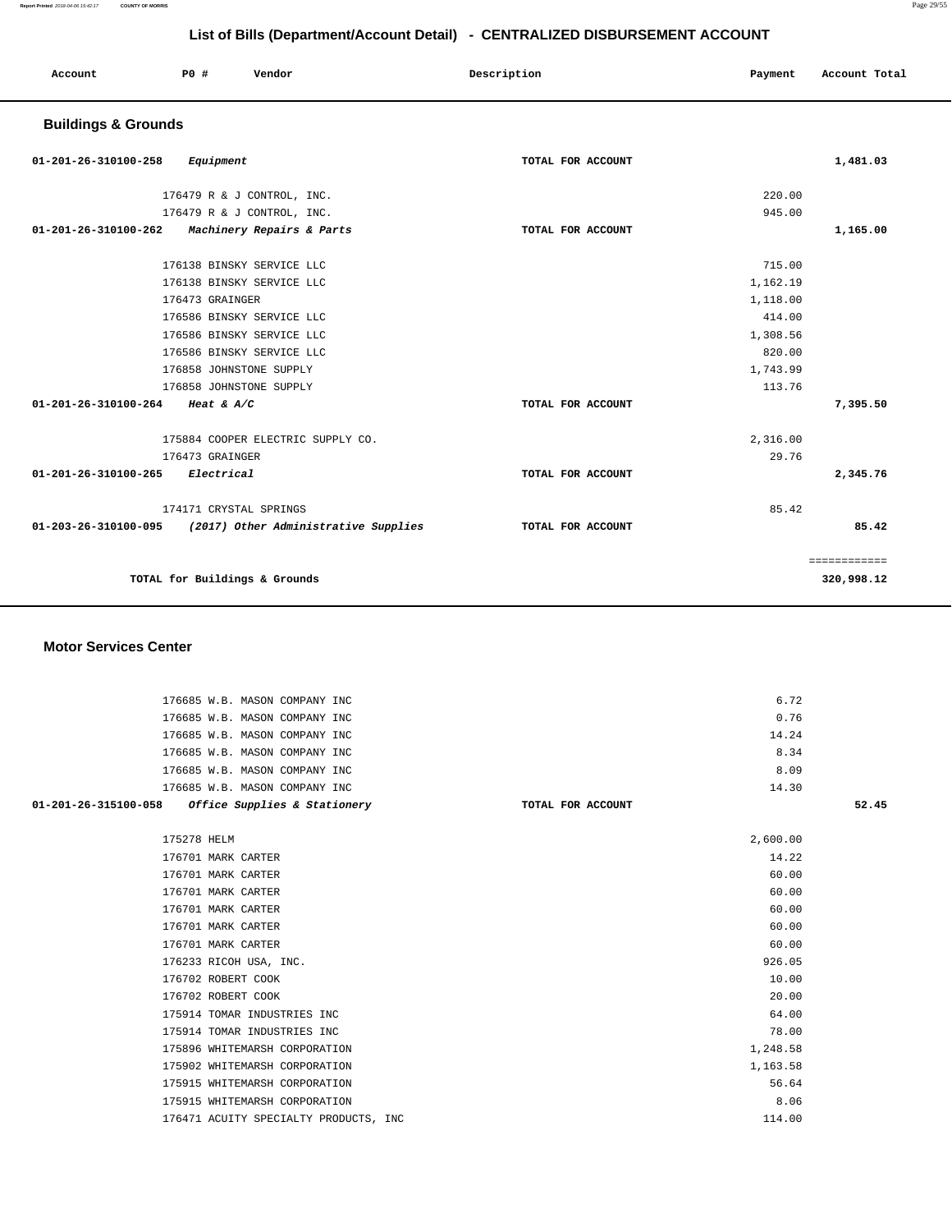## List of Bills (Department/Account Detail) - CENTRALIZED DISBURSEMENT ACCOUNT

| Account | PO # | Vendor | Description | Payment | Account Total |
|---|---|---|---|---|---|

### Buildings & Grounds

| Account | PO # | Vendor | Description | Payment | Account Total |
|---|---|---|---|---|---|
| 01-201-26-310100-258 | | *Equipment* | TOTAL FOR ACCOUNT | | 1,481.03 |
| | 176479 | R & J CONTROL, INC. | | 220.00 | |
| | 176479 | R & J CONTROL, INC. | | 945.00 | |
| 01-201-26-310100-262 | | *Machinery Repairs & Parts* | TOTAL FOR ACCOUNT | | 1,165.00 |
| | 176138 | BINSKY SERVICE LLC | | 715.00 | |
| | 176138 | BINSKY SERVICE LLC | | 1,162.19 | |
| | 176473 | GRAINGER | | 1,118.00 | |
| | 176586 | BINSKY SERVICE LLC | | 414.00 | |
| | 176586 | BINSKY SERVICE LLC | | 1,308.56 | |
| | 176586 | BINSKY SERVICE LLC | | 820.00 | |
| | 176858 | JOHNSTONE SUPPLY | | 1,743.99 | |
| | 176858 | JOHNSTONE SUPPLY | | 113.76 | |
| 01-201-26-310100-264 | | *Heat & A/C* | TOTAL FOR ACCOUNT | | 7,395.50 |
| | 175884 | COOPER ELECTRIC SUPPLY CO. | | 2,316.00 | |
| | 176473 | GRAINGER | | 29.76 | |
| 01-201-26-310100-265 | | *Electrical* | TOTAL FOR ACCOUNT | | 2,345.76 |
| | 174171 | CRYSTAL SPRINGS | | 85.42 | |
| 01-203-26-310100-095 | | *(2017) Other Administrative Supplies* | TOTAL FOR ACCOUNT | | 85.42 |
| | | | | | ============ |
| | | TOTAL for Buildings & Grounds | | | 320,998.12 |

### Motor Services Center

| Account | PO # | Vendor | Description | Payment | Account Total |
|---|---|---|---|---|---|
| | 176685 | W.B. MASON COMPANY INC | | 6.72 | |
| | 176685 | W.B. MASON COMPANY INC | | 0.76 | |
| | 176685 | W.B. MASON COMPANY INC | | 14.24 | |
| | 176685 | W.B. MASON COMPANY INC | | 8.34 | |
| | 176685 | W.B. MASON COMPANY INC | | 8.09 | |
| | 176685 | W.B. MASON COMPANY INC | | 14.30 | |
| 01-201-26-315100-058 | | *Office Supplies & Stationery* | TOTAL FOR ACCOUNT | | 52.45 |
| | 175278 | HELM | | 2,600.00 | |
| | 176701 | MARK CARTER | | 14.22 | |
| | 176701 | MARK CARTER | | 60.00 | |
| | 176701 | MARK CARTER | | 60.00 | |
| | 176701 | MARK CARTER | | 60.00 | |
| | 176701 | MARK CARTER | | 60.00 | |
| | 176701 | MARK CARTER | | 60.00 | |
| | 176233 | RICOH USA, INC. | | 926.05 | |
| | 176702 | ROBERT COOK | | 10.00 | |
| | 176702 | ROBERT COOK | | 20.00 | |
| | 175914 | TOMAR INDUSTRIES INC | | 64.00 | |
| | 175914 | TOMAR INDUSTRIES INC | | 78.00 | |
| | 175896 | WHITEMARSH CORPORATION | | 1,248.58 | |
| | 175902 | WHITEMARSH CORPORATION | | 1,163.58 | |
| | 175915 | WHITEMARSH CORPORATION | | 56.64 | |
| | 175915 | WHITEMARSH CORPORATION | | 8.06 | |
| | 176471 | ACUITY SPECIALTY PRODUCTS, INC | | 114.00 | |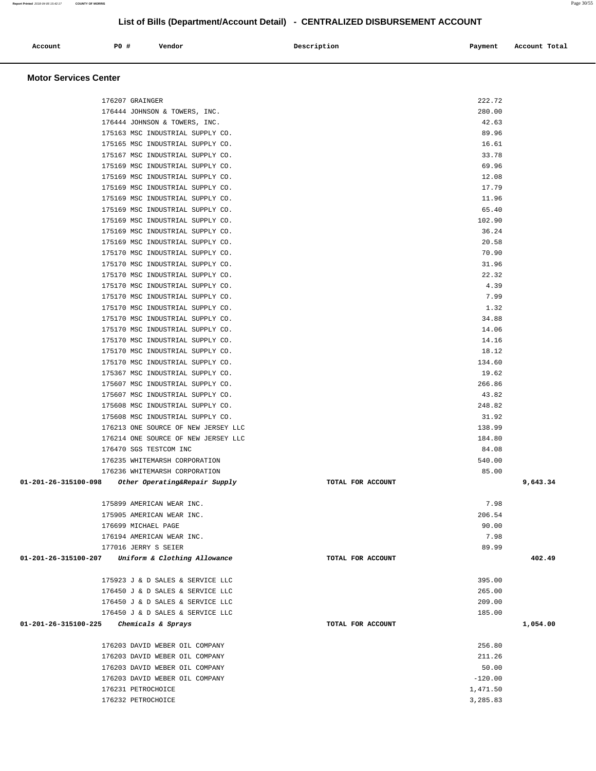# List of Bills (Department/Account Detail) - CENTRALIZED DISBURSEMENT ACCOUNT

| Account | PO # | Vendor | Description | Payment | Account Total |
|---|---|---|---|---|---|

## Motor Services Center

| Account | PO # | Vendor | Description | Payment | Account Total |
|---|---|---|---|---|---|
| | 176207 | GRAINGER | | 222.72 | |
| | 176444 | JOHNSON & TOWERS, INC. | | 280.00 | |
| | 176444 | JOHNSON & TOWERS, INC. | | 42.63 | |
| | 175163 | MSC INDUSTRIAL SUPPLY CO. | | 89.96 | |
| | 175165 | MSC INDUSTRIAL SUPPLY CO. | | 16.61 | |
| | 175167 | MSC INDUSTRIAL SUPPLY CO. | | 33.78 | |
| | 175169 | MSC INDUSTRIAL SUPPLY CO. | | 69.96 | |
| | 175169 | MSC INDUSTRIAL SUPPLY CO. | | 12.08 | |
| | 175169 | MSC INDUSTRIAL SUPPLY CO. | | 17.79 | |
| | 175169 | MSC INDUSTRIAL SUPPLY CO. | | 11.96 | |
| | 175169 | MSC INDUSTRIAL SUPPLY CO. | | 65.40 | |
| | 175169 | MSC INDUSTRIAL SUPPLY CO. | | 102.90 | |
| | 175169 | MSC INDUSTRIAL SUPPLY CO. | | 36.24 | |
| | 175169 | MSC INDUSTRIAL SUPPLY CO. | | 20.58 | |
| | 175170 | MSC INDUSTRIAL SUPPLY CO. | | 70.90 | |
| | 175170 | MSC INDUSTRIAL SUPPLY CO. | | 31.96 | |
| | 175170 | MSC INDUSTRIAL SUPPLY CO. | | 22.32 | |
| | 175170 | MSC INDUSTRIAL SUPPLY CO. | | 4.39 | |
| | 175170 | MSC INDUSTRIAL SUPPLY CO. | | 7.99 | |
| | 175170 | MSC INDUSTRIAL SUPPLY CO. | | 1.32 | |
| | 175170 | MSC INDUSTRIAL SUPPLY CO. | | 34.88 | |
| | 175170 | MSC INDUSTRIAL SUPPLY CO. | | 14.06 | |
| | 175170 | MSC INDUSTRIAL SUPPLY CO. | | 14.16 | |
| | 175170 | MSC INDUSTRIAL SUPPLY CO. | | 18.12 | |
| | 175170 | MSC INDUSTRIAL SUPPLY CO. | | 134.60 | |
| | 175367 | MSC INDUSTRIAL SUPPLY CO. | | 19.62 | |
| | 175607 | MSC INDUSTRIAL SUPPLY CO. | | 266.86 | |
| | 175607 | MSC INDUSTRIAL SUPPLY CO. | | 43.82 | |
| | 175608 | MSC INDUSTRIAL SUPPLY CO. | | 248.82 | |
| | 175608 | MSC INDUSTRIAL SUPPLY CO. | | 31.92 | |
| | 176213 | ONE SOURCE OF NEW JERSEY LLC | | 138.99 | |
| | 176214 | ONE SOURCE OF NEW JERSEY LLC | | 184.80 | |
| | 176470 | SGS TESTCOM INC | | 84.08 | |
| | 176235 | WHITEMARSH CORPORATION | | 540.00 | |
| | 176236 | WHITEMARSH CORPORATION | | 85.00 | |
| **01-201-26-315100-098** | | ***Other Operating&Repair Supply*** | **TOTAL FOR ACCOUNT** | | **9,643.34** |
| | 175899 | AMERICAN WEAR INC. | | 7.98 | |
| | 175905 | AMERICAN WEAR INC. | | 206.54 | |
| | 176699 | MICHAEL PAGE | | 90.00 | |
| | 176194 | AMERICAN WEAR INC. | | 7.98 | |
| | 177016 | JERRY S SEIER | | 89.99 | |
| **01-201-26-315100-207** | | ***Uniform & Clothing Allowance*** | **TOTAL FOR ACCOUNT** | | **402.49** |
| | 175923 | J & D SALES & SERVICE LLC | | 395.00 | |
| | 176450 | J & D SALES & SERVICE LLC | | 265.00 | |
| | 176450 | J & D SALES & SERVICE LLC | | 209.00 | |
| | 176450 | J & D SALES & SERVICE LLC | | 185.00 | |
| **01-201-26-315100-225** | | ***Chemicals & Sprays*** | **TOTAL FOR ACCOUNT** | | **1,054.00** |
| | 176203 | DAVID WEBER OIL COMPANY | | 256.80 | |
| | 176203 | DAVID WEBER OIL COMPANY | | 211.26 | |
| | 176203 | DAVID WEBER OIL COMPANY | | 50.00 | |
| | 176203 | DAVID WEBER OIL COMPANY | | -120.00 | |
| | 176231 | PETROCHOICE | | 1,471.50 | |
| | 176232 | PETROCHOICE | | 3,285.83 | |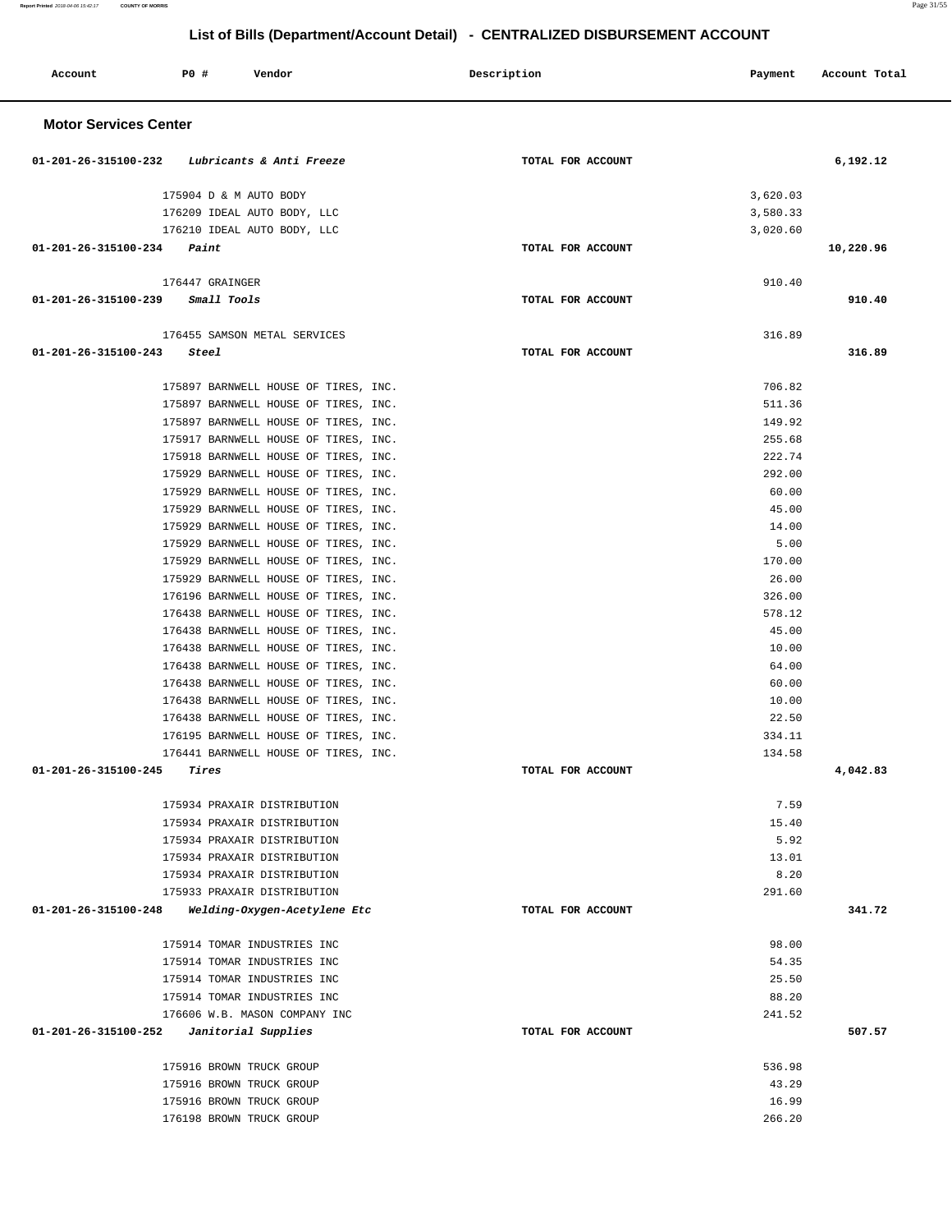## List of Bills (Department/Account Detail) - CENTRALIZED DISBURSEMENT ACCOUNT

| Account | PO # | Vendor | Description | Payment | Account Total |
|---|---|---|---|---|---|

### Motor Services Center

| Account | PO # | Vendor | Description | Payment | Account Total |
|---|---|---|---|---|---|
| 01-201-26-315100-232 *Lubricants & Anti Freeze* | | | TOTAL FOR ACCOUNT | | 6,192.12 |
| | 175904 | D & M AUTO BODY | | 3,620.03 | |
| | 176209 | IDEAL AUTO BODY, LLC | | 3,580.33 | |
| | 176210 | IDEAL AUTO BODY, LLC | | 3,020.60 | |
| 01-201-26-315100-234 *Paint* | | | TOTAL FOR ACCOUNT | | 10,220.96 |
| | 176447 | GRAINGER | | 910.40 | |
| 01-201-26-315100-239 *Small Tools* | | | TOTAL FOR ACCOUNT | | 910.40 |
| | 176455 | SAMSON METAL SERVICES | | 316.89 | |
| 01-201-26-315100-243 *Steel* | | | TOTAL FOR ACCOUNT | | 316.89 |
| | 175897 | BARNWELL HOUSE OF TIRES, INC. | | 706.82 | |
| | 175897 | BARNWELL HOUSE OF TIRES, INC. | | 511.36 | |
| | 175897 | BARNWELL HOUSE OF TIRES, INC. | | 149.92 | |
| | 175917 | BARNWELL HOUSE OF TIRES, INC. | | 255.68 | |
| | 175918 | BARNWELL HOUSE OF TIRES, INC. | | 222.74 | |
| | 175929 | BARNWELL HOUSE OF TIRES, INC. | | 292.00 | |
| | 175929 | BARNWELL HOUSE OF TIRES, INC. | | 60.00 | |
| | 175929 | BARNWELL HOUSE OF TIRES, INC. | | 45.00 | |
| | 175929 | BARNWELL HOUSE OF TIRES, INC. | | 14.00 | |
| | 175929 | BARNWELL HOUSE OF TIRES, INC. | | 5.00 | |
| | 175929 | BARNWELL HOUSE OF TIRES, INC. | | 170.00 | |
| | 175929 | BARNWELL HOUSE OF TIRES, INC. | | 26.00 | |
| | 176196 | BARNWELL HOUSE OF TIRES, INC. | | 326.00 | |
| | 176438 | BARNWELL HOUSE OF TIRES, INC. | | 578.12 | |
| | 176438 | BARNWELL HOUSE OF TIRES, INC. | | 45.00 | |
| | 176438 | BARNWELL HOUSE OF TIRES, INC. | | 10.00 | |
| | 176438 | BARNWELL HOUSE OF TIRES, INC. | | 64.00 | |
| | 176438 | BARNWELL HOUSE OF TIRES, INC. | | 60.00 | |
| | 176438 | BARNWELL HOUSE OF TIRES, INC. | | 10.00 | |
| | 176438 | BARNWELL HOUSE OF TIRES, INC. | | 22.50 | |
| | 176195 | BARNWELL HOUSE OF TIRES, INC. | | 334.11 | |
| | 176441 | BARNWELL HOUSE OF TIRES, INC. | | 134.58 | |
| 01-201-26-315100-245 *Tires* | | | TOTAL FOR ACCOUNT | | 4,042.83 |
| | 175934 | PRAXAIR DISTRIBUTION | | 7.59 | |
| | 175934 | PRAXAIR DISTRIBUTION | | 15.40 | |
| | 175934 | PRAXAIR DISTRIBUTION | | 5.92 | |
| | 175934 | PRAXAIR DISTRIBUTION | | 13.01 | |
| | 175934 | PRAXAIR DISTRIBUTION | | 8.20 | |
| | 175933 | PRAXAIR DISTRIBUTION | | 291.60 | |
| 01-201-26-315100-248 *Welding-Oxygen-Acetylene Etc* | | | TOTAL FOR ACCOUNT | | 341.72 |
| | 175914 | TOMAR INDUSTRIES INC | | 98.00 | |
| | 175914 | TOMAR INDUSTRIES INC | | 54.35 | |
| | 175914 | TOMAR INDUSTRIES INC | | 25.50 | |
| | 175914 | TOMAR INDUSTRIES INC | | 88.20 | |
| | 176606 | W.B. MASON COMPANY INC | | 241.52 | |
| 01-201-26-315100-252 *Janitorial Supplies* | | | TOTAL FOR ACCOUNT | | 507.57 |
| | 175916 | BROWN TRUCK GROUP | | 536.98 | |
| | 175916 | BROWN TRUCK GROUP | | 43.29 | |
| | 175916 | BROWN TRUCK GROUP | | 16.99 | |
| | 176198 | BROWN TRUCK GROUP | | 266.20 | |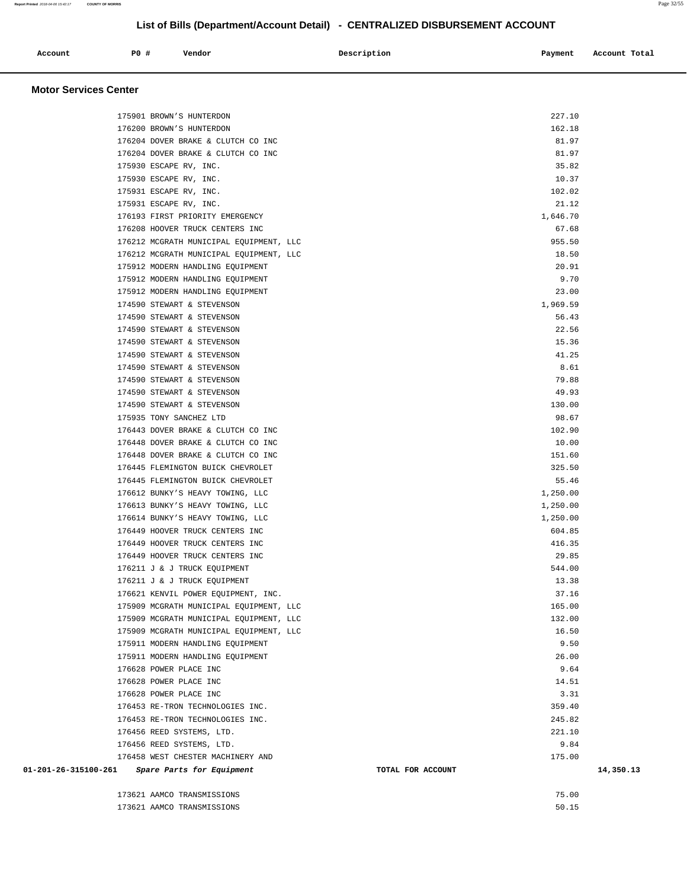# List of Bills (Department/Account Detail) - CENTRALIZED DISBURSEMENT ACCOUNT

| Account | PO # | Vendor | Description | Payment | Account Total |
|---|---|---|---|---|---|

## Motor Services Center

| Account | PO # | Vendor | Description | Payment | Account Total |
|---|---|---|---|---|---|
| | 175901 | BROWN'S HUNTERDON | | 227.10 | |
| | 176200 | BROWN'S HUNTERDON | | 162.18 | |
| | 176204 | DOVER BRAKE & CLUTCH CO INC | | 81.97 | |
| | 176204 | DOVER BRAKE & CLUTCH CO INC | | 81.97 | |
| | 175930 | ESCAPE RV, INC. | | 35.82 | |
| | 175930 | ESCAPE RV, INC. | | 10.37 | |
| | 175931 | ESCAPE RV, INC. | | 102.02 | |
| | 175931 | ESCAPE RV, INC. | | 21.12 | |
| | 176193 | FIRST PRIORITY EMERGENCY | | 1,646.70 | |
| | 176208 | HOOVER TRUCK CENTERS INC | | 67.68 | |
| | 176212 | MCGRATH MUNICIPAL EQUIPMENT, LLC | | 955.50 | |
| | 176212 | MCGRATH MUNICIPAL EQUIPMENT, LLC | | 18.50 | |
| | 175912 | MODERN HANDLING EQUIPMENT | | 20.91 | |
| | 175912 | MODERN HANDLING EQUIPMENT | | 9.70 | |
| | 175912 | MODERN HANDLING EQUIPMENT | | 23.00 | |
| | 174590 | STEWART & STEVENSON | | 1,969.59 | |
| | 174590 | STEWART & STEVENSON | | 56.43 | |
| | 174590 | STEWART & STEVENSON | | 22.56 | |
| | 174590 | STEWART & STEVENSON | | 15.36 | |
| | 174590 | STEWART & STEVENSON | | 41.25 | |
| | 174590 | STEWART & STEVENSON | | 8.61 | |
| | 174590 | STEWART & STEVENSON | | 79.88 | |
| | 174590 | STEWART & STEVENSON | | 49.93 | |
| | 174590 | STEWART & STEVENSON | | 130.00 | |
| | 175935 | TONY SANCHEZ LTD | | 98.67 | |
| | 176443 | DOVER BRAKE & CLUTCH CO INC | | 102.90 | |
| | 176448 | DOVER BRAKE & CLUTCH CO INC | | 10.00 | |
| | 176448 | DOVER BRAKE & CLUTCH CO INC | | 151.60 | |
| | 176445 | FLEMINGTON BUICK CHEVROLET | | 325.50 | |
| | 176445 | FLEMINGTON BUICK CHEVROLET | | 55.46 | |
| | 176612 | BUNKY'S HEAVY TOWING, LLC | | 1,250.00 | |
| | 176613 | BUNKY'S HEAVY TOWING, LLC | | 1,250.00 | |
| | 176614 | BUNKY'S HEAVY TOWING, LLC | | 1,250.00 | |
| | 176449 | HOOVER TRUCK CENTERS INC | | 604.85 | |
| | 176449 | HOOVER TRUCK CENTERS INC | | 416.35 | |
| | 176449 | HOOVER TRUCK CENTERS INC | | 29.85 | |
| | 176211 | J & J TRUCK EQUIPMENT | | 544.00 | |
| | 176211 | J & J TRUCK EQUIPMENT | | 13.38 | |
| | 176621 | KENVIL POWER EQUIPMENT, INC. | | 37.16 | |
| | 175909 | MCGRATH MUNICIPAL EQUIPMENT, LLC | | 165.00 | |
| | 175909 | MCGRATH MUNICIPAL EQUIPMENT, LLC | | 132.00 | |
| | 175909 | MCGRATH MUNICIPAL EQUIPMENT, LLC | | 16.50 | |
| | 175911 | MODERN HANDLING EQUIPMENT | | 9.50 | |
| | 175911 | MODERN HANDLING EQUIPMENT | | 26.00 | |
| | 176628 | POWER PLACE INC | | 9.64 | |
| | 176628 | POWER PLACE INC | | 14.51 | |
| | 176628 | POWER PLACE INC | | 3.31 | |
| | 176453 | RE-TRON TECHNOLOGIES INC. | | 359.40 | |
| | 176453 | RE-TRON TECHNOLOGIES INC. | | 245.82 | |
| | 176456 | REED SYSTEMS, LTD. | | 221.10 | |
| | 176456 | REED SYSTEMS, LTD. | | 9.84 | |
| | 176458 | WEST CHESTER MACHINERY AND | | 175.00 | |
| **01-201-26-315100-261** | | ***Spare Parts for Equipment*** | **TOTAL FOR ACCOUNT** | | **14,350.13** |
| | 173621 | AAMCO TRANSMISSIONS | | 75.00 | |
| | 173621 | AAMCO TRANSMISSIONS | | 50.15 | |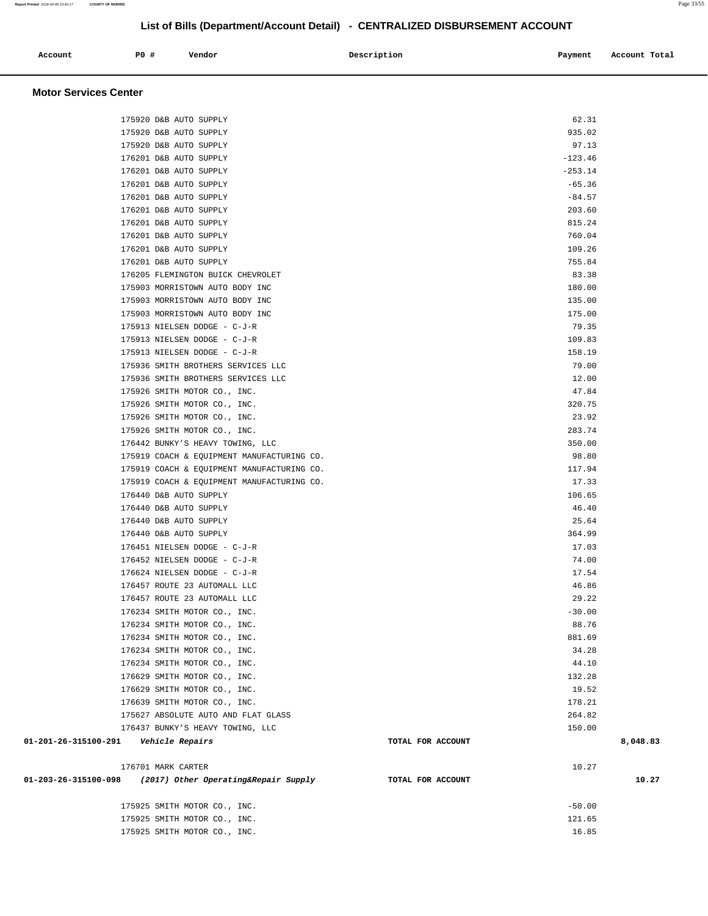## List of Bills (Department/Account Detail) - CENTRALIZED DISBURSEMENT ACCOUNT

| Account | PO # | Vendor | Description | Payment | Account Total |
|---|---|---|---|---|---|

### Motor Services Center

| Account | PO # | Vendor | Description | Payment | Account Total |
|---|---|---|---|---|---|
| | 175920 | D&B AUTO SUPPLY | | 62.31 | |
| | 175920 | D&B AUTO SUPPLY | | 935.02 | |
| | 175920 | D&B AUTO SUPPLY | | 97.13 | |
| | 176201 | D&B AUTO SUPPLY | | -123.46 | |
| | 176201 | D&B AUTO SUPPLY | | -253.14 | |
| | 176201 | D&B AUTO SUPPLY | | -65.36 | |
| | 176201 | D&B AUTO SUPPLY | | -84.57 | |
| | 176201 | D&B AUTO SUPPLY | | 203.60 | |
| | 176201 | D&B AUTO SUPPLY | | 815.24 | |
| | 176201 | D&B AUTO SUPPLY | | 760.04 | |
| | 176201 | D&B AUTO SUPPLY | | 109.26 | |
| | 176201 | D&B AUTO SUPPLY | | 755.84 | |
| | 176205 | FLEMINGTON BUICK CHEVROLET | | 83.38 | |
| | 175903 | MORRISTOWN AUTO BODY INC | | 180.00 | |
| | 175903 | MORRISTOWN AUTO BODY INC | | 135.00 | |
| | 175903 | MORRISTOWN AUTO BODY INC | | 175.00 | |
| | 175913 | NIELSEN DODGE - C-J-R | | 79.35 | |
| | 175913 | NIELSEN DODGE - C-J-R | | 109.83 | |
| | 175913 | NIELSEN DODGE - C-J-R | | 158.19 | |
| | 175936 | SMITH BROTHERS SERVICES LLC | | 79.00 | |
| | 175936 | SMITH BROTHERS SERVICES LLC | | 12.00 | |
| | 175926 | SMITH MOTOR CO., INC. | | 47.84 | |
| | 175926 | SMITH MOTOR CO., INC. | | 320.75 | |
| | 175926 | SMITH MOTOR CO., INC. | | 23.92 | |
| | 175926 | SMITH MOTOR CO., INC. | | 283.74 | |
| | 176442 | BUNKY'S HEAVY TOWING, LLC | | 350.00 | |
| | 175919 | COACH & EQUIPMENT MANUFACTURING CO. | | 98.80 | |
| | 175919 | COACH & EQUIPMENT MANUFACTURING CO. | | 117.94 | |
| | 175919 | COACH & EQUIPMENT MANUFACTURING CO. | | 17.33 | |
| | 176440 | D&B AUTO SUPPLY | | 106.65 | |
| | 176440 | D&B AUTO SUPPLY | | 46.40 | |
| | 176440 | D&B AUTO SUPPLY | | 25.64 | |
| | 176440 | D&B AUTO SUPPLY | | 364.99 | |
| | 176451 | NIELSEN DODGE - C-J-R | | 17.03 | |
| | 176452 | NIELSEN DODGE - C-J-R | | 74.00 | |
| | 176624 | NIELSEN DODGE - C-J-R | | 17.54 | |
| | 176457 | ROUTE 23 AUTOMALL LLC | | 46.86 | |
| | 176457 | ROUTE 23 AUTOMALL LLC | | 29.22 | |
| | 176234 | SMITH MOTOR CO., INC. | | -30.00 | |
| | 176234 | SMITH MOTOR CO., INC. | | 88.76 | |
| | 176234 | SMITH MOTOR CO., INC. | | 881.69 | |
| | 176234 | SMITH MOTOR CO., INC. | | 34.28 | |
| | 176234 | SMITH MOTOR CO., INC. | | 44.10 | |
| | 176629 | SMITH MOTOR CO., INC. | | 132.28 | |
| | 176629 | SMITH MOTOR CO., INC. | | 19.52 | |
| | 176639 | SMITH MOTOR CO., INC. | | 178.21 | |
| | 175627 | ABSOLUTE AUTO AND FLAT GLASS | | 264.82 | |
| | 176437 | BUNKY'S HEAVY TOWING, LLC | | 150.00 | |
| **01-201-26-315100-291** | | ***Vehicle Repairs*** | **TOTAL FOR ACCOUNT** | | **8,048.83** |
| | 176701 | MARK CARTER | | 10.27 | |
| **01-203-26-315100-098** | | ***(2017) Other Operating&Repair Supply*** | **TOTAL FOR ACCOUNT** | | **10.27** |
| | 175925 | SMITH MOTOR CO., INC. | | -50.00 | |
| | 175925 | SMITH MOTOR CO., INC. | | 121.65 | |
| | 175925 | SMITH MOTOR CO., INC. | | 16.85 | |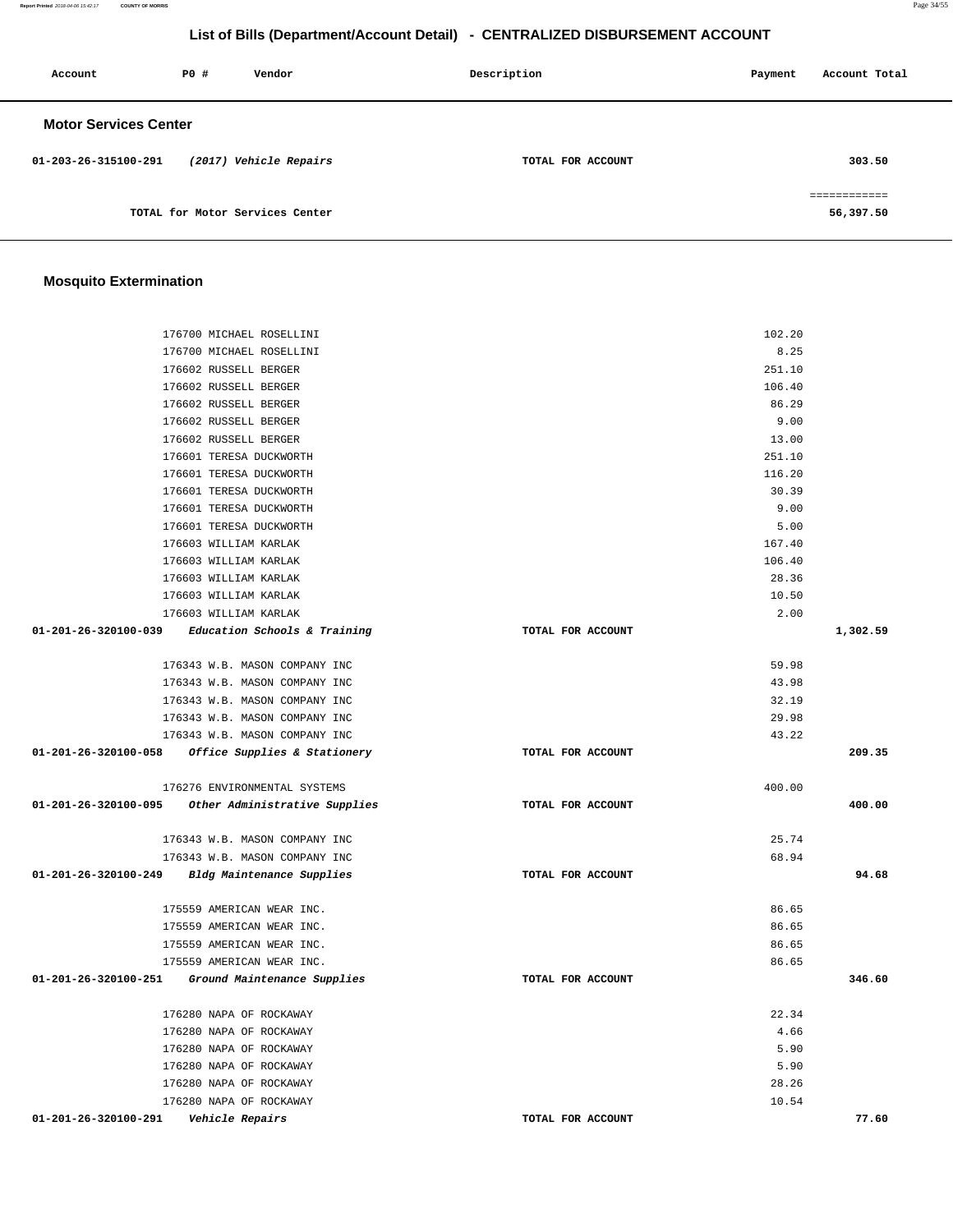## List of Bills (Department/Account Detail) - CENTRALIZED DISBURSEMENT ACCOUNT

| Account | PO # | Vendor | Description | Payment | Account Total |
|---|---|---|---|---|---|

### Motor Services Center

| Account | PO # | Vendor | Description | Payment | Account Total |
|---|---|---|---|---|---|
| 01-203-26-315100-291 | | *(2017) Vehicle Repairs* | TOTAL FOR ACCOUNT | | 303.50 |
| | | | | | ============ |
| | | TOTAL for Motor Services Center | | | 56,397.50 |

### Mosquito Extermination

| Account | PO # | Vendor | Description | Payment | Account Total |
|---|---|---|---|---|---|
| | 176700 | MICHAEL ROSELLINI | | 102.20 | |
| | 176700 | MICHAEL ROSELLINI | | 8.25 | |
| | 176602 | RUSSELL BERGER | | 251.10 | |
| | 176602 | RUSSELL BERGER | | 106.40 | |
| | 176602 | RUSSELL BERGER | | 86.29 | |
| | 176602 | RUSSELL BERGER | | 9.00 | |
| | 176602 | RUSSELL BERGER | | 13.00 | |
| | 176601 | TERESA DUCKWORTH | | 251.10 | |
| | 176601 | TERESA DUCKWORTH | | 116.20 | |
| | 176601 | TERESA DUCKWORTH | | 30.39 | |
| | 176601 | TERESA DUCKWORTH | | 9.00 | |
| | 176601 | TERESA DUCKWORTH | | 5.00 | |
| | 176603 | WILLIAM KARLAK | | 167.40 | |
| | 176603 | WILLIAM KARLAK | | 106.40 | |
| | 176603 | WILLIAM KARLAK | | 28.36 | |
| | 176603 | WILLIAM KARLAK | | 10.50 | |
| | 176603 | WILLIAM KARLAK | | 2.00 | |
| 01-201-26-320100-039 | | *Education Schools & Training* | TOTAL FOR ACCOUNT | | 1,302.59 |
| | 176343 | W.B. MASON COMPANY INC | | 59.98 | |
| | 176343 | W.B. MASON COMPANY INC | | 43.98 | |
| | 176343 | W.B. MASON COMPANY INC | | 32.19 | |
| | 176343 | W.B. MASON COMPANY INC | | 29.98 | |
| | 176343 | W.B. MASON COMPANY INC | | 43.22 | |
| 01-201-26-320100-058 | | *Office Supplies & Stationery* | TOTAL FOR ACCOUNT | | 209.35 |
| | 176276 | ENVIRONMENTAL SYSTEMS | | 400.00 | |
| 01-201-26-320100-095 | | *Other Administrative Supplies* | TOTAL FOR ACCOUNT | | 400.00 |
| | 176343 | W.B. MASON COMPANY INC | | 25.74 | |
| | 176343 | W.B. MASON COMPANY INC | | 68.94 | |
| 01-201-26-320100-249 | | *Bldg Maintenance Supplies* | TOTAL FOR ACCOUNT | | 94.68 |
| | 175559 | AMERICAN WEAR INC. | | 86.65 | |
| | 175559 | AMERICAN WEAR INC. | | 86.65 | |
| | 175559 | AMERICAN WEAR INC. | | 86.65 | |
| | 175559 | AMERICAN WEAR INC. | | 86.65 | |
| 01-201-26-320100-251 | | *Ground Maintenance Supplies* | TOTAL FOR ACCOUNT | | 346.60 |
| | 176280 | NAPA OF ROCKAWAY | | 22.34 | |
| | 176280 | NAPA OF ROCKAWAY | | 4.66 | |
| | 176280 | NAPA OF ROCKAWAY | | 5.90 | |
| | 176280 | NAPA OF ROCKAWAY | | 5.90 | |
| | 176280 | NAPA OF ROCKAWAY | | 28.26 | |
| | 176280 | NAPA OF ROCKAWAY | | 10.54 | |
| 01-201-26-320100-291 | | *Vehicle Repairs* | TOTAL FOR ACCOUNT | | 77.60 |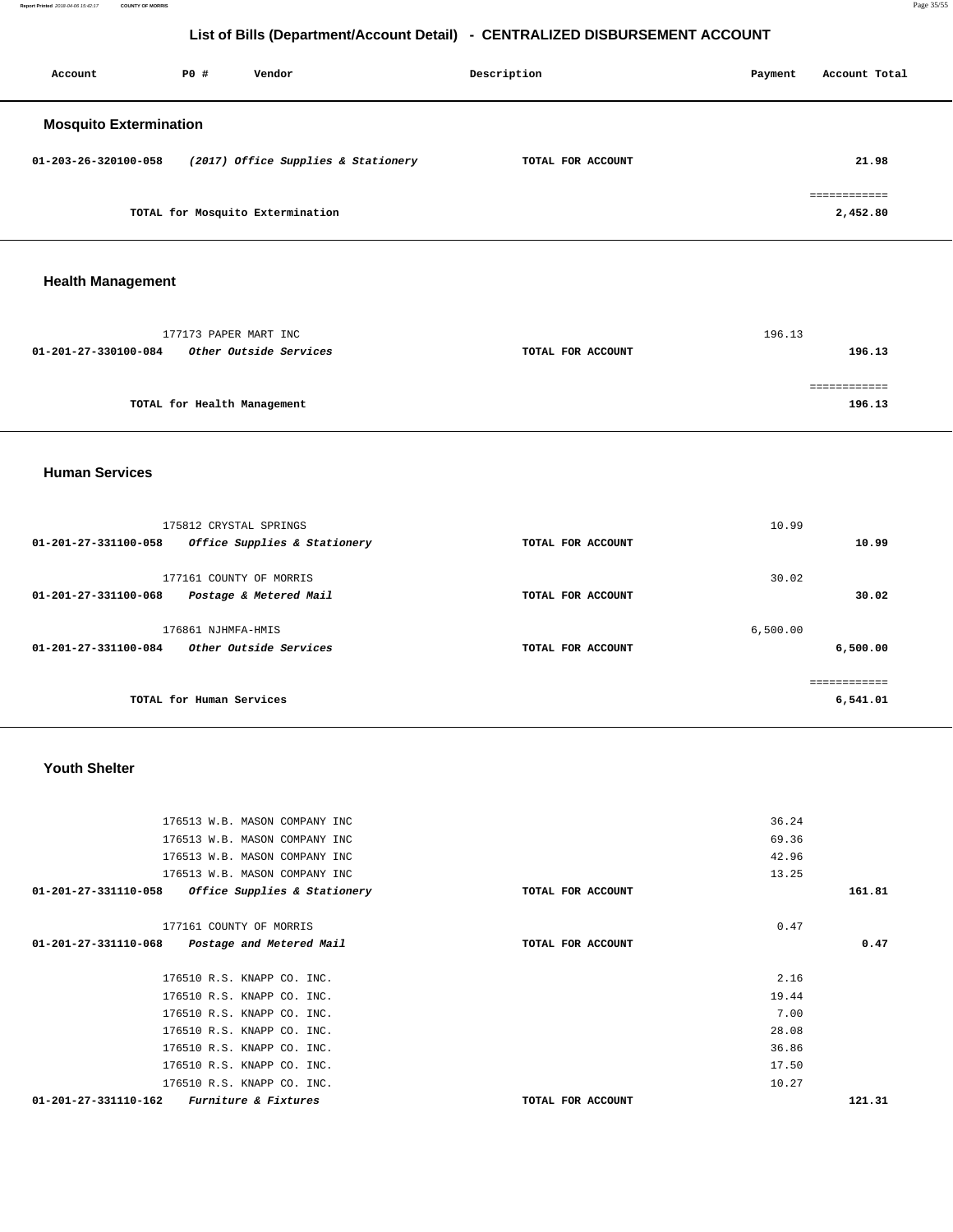# List of Bills (Department/Account Detail) - CENTRALIZED DISBURSEMENT ACCOUNT

| Account | PO # | Vendor | Description | Payment | Account Total |
|---|---|---|---|---|---|

## Mosquito Extermination

| Account | PO # | Vendor | Description | Payment | Account Total |
|---|---|---|---|---|---|
| 01-203-26-320100-058 | | *(2017) Office Supplies & Stationery* | TOTAL FOR ACCOUNT | | 21.98 |
| | | TOTAL for Mosquito Extermination | | | ============ 2,452.80 |

## Health Management

| Account | PO # | Vendor | Description | Payment | Account Total |
|---|---|---|---|---|---|
| | 177173 | PAPER MART INC | | 196.13 | |
| 01-201-27-330100-084 | | *Other Outside Services* | TOTAL FOR ACCOUNT | | 196.13 |
| | | TOTAL for Health Management | | | ============ 196.13 |

## Human Services

| Account | PO # | Vendor | Description | Payment | Account Total |
|---|---|---|---|---|---|
| | 175812 | CRYSTAL SPRINGS | | 10.99 | |
| 01-201-27-331100-058 | | *Office Supplies & Stationery* | TOTAL FOR ACCOUNT | | 10.99 |
| | 177161 | COUNTY OF MORRIS | | 30.02 | |
| 01-201-27-331100-068 | | *Postage & Metered Mail* | TOTAL FOR ACCOUNT | | 30.02 |
| | 176861 | NJHMFA-HMIS | | 6,500.00 | |
| 01-201-27-331100-084 | | *Other Outside Services* | TOTAL FOR ACCOUNT | | 6,500.00 |
| | | TOTAL for Human Services | | | ============ 6,541.01 |

## Youth Shelter

| Account | PO # | Vendor | Description | Payment | Account Total |
|---|---|---|---|---|---|
| | 176513 | W.B. MASON COMPANY INC | | 36.24 | |
| | 176513 | W.B. MASON COMPANY INC | | 69.36 | |
| | 176513 | W.B. MASON COMPANY INC | | 42.96 | |
| | 176513 | W.B. MASON COMPANY INC | | 13.25 | |
| 01-201-27-331110-058 | | *Office Supplies & Stationery* | TOTAL FOR ACCOUNT | | 161.81 |
| | 177161 | COUNTY OF MORRIS | | 0.47 | |
| 01-201-27-331110-068 | | *Postage and Metered Mail* | TOTAL FOR ACCOUNT | | 0.47 |
| | 176510 | R.S. KNAPP CO. INC. | | 2.16 | |
| | 176510 | R.S. KNAPP CO. INC. | | 19.44 | |
| | 176510 | R.S. KNAPP CO. INC. | | 7.00 | |
| | 176510 | R.S. KNAPP CO. INC. | | 28.08 | |
| | 176510 | R.S. KNAPP CO. INC. | | 36.86 | |
| | 176510 | R.S. KNAPP CO. INC. | | 17.50 | |
| | 176510 | R.S. KNAPP CO. INC. | | 10.27 | |
| 01-201-27-331110-162 | | *Furniture & Fixtures* | TOTAL FOR ACCOUNT | | 121.31 |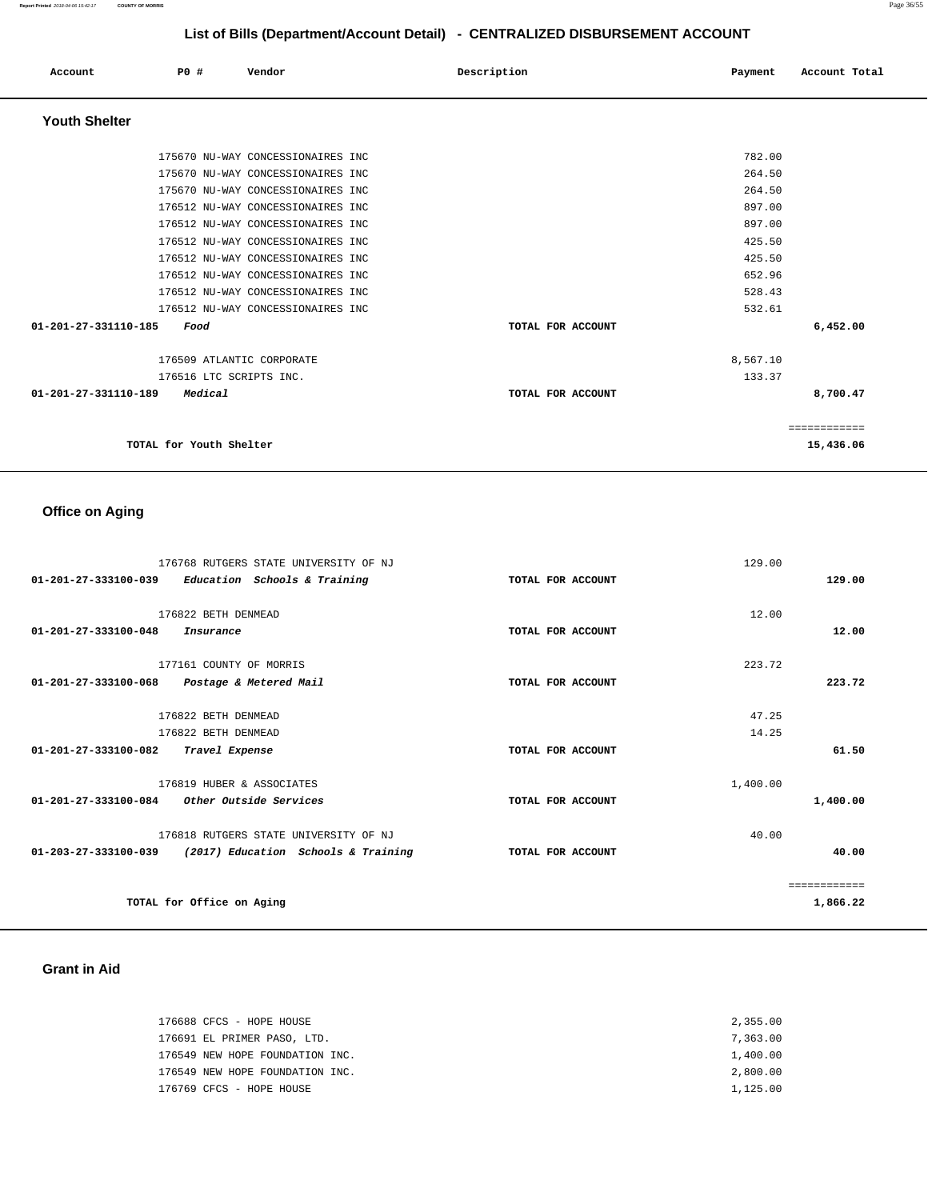## List of Bills (Department/Account Detail) - CENTRALIZED DISBURSEMENT ACCOUNT

| Account | PO # | Vendor | Description | Payment | Account Total |
|---|---|---|---|---|---|

### Youth Shelter

| Account | PO # | Vendor | Description | Payment | Account Total |
|---|---|---|---|---|---|
| | 175670 | NU-WAY CONCESSIONAIRES INC | | 782.00 | |
| | 175670 | NU-WAY CONCESSIONAIRES INC | | 264.50 | |
| | 175670 | NU-WAY CONCESSIONAIRES INC | | 264.50 | |
| | 176512 | NU-WAY CONCESSIONAIRES INC | | 897.00 | |
| | 176512 | NU-WAY CONCESSIONAIRES INC | | 897.00 | |
| | 176512 | NU-WAY CONCESSIONAIRES INC | | 425.50 | |
| | 176512 | NU-WAY CONCESSIONAIRES INC | | 425.50 | |
| | 176512 | NU-WAY CONCESSIONAIRES INC | | 652.96 | |
| | 176512 | NU-WAY CONCESSIONAIRES INC | | 528.43 | |
| | 176512 | NU-WAY CONCESSIONAIRES INC | | 532.61 | |
| **01-201-27-331110-185** | ***Food*** | | TOTAL FOR ACCOUNT | | **6,452.00** |
| | 176509 | ATLANTIC CORPORATE | | 8,567.10 | |
| | 176516 | LTC SCRIPTS INC. | | 133.37 | |
| **01-201-27-331110-189** | ***Medical*** | | TOTAL FOR ACCOUNT | | **8,700.47** |
| | | | | | ============ |
| | **TOTAL for Youth Shelter** | | | | **15,436.06** |

### Office on Aging

| Account | PO # | Vendor | Description | Payment | Account Total |
|---|---|---|---|---|---|
| | 176768 | RUTGERS STATE UNIVERSITY OF NJ | | 129.00 | |
| **01-201-27-333100-039** | ***Education Schools & Training*** | | TOTAL FOR ACCOUNT | | **129.00** |
| | 176822 | BETH DENMEAD | | 12.00 | |
| **01-201-27-333100-048** | ***Insurance*** | | TOTAL FOR ACCOUNT | | **12.00** |
| | 177161 | COUNTY OF MORRIS | | 223.72 | |
| **01-201-27-333100-068** | ***Postage & Metered Mail*** | | TOTAL FOR ACCOUNT | | **223.72** |
| | 176822 | BETH DENMEAD | | 47.25 | |
| | 176822 | BETH DENMEAD | | 14.25 | |
| **01-201-27-333100-082** | ***Travel Expense*** | | TOTAL FOR ACCOUNT | | **61.50** |
| | 176819 | HUBER & ASSOCIATES | | 1,400.00 | |
| **01-201-27-333100-084** | ***Other Outside Services*** | | TOTAL FOR ACCOUNT | | **1,400.00** |
| | 176818 | RUTGERS STATE UNIVERSITY OF NJ | | 40.00 | |
| **01-203-27-333100-039** | ***(2017) Education Schools & Training*** | | TOTAL FOR ACCOUNT | | **40.00** |
| | | | | | ============ |
| | **TOTAL for Office on Aging** | | | | **1,866.22** |

### Grant in Aid

| Account | PO # | Vendor | Description | Payment | Account Total |
|---|---|---|---|---|---|
| | 176688 | CFCS - HOPE HOUSE | | 2,355.00 | |
| | 176691 | EL PRIMER PASO, LTD. | | 7,363.00 | |
| | 176549 | NEW HOPE FOUNDATION INC. | | 1,400.00 | |
| | 176549 | NEW HOPE FOUNDATION INC. | | 2,800.00 | |
| | 176769 | CFCS - HOPE HOUSE | | 1,125.00 | |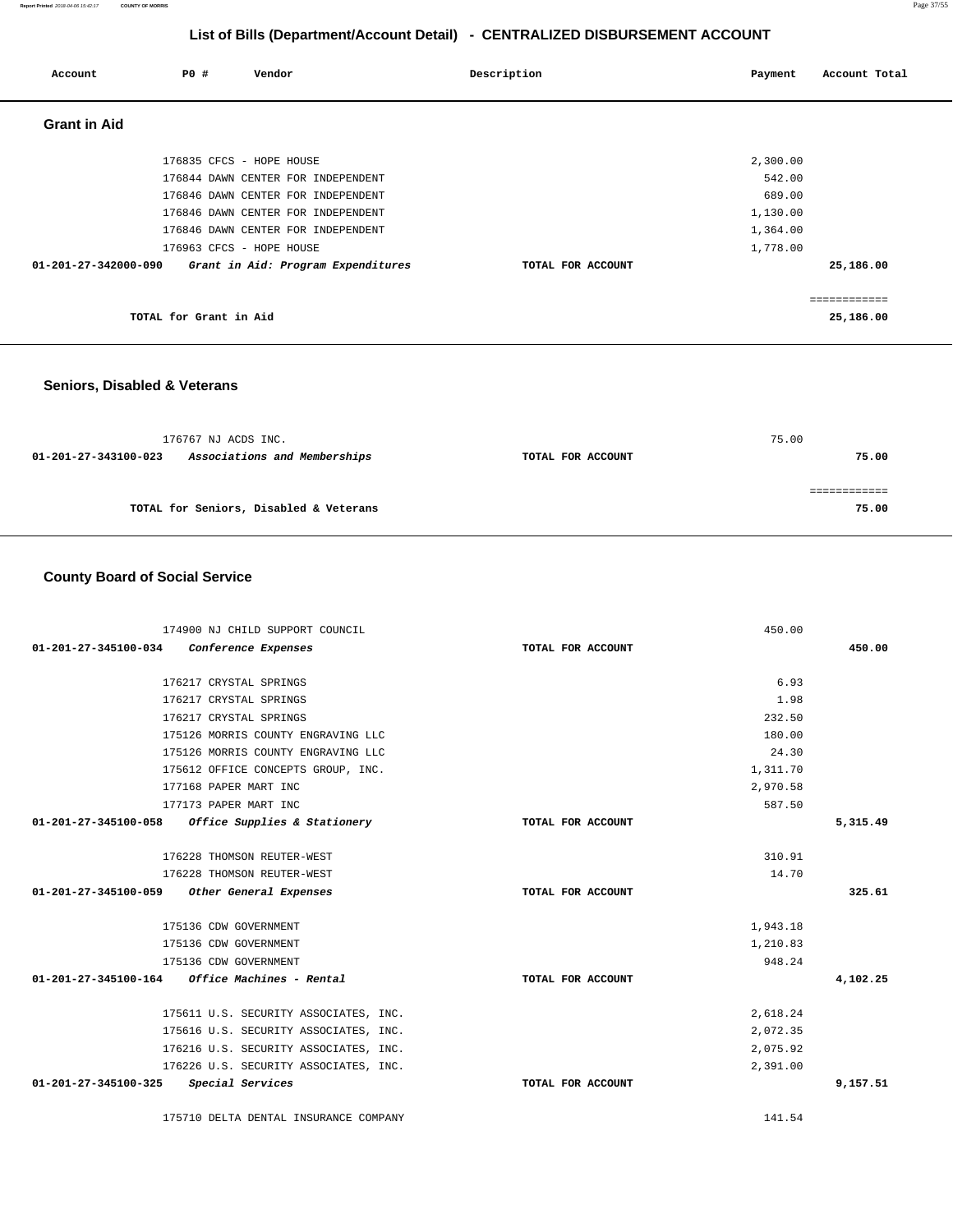## List of Bills (Department/Account Detail) - CENTRALIZED DISBURSEMENT ACCOUNT

| Account | PO # | Vendor | Description | Payment | Account Total |
|---|---|---|---|---|---|

### Grant in Aid

| Account | PO # | Vendor | Description | Payment | Account Total |
|---|---|---|---|---|---|
| | 176835 | CFCS - HOPE HOUSE | | 2,300.00 | |
| | 176844 | DAWN CENTER FOR INDEPENDENT | | 542.00 | |
| | 176846 | DAWN CENTER FOR INDEPENDENT | | 689.00 | |
| | 176846 | DAWN CENTER FOR INDEPENDENT | | 1,130.00 | |
| | 176846 | DAWN CENTER FOR INDEPENDENT | | 1,364.00 | |
| | 176963 | CFCS - HOPE HOUSE | | 1,778.00 | |
| 01-201-27-342000-090 | | *Grant in Aid: Program Expenditures* | TOTAL FOR ACCOUNT | | 25,186.00 |
| | | TOTAL for Grant in Aid | | | 25,186.00 |

### Seniors, Disabled & Veterans

| Account | PO # | Vendor | Description | Payment | Account Total |
|---|---|---|---|---|---|
| | 176767 | NJ ACDS INC. | | 75.00 | |
| 01-201-27-343100-023 | | *Associations and Memberships* | TOTAL FOR ACCOUNT | | 75.00 |
| | | TOTAL for Seniors, Disabled & Veterans | | | 75.00 |

### County Board of Social Service

| Account | PO # | Vendor | Description | Payment | Account Total |
|---|---|---|---|---|---|
| | 174900 | NJ CHILD SUPPORT COUNCIL | | 450.00 | |
| 01-201-27-345100-034 | | *Conference Expenses* | TOTAL FOR ACCOUNT | | 450.00 |
| | 176217 | CRYSTAL SPRINGS | | 6.93 | |
| | 176217 | CRYSTAL SPRINGS | | 1.98 | |
| | 176217 | CRYSTAL SPRINGS | | 232.50 | |
| | 175126 | MORRIS COUNTY ENGRAVING LLC | | 180.00 | |
| | 175126 | MORRIS COUNTY ENGRAVING LLC | | 24.30 | |
| | 175612 | OFFICE CONCEPTS GROUP, INC. | | 1,311.70 | |
| | 177168 | PAPER MART INC | | 2,970.58 | |
| | 177173 | PAPER MART INC | | 587.50 | |
| 01-201-27-345100-058 | | *Office Supplies & Stationery* | TOTAL FOR ACCOUNT | | 5,315.49 |
| | 176228 | THOMSON REUTER-WEST | | 310.91 | |
| | 176228 | THOMSON REUTER-WEST | | 14.70 | |
| 01-201-27-345100-059 | | *Other General Expenses* | TOTAL FOR ACCOUNT | | 325.61 |
| | 175136 | CDW GOVERNMENT | | 1,943.18 | |
| | 175136 | CDW GOVERNMENT | | 1,210.83 | |
| | 175136 | CDW GOVERNMENT | | 948.24 | |
| 01-201-27-345100-164 | | *Office Machines - Rental* | TOTAL FOR ACCOUNT | | 4,102.25 |
| | 175611 | U.S. SECURITY ASSOCIATES, INC. | | 2,618.24 | |
| | 175616 | U.S. SECURITY ASSOCIATES, INC. | | 2,072.35 | |
| | 176216 | U.S. SECURITY ASSOCIATES, INC. | | 2,075.92 | |
| | 176226 | U.S. SECURITY ASSOCIATES, INC. | | 2,391.00 | |
| 01-201-27-345100-325 | | *Special Services* | TOTAL FOR ACCOUNT | | 9,157.51 |
| | 175710 | DELTA DENTAL INSURANCE COMPANY | | 141.54 | |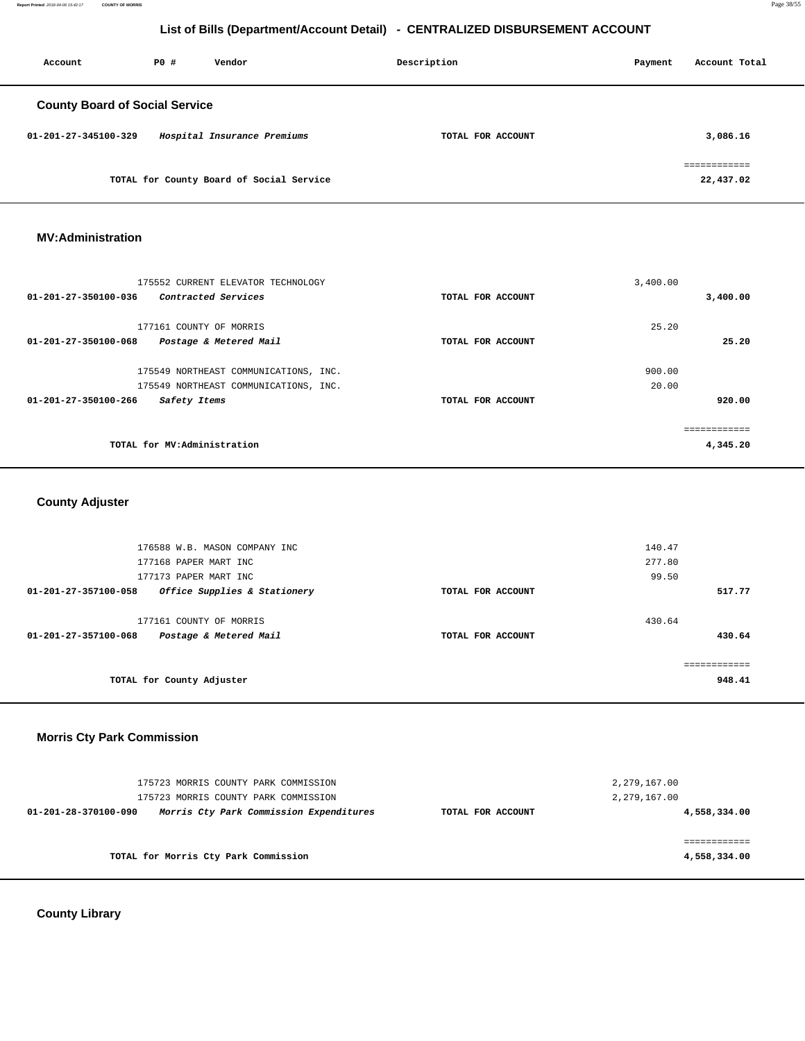# List of Bills (Department/Account Detail) - CENTRALIZED DISBURSEMENT ACCOUNT

| Account | PO # | Vendor | Description | Payment | Account Total |
|---|---|---|---|---|---|

## County Board of Social Service

| Account | PO # | Vendor | Description | Payment | Account Total |
|---|---|---|---|---|---|
| 01-201-27-345100-329 | | *Hospital Insurance Premiums* | TOTAL FOR ACCOUNT | | 3,086.16 |
| | | | | | ============ |
| | | TOTAL for County Board of Social Service | | | 22,437.02 |

## MV:Administration

| Account | PO # | Vendor | Description | Payment | Account Total |
|---|---|---|---|---|---|
| | 175552 | CURRENT ELEVATOR TECHNOLOGY | | 3,400.00 | |
| 01-201-27-350100-036 | | *Contracted Services* | TOTAL FOR ACCOUNT | | 3,400.00 |
| | 177161 | COUNTY OF MORRIS | | 25.20 | |
| 01-201-27-350100-068 | | *Postage & Metered Mail* | TOTAL FOR ACCOUNT | | 25.20 |
| | 175549 | NORTHEAST COMMUNICATIONS, INC. | | 900.00 | |
| | 175549 | NORTHEAST COMMUNICATIONS, INC. | | 20.00 | |
| 01-201-27-350100-266 | | *Safety Items* | TOTAL FOR ACCOUNT | | 920.00 |
| | | | | | ============ |
| | | TOTAL for MV:Administration | | | 4,345.20 |

## County Adjuster

| Account | PO # | Vendor | Description | Payment | Account Total |
|---|---|---|---|---|---|
| | 176588 | W.B. MASON COMPANY INC | | 140.47 | |
| | 177168 | PAPER MART INC | | 277.80 | |
| | 177173 | PAPER MART INC | | 99.50 | |
| 01-201-27-357100-058 | | *Office Supplies & Stationery* | TOTAL FOR ACCOUNT | | 517.77 |
| | 177161 | COUNTY OF MORRIS | | 430.64 | |
| 01-201-27-357100-068 | | *Postage & Metered Mail* | TOTAL FOR ACCOUNT | | 430.64 |
| | | | | | ============ |
| | | TOTAL for County Adjuster | | | 948.41 |

## Morris Cty Park Commission

| Account | PO # | Vendor | Description | Payment | Account Total |
|---|---|---|---|---|---|
| | 175723 | MORRIS COUNTY PARK COMMISSION | | 2,279,167.00 | |
| | 175723 | MORRIS COUNTY PARK COMMISSION | | 2,279,167.00 | |
| 01-201-28-370100-090 | | *Morris Cty Park Commission Expenditures* | TOTAL FOR ACCOUNT | | 4,558,334.00 |
| | | | | | ============ |
| | | TOTAL for Morris Cty Park Commission | | | 4,558,334.00 |

## County Library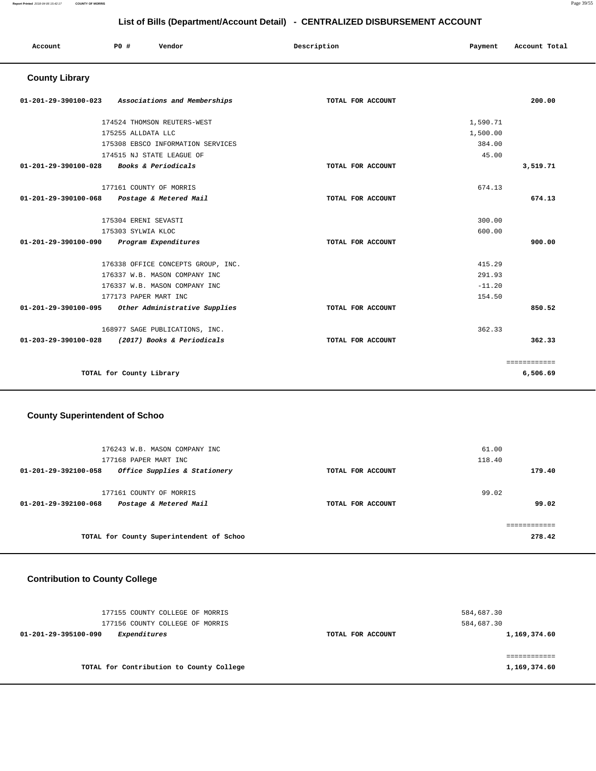## List of Bills (Department/Account Detail) - CENTRALIZED DISBURSEMENT ACCOUNT

| Account | PO # | Vendor | Description | Payment | Account Total |
|---|---|---|---|---|---|

### County Library

| Account | PO # | Vendor | Description | Payment | Account Total |
|---|---|---|---|---|---|
| 01-201-29-390100-023 | | *Associations and Memberships* | TOTAL FOR ACCOUNT | | 200.00 |
| | 174524 | THOMSON REUTERS-WEST | | 1,590.71 | |
| | 175255 | ALLDATA LLC | | 1,500.00 | |
| | 175308 | EBSCO INFORMATION SERVICES | | 384.00 | |
| | 174515 | NJ STATE LEAGUE OF | | 45.00 | |
| 01-201-29-390100-028 | | *Books & Periodicals* | TOTAL FOR ACCOUNT | | 3,519.71 |
| | 177161 | COUNTY OF MORRIS | | 674.13 | |
| 01-201-29-390100-068 | | *Postage & Metered Mail* | TOTAL FOR ACCOUNT | | 674.13 |
| | 175304 | ERENI SEVASTI | | 300.00 | |
| | 175303 | SYLWIA KLOC | | 600.00 | |
| 01-201-29-390100-090 | | *Program Expenditures* | TOTAL FOR ACCOUNT | | 900.00 |
| | 176338 | OFFICE CONCEPTS GROUP, INC. | | 415.29 | |
| | 176337 | W.B. MASON COMPANY INC | | 291.93 | |
| | 176337 | W.B. MASON COMPANY INC | | -11.20 | |
| | 177173 | PAPER MART INC | | 154.50 | |
| 01-201-29-390100-095 | | *Other Administrative Supplies* | TOTAL FOR ACCOUNT | | 850.52 |
| | 168977 | SAGE PUBLICATIONS, INC. | | 362.33 | |
| 01-203-29-390100-028 | | *(2017) Books & Periodicals* | TOTAL FOR ACCOUNT | | 362.33 |
| | | | | | ============ |
| | | **TOTAL for County Library** | | | **6,506.69** |

### County Superintendent of Schoo

| Account | PO # | Vendor | Description | Payment | Account Total |
|---|---|---|---|---|---|
| | 176243 | W.B. MASON COMPANY INC | | 61.00 | |
| | 177168 | PAPER MART INC | | 118.40 | |
| 01-201-29-392100-058 | | *Office Supplies & Stationery* | TOTAL FOR ACCOUNT | | 179.40 |
| | 177161 | COUNTY OF MORRIS | | 99.02 | |
| 01-201-29-392100-068 | | *Postage & Metered Mail* | TOTAL FOR ACCOUNT | | 99.02 |
| | | | | | ============ |
| | | **TOTAL for County Superintendent of Schoo** | | | **278.42** |

### Contribution to County College

| Account | PO # | Vendor | Description | Payment | Account Total |
|---|---|---|---|---|---|
| | 177155 | COUNTY COLLEGE OF MORRIS | | 584,687.30 | |
| | 177156 | COUNTY COLLEGE OF MORRIS | | 584,687.30 | |
| 01-201-29-395100-090 | | *Expenditures* | TOTAL FOR ACCOUNT | | 1,169,374.60 |
| | | | | | ============ |
| | | **TOTAL for Contribution to County College** | | | **1,169,374.60** |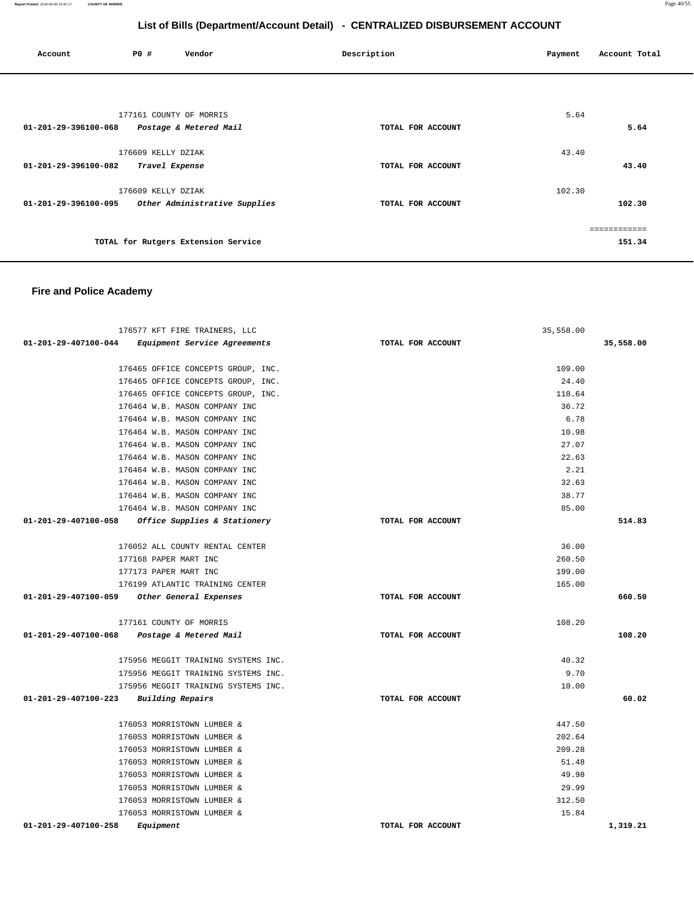# List of Bills (Department/Account Detail) - CENTRALIZED DISBURSEMENT ACCOUNT

| Account | PO # | Vendor | Description | Payment | Account Total |
|---|---|---|---|---|---|
| | 177161 | COUNTY OF MORRIS | | 5.64 | |
| 01-201-29-396100-068 | | *Postage & Metered Mail* | TOTAL FOR ACCOUNT | | 5.64 |
| | 176609 | KELLY DZIAK | | 43.40 | |
| 01-201-29-396100-082 | | *Travel Expense* | TOTAL FOR ACCOUNT | | 43.40 |
| | 176609 | KELLY DZIAK | | 102.30 | |
| 01-201-29-396100-095 | | *Other Administrative Supplies* | TOTAL FOR ACCOUNT | | 102.30 |
| | | | | | ============ |
| | | TOTAL for Rutgers Extension Service | | | 151.34 |

## Fire and Police Academy

| Account | PO # | Vendor | Description | Payment | Account Total |
|---|---|---|---|---|---|
| | 176577 | KFT FIRE TRAINERS, LLC | | 35,558.00 | |
| 01-201-29-407100-044 | | *Equipment Service Agreements* | TOTAL FOR ACCOUNT | | 35,558.00 |
| | 176465 | OFFICE CONCEPTS GROUP, INC. | | 109.00 | |
| | 176465 | OFFICE CONCEPTS GROUP, INC. | | 24.40 | |
| | 176465 | OFFICE CONCEPTS GROUP, INC. | | 118.64 | |
| | 176464 | W.B. MASON COMPANY INC | | 36.72 | |
| | 176464 | W.B. MASON COMPANY INC | | 6.78 | |
| | 176464 | W.B. MASON COMPANY INC | | 10.98 | |
| | 176464 | W.B. MASON COMPANY INC | | 27.07 | |
| | 176464 | W.B. MASON COMPANY INC | | 22.63 | |
| | 176464 | W.B. MASON COMPANY INC | | 2.21 | |
| | 176464 | W.B. MASON COMPANY INC | | 32.63 | |
| | 176464 | W.B. MASON COMPANY INC | | 38.77 | |
| | 176464 | W.B. MASON COMPANY INC | | 85.00 | |
| 01-201-29-407100-058 | | *Office Supplies & Stationery* | TOTAL FOR ACCOUNT | | 514.83 |
| | 176052 | ALL COUNTY RENTAL CENTER | | 36.00 | |
| | 177168 | PAPER MART INC | | 260.50 | |
| | 177173 | PAPER MART INC | | 199.00 | |
| | 176199 | ATLANTIC TRAINING CENTER | | 165.00 | |
| 01-201-29-407100-059 | | *Other General Expenses* | TOTAL FOR ACCOUNT | | 660.50 |
| | 177161 | COUNTY OF MORRIS | | 108.20 | |
| 01-201-29-407100-068 | | *Postage & Metered Mail* | TOTAL FOR ACCOUNT | | 108.20 |
| | 175956 | MEGGIT TRAINING SYSTEMS INC. | | 40.32 | |
| | 175956 | MEGGIT TRAINING SYSTEMS INC. | | 9.70 | |
| | 175956 | MEGGIT TRAINING SYSTEMS INC. | | 10.00 | |
| 01-201-29-407100-223 | | *Building Repairs* | TOTAL FOR ACCOUNT | | 60.02 |
| | 176053 | MORRISTOWN LUMBER & | | 447.50 | |
| | 176053 | MORRISTOWN LUMBER & | | 202.64 | |
| | 176053 | MORRISTOWN LUMBER & | | 209.28 | |
| | 176053 | MORRISTOWN LUMBER & | | 51.48 | |
| | 176053 | MORRISTOWN LUMBER & | | 49.98 | |
| | 176053 | MORRISTOWN LUMBER & | | 29.99 | |
| | 176053 | MORRISTOWN LUMBER & | | 312.50 | |
| | 176053 | MORRISTOWN LUMBER & | | 15.84 | |
| 01-201-29-407100-258 | | *Equipment* | TOTAL FOR ACCOUNT | | 1,319.21 |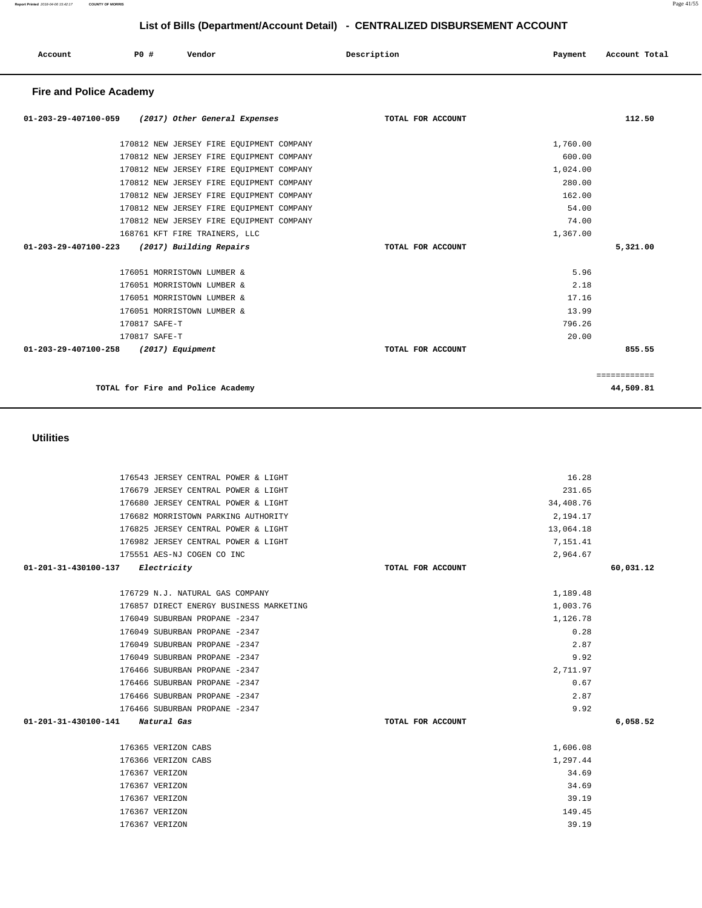## List of Bills (Department/Account Detail) - CENTRALIZED DISBURSEMENT ACCOUNT

| Account | PO # | Vendor | Description | Payment | Account Total |
|---|---|---|---|---|---|

### Fire and Police Academy

| Account | PO # | Vendor | Description | Payment | Account Total |
|---|---|---|---|---|---|
| 01-203-29-407100-059 | | *(2017) Other General Expenses* | TOTAL FOR ACCOUNT | | 112.50 |
| | 170812 | NEW JERSEY FIRE EQUIPMENT COMPANY | | 1,760.00 | |
| | 170812 | NEW JERSEY FIRE EQUIPMENT COMPANY | | 600.00 | |
| | 170812 | NEW JERSEY FIRE EQUIPMENT COMPANY | | 1,024.00 | |
| | 170812 | NEW JERSEY FIRE EQUIPMENT COMPANY | | 280.00 | |
| | 170812 | NEW JERSEY FIRE EQUIPMENT COMPANY | | 162.00 | |
| | 170812 | NEW JERSEY FIRE EQUIPMENT COMPANY | | 54.00 | |
| | 170812 | NEW JERSEY FIRE EQUIPMENT COMPANY | | 74.00 | |
| | 168761 | KFT FIRE TRAINERS, LLC | | 1,367.00 | |
| 01-203-29-407100-223 | | *(2017) Building Repairs* | TOTAL FOR ACCOUNT | | 5,321.00 |
| | 176051 | MORRISTOWN LUMBER & | | 5.96 | |
| | 176051 | MORRISTOWN LUMBER & | | 2.18 | |
| | 176051 | MORRISTOWN LUMBER & | | 17.16 | |
| | 176051 | MORRISTOWN LUMBER & | | 13.99 | |
| | 170817 | SAFE-T | | 796.26 | |
| | 170817 | SAFE-T | | 20.00 | |
| 01-203-29-407100-258 | | *(2017) Equipment* | TOTAL FOR ACCOUNT | | 855.55 |
| | | TOTAL for Fire and Police Academy | | | 44,509.81 |

### Utilities

| Account | PO # | Vendor | Description | Payment | Account Total |
|---|---|---|---|---|---|
| | 176543 | JERSEY CENTRAL POWER & LIGHT | | 16.28 | |
| | 176679 | JERSEY CENTRAL POWER & LIGHT | | 231.65 | |
| | 176680 | JERSEY CENTRAL POWER & LIGHT | | 34,408.76 | |
| | 176682 | MORRISTOWN PARKING AUTHORITY | | 2,194.17 | |
| | 176825 | JERSEY CENTRAL POWER & LIGHT | | 13,064.18 | |
| | 176982 | JERSEY CENTRAL POWER & LIGHT | | 7,151.41 | |
| | 175551 | AES-NJ COGEN CO INC | | 2,964.67 | |
| 01-201-31-430100-137 | | *Electricity* | TOTAL FOR ACCOUNT | | 60,031.12 |
| | 176729 | N.J. NATURAL GAS COMPANY | | 1,189.48 | |
| | 176857 | DIRECT ENERGY BUSINESS MARKETING | | 1,003.76 | |
| | 176049 | SUBURBAN PROPANE -2347 | | 1,126.78 | |
| | 176049 | SUBURBAN PROPANE -2347 | | 0.28 | |
| | 176049 | SUBURBAN PROPANE -2347 | | 2.87 | |
| | 176049 | SUBURBAN PROPANE -2347 | | 9.92 | |
| | 176466 | SUBURBAN PROPANE -2347 | | 2,711.97 | |
| | 176466 | SUBURBAN PROPANE -2347 | | 0.67 | |
| | 176466 | SUBURBAN PROPANE -2347 | | 2.87 | |
| | 176466 | SUBURBAN PROPANE -2347 | | 9.92 | |
| 01-201-31-430100-141 | | *Natural Gas* | TOTAL FOR ACCOUNT | | 6,058.52 |
| | 176365 | VERIZON CABS | | 1,606.08 | |
| | 176366 | VERIZON CABS | | 1,297.44 | |
| | 176367 | VERIZON | | 34.69 | |
| | 176367 | VERIZON | | 34.69 | |
| | 176367 | VERIZON | | 39.19 | |
| | 176367 | VERIZON | | 149.45 | |
| | 176367 | VERIZON | | 39.19 | |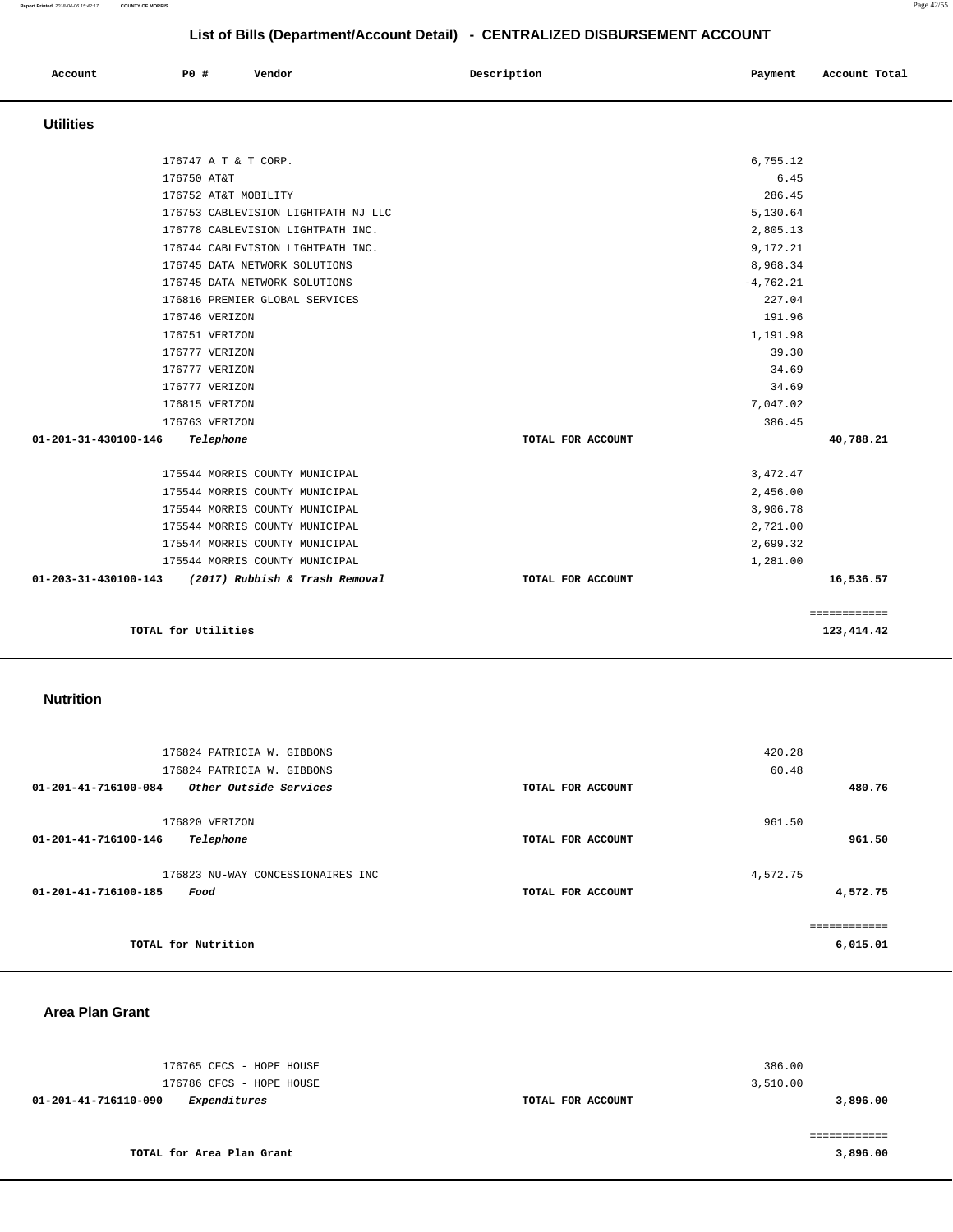## List of Bills (Department/Account Detail) - CENTRALIZED DISBURSEMENT ACCOUNT

| Account | PO # | Vendor | Description | Payment | Account Total |
|---|---|---|---|---|---|

### Utilities

| Account | PO # | Vendor | Description | Payment | Account Total |
|---|---|---|---|---|---|
| | 176747 | A T & T CORP. | | 6,755.12 | |
| | 176750 | AT&T | | 6.45 | |
| | 176752 | AT&T MOBILITY | | 286.45 | |
| | 176753 | CABLEVISION LIGHTPATH NJ LLC | | 5,130.64 | |
| | 176778 | CABLEVISION LIGHTPATH INC. | | 2,805.13 | |
| | 176744 | CABLEVISION LIGHTPATH INC. | | 9,172.21 | |
| | 176745 | DATA NETWORK SOLUTIONS | | 8,968.34 | |
| | 176745 | DATA NETWORK SOLUTIONS | | -4,762.21 | |
| | 176816 | PREMIER GLOBAL SERVICES | | 227.04 | |
| | 176746 | VERIZON | | 191.96 | |
| | 176751 | VERIZON | | 1,191.98 | |
| | 176777 | VERIZON | | 39.30 | |
| | 176777 | VERIZON | | 34.69 | |
| | 176777 | VERIZON | | 34.69 | |
| | 176815 | VERIZON | | 7,047.02 | |
| | 176763 | VERIZON | | 386.45 | |
| **01-201-31-430100-146** | | ***Telephone*** | **TOTAL FOR ACCOUNT** | | **40,788.21** |
| | 175544 | MORRIS COUNTY MUNICIPAL | | 3,472.47 | |
| | 175544 | MORRIS COUNTY MUNICIPAL | | 2,456.00 | |
| | 175544 | MORRIS COUNTY MUNICIPAL | | 3,906.78 | |
| | 175544 | MORRIS COUNTY MUNICIPAL | | 2,721.00 | |
| | 175544 | MORRIS COUNTY MUNICIPAL | | 2,699.32 | |
| | 175544 | MORRIS COUNTY MUNICIPAL | | 1,281.00 | |
| **01-203-31-430100-143** | | ***(2017) Rubbish & Trash Removal*** | **TOTAL FOR ACCOUNT** | | **16,536.57** |
| | | | | | ============ |
| | **TOTAL for Utilities** | | | | **123,414.42** |

### Nutrition

| Account | PO # | Vendor | Description | Payment | Account Total |
|---|---|---|---|---|---|
| | 176824 | PATRICIA W. GIBBONS | | 420.28 | |
| | 176824 | PATRICIA W. GIBBONS | | 60.48 | |
| **01-201-41-716100-084** | | ***Other Outside Services*** | **TOTAL FOR ACCOUNT** | | **480.76** |
| | 176820 | VERIZON | | 961.50 | |
| **01-201-41-716100-146** | | ***Telephone*** | **TOTAL FOR ACCOUNT** | | **961.50** |
| | 176823 | NU-WAY CONCESSIONAIRES INC | | 4,572.75 | |
| **01-201-41-716100-185** | | ***Food*** | **TOTAL FOR ACCOUNT** | | **4,572.75** |
| | | | | | ============ |
| | **TOTAL for Nutrition** | | | | **6,015.01** |

### Area Plan Grant

| Account | PO # | Vendor | Description | Payment | Account Total |
|---|---|---|---|---|---|
| | 176765 | CFCS - HOPE HOUSE | | 386.00 | |
| | 176786 | CFCS - HOPE HOUSE | | 3,510.00 | |
| **01-201-41-716110-090** | | ***Expenditures*** | **TOTAL FOR ACCOUNT** | | **3,896.00** |
| | | | | | ============ |
| | **TOTAL for Area Plan Grant** | | | | **3,896.00** |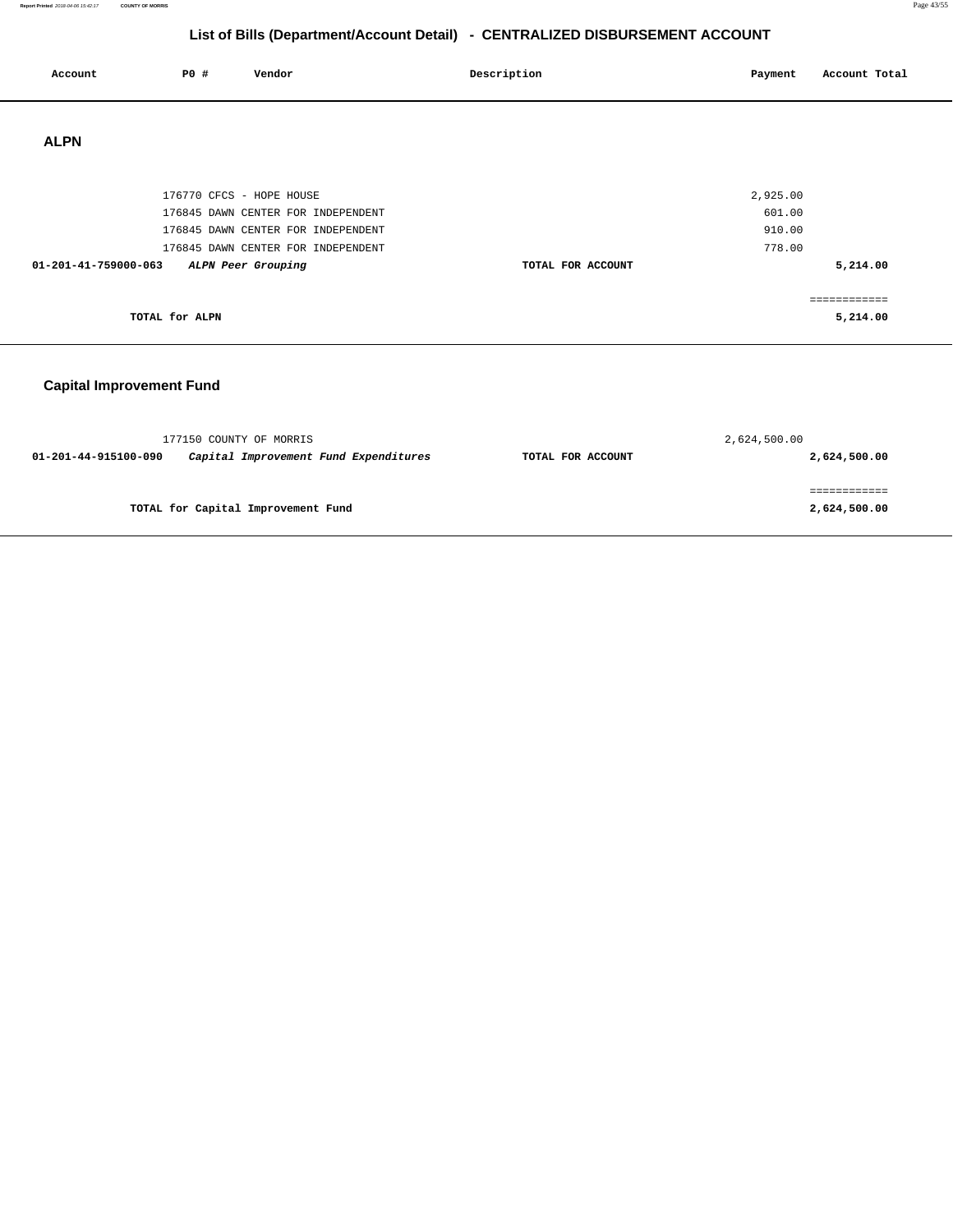# List of Bills (Department/Account Detail) - CENTRALIZED DISBURSEMENT ACCOUNT

| Account | PO # | Vendor | Description | Payment | Account Total |
|---|---|---|---|---|---|

## ALPN

| Account | PO # | Vendor | Description | Payment | Account Total |
|---|---|---|---|---|---|
| | 176770 | CFCS - HOPE HOUSE | | 2,925.00 | |
| | 176845 | DAWN CENTER FOR INDEPENDENT | | 601.00 | |
| | 176845 | DAWN CENTER FOR INDEPENDENT | | 910.00 | |
| | 176845 | DAWN CENTER FOR INDEPENDENT | | 778.00 | |
| **01-201-41-759000-063** | ***ALPN Peer Grouping*** | | **TOTAL FOR ACCOUNT** | | **5,214.00** |
| | | | | | ============ |
| **TOTAL for ALPN** | | | | | **5,214.00** |

## Capital Improvement Fund

| Account | PO # | Vendor | Description | Payment | Account Total |
|---|---|---|---|---|---|
| | 177150 | COUNTY OF MORRIS | | 2,624,500.00 | |
| **01-201-44-915100-090** | ***Capital Improvement Fund Expenditures*** | | **TOTAL FOR ACCOUNT** | | **2,624,500.00** |
| | | | | | ============ |
| **TOTAL for Capital Improvement Fund** | | | | | **2,624,500.00** |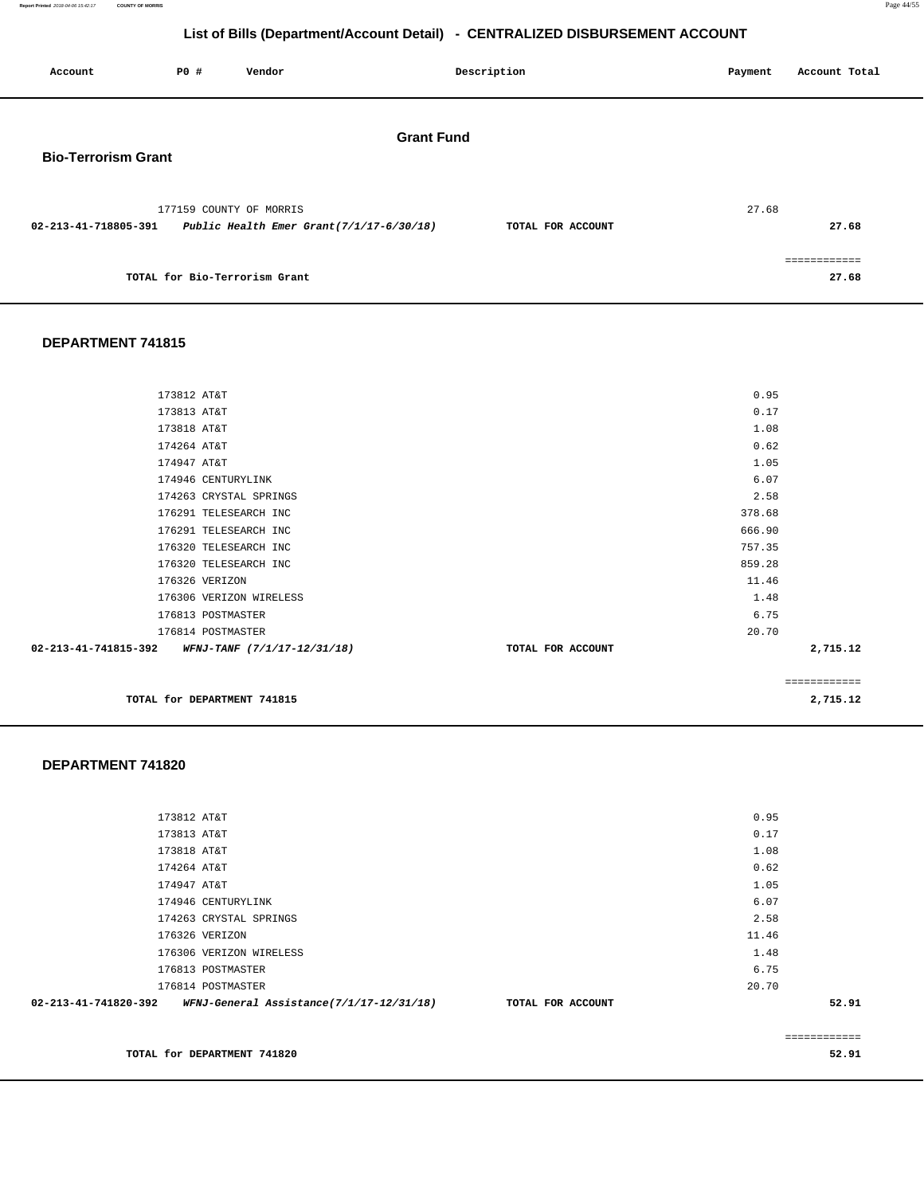# List of Bills (Department/Account Detail) - CENTRALIZED DISBURSEMENT ACCOUNT

| Account | PO # | Vendor | Description | Payment | Account Total |
|---|---|---|---|---|---|

## Grant Fund

### Bio-Terrorism Grant

| Account | PO # | Vendor | Description | Payment | Account Total |
|---|---|---|---|---|---|
| | 177159 | COUNTY OF MORRIS | | 27.68 | |
| **02-213-41-718805-391** | | ***Public Health Emer Grant(7/1/17-6/30/18)*** | **TOTAL FOR ACCOUNT** | | **27.68** |
| | | | | | ============ |
| | | **TOTAL for Bio-Terrorism Grant** | | | **27.68** |

### DEPARTMENT 741815

| Account | PO # | Vendor | Description | Payment | Account Total |
|---|---|---|---|---|---|
| | 173812 | AT&T | | 0.95 | |
| | 173813 | AT&T | | 0.17 | |
| | 173818 | AT&T | | 1.08 | |
| | 174264 | AT&T | | 0.62 | |
| | 174947 | AT&T | | 1.05 | |
| | 174946 | CENTURYLINK | | 6.07 | |
| | 174263 | CRYSTAL SPRINGS | | 2.58 | |
| | 176291 | TELESEARCH INC | | 378.68 | |
| | 176291 | TELESEARCH INC | | 666.90 | |
| | 176320 | TELESEARCH INC | | 757.35 | |
| | 176320 | TELESEARCH INC | | 859.28 | |
| | 176326 | VERIZON | | 11.46 | |
| | 176306 | VERIZON WIRELESS | | 1.48 | |
| | 176813 | POSTMASTER | | 6.75 | |
| | 176814 | POSTMASTER | | 20.70 | |
| **02-213-41-741815-392** | | ***WFNJ-TANF (7/1/17-12/31/18)*** | **TOTAL FOR ACCOUNT** | | **2,715.12** |
| | | | | | ============ |
| | | **TOTAL for DEPARTMENT 741815** | | | **2,715.12** |

### DEPARTMENT 741820

| Account | PO # | Vendor | Description | Payment | Account Total |
|---|---|---|---|---|---|
| | 173812 | AT&T | | 0.95 | |
| | 173813 | AT&T | | 0.17 | |
| | 173818 | AT&T | | 1.08 | |
| | 174264 | AT&T | | 0.62 | |
| | 174947 | AT&T | | 1.05 | |
| | 174946 | CENTURYLINK | | 6.07 | |
| | 174263 | CRYSTAL SPRINGS | | 2.58 | |
| | 176326 | VERIZON | | 11.46 | |
| | 176306 | VERIZON WIRELESS | | 1.48 | |
| | 176813 | POSTMASTER | | 6.75 | |
| | 176814 | POSTMASTER | | 20.70 | |
| **02-213-41-741820-392** | | ***WFNJ-General Assistance(7/1/17-12/31/18)*** | **TOTAL FOR ACCOUNT** | | **52.91** |
| | | | | | ============ |
| | | **TOTAL for DEPARTMENT 741820** | | | **52.91** |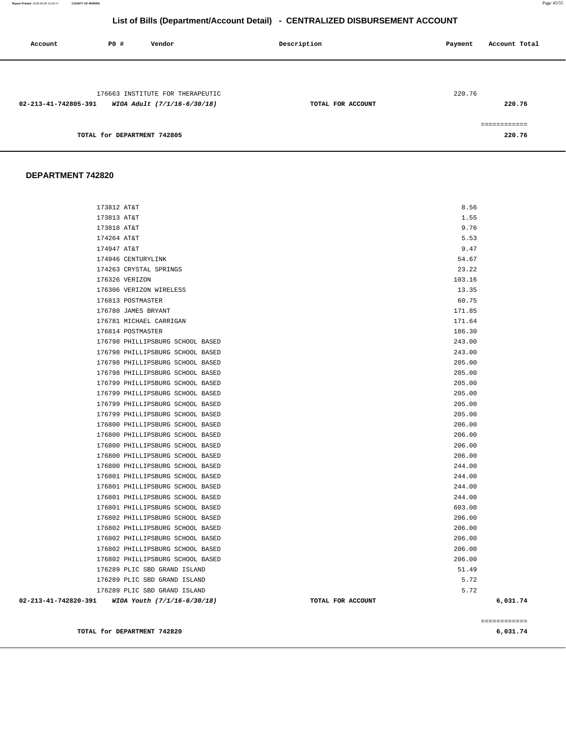# List of Bills (Department/Account Detail) - CENTRALIZED DISBURSEMENT ACCOUNT

| Account | PO # | Vendor | Description | Payment | Account Total |
|---|---|---|---|---|---|
| | 176663 | INSTITUTE FOR THERAPEUTIC | | 220.76 | |
| **02-213-41-742805-391** | | ***WIOA Adult (7/1/16-6/30/18)*** | **TOTAL FOR ACCOUNT** | | **220.76** |
| | | | | | ============ |
| | | **TOTAL for DEPARTMENT 742805** | | | **220.76** |

## DEPARTMENT 742820

| Account | PO # | Vendor | Description | Payment | Account Total |
|---|---|---|---|---|---|
| | 173812 | AT&T | | 8.56 | |
| | 173813 | AT&T | | 1.55 | |
| | 173818 | AT&T | | 9.76 | |
| | 174264 | AT&T | | 5.53 | |
| | 174947 | AT&T | | 9.47 | |
| | 174946 | CENTURYLINK | | 54.67 | |
| | 174263 | CRYSTAL SPRINGS | | 23.22 | |
| | 176326 | VERIZON | | 103.16 | |
| | 176306 | VERIZON WIRELESS | | 13.35 | |
| | 176813 | POSTMASTER | | 60.75 | |
| | 176780 | JAMES BRYANT | | 171.85 | |
| | 176781 | MICHAEL CARRIGAN | | 171.64 | |
| | 176814 | POSTMASTER | | 186.30 | |
| | 176798 | PHILLIPSBURG SCHOOL BASED | | 243.00 | |
| | 176798 | PHILLIPSBURG SCHOOL BASED | | 243.00 | |
| | 176798 | PHILLIPSBURG SCHOOL BASED | | 205.00 | |
| | 176798 | PHILLIPSBURG SCHOOL BASED | | 205.00 | |
| | 176799 | PHILLIPSBURG SCHOOL BASED | | 205.00 | |
| | 176799 | PHILLIPSBURG SCHOOL BASED | | 205.00 | |
| | 176799 | PHILLIPSBURG SCHOOL BASED | | 205.00 | |
| | 176799 | PHILLIPSBURG SCHOOL BASED | | 205.00 | |
| | 176800 | PHILLIPSBURG SCHOOL BASED | | 206.00 | |
| | 176800 | PHILLIPSBURG SCHOOL BASED | | 206.00 | |
| | 176800 | PHILLIPSBURG SCHOOL BASED | | 206.00 | |
| | 176800 | PHILLIPSBURG SCHOOL BASED | | 206.00 | |
| | 176800 | PHILLIPSBURG SCHOOL BASED | | 244.00 | |
| | 176801 | PHILLIPSBURG SCHOOL BASED | | 244.00 | |
| | 176801 | PHILLIPSBURG SCHOOL BASED | | 244.00 | |
| | 176801 | PHILLIPSBURG SCHOOL BASED | | 244.00 | |
| | 176801 | PHILLIPSBURG SCHOOL BASED | | 603.00 | |
| | 176802 | PHILLIPSBURG SCHOOL BASED | | 206.00 | |
| | 176802 | PHILLIPSBURG SCHOOL BASED | | 206.00 | |
| | 176802 | PHILLIPSBURG SCHOOL BASED | | 206.00 | |
| | 176802 | PHILLIPSBURG SCHOOL BASED | | 206.00 | |
| | 176802 | PHILLIPSBURG SCHOOL BASED | | 206.00 | |
| | 176289 | PLIC SBD GRAND ISLAND | | 51.49 | |
| | 176289 | PLIC SBD GRAND ISLAND | | 5.72 | |
| | 176289 | PLIC SBD GRAND ISLAND | | 5.72 | |
| **02-213-41-742820-391** | | ***WIOA Youth (7/1/16-6/30/18)*** | **TOTAL FOR ACCOUNT** | | **6,031.74** |
| | | | | | ============ |
| | | **TOTAL for DEPARTMENT 742820** | | | **6,031.74** |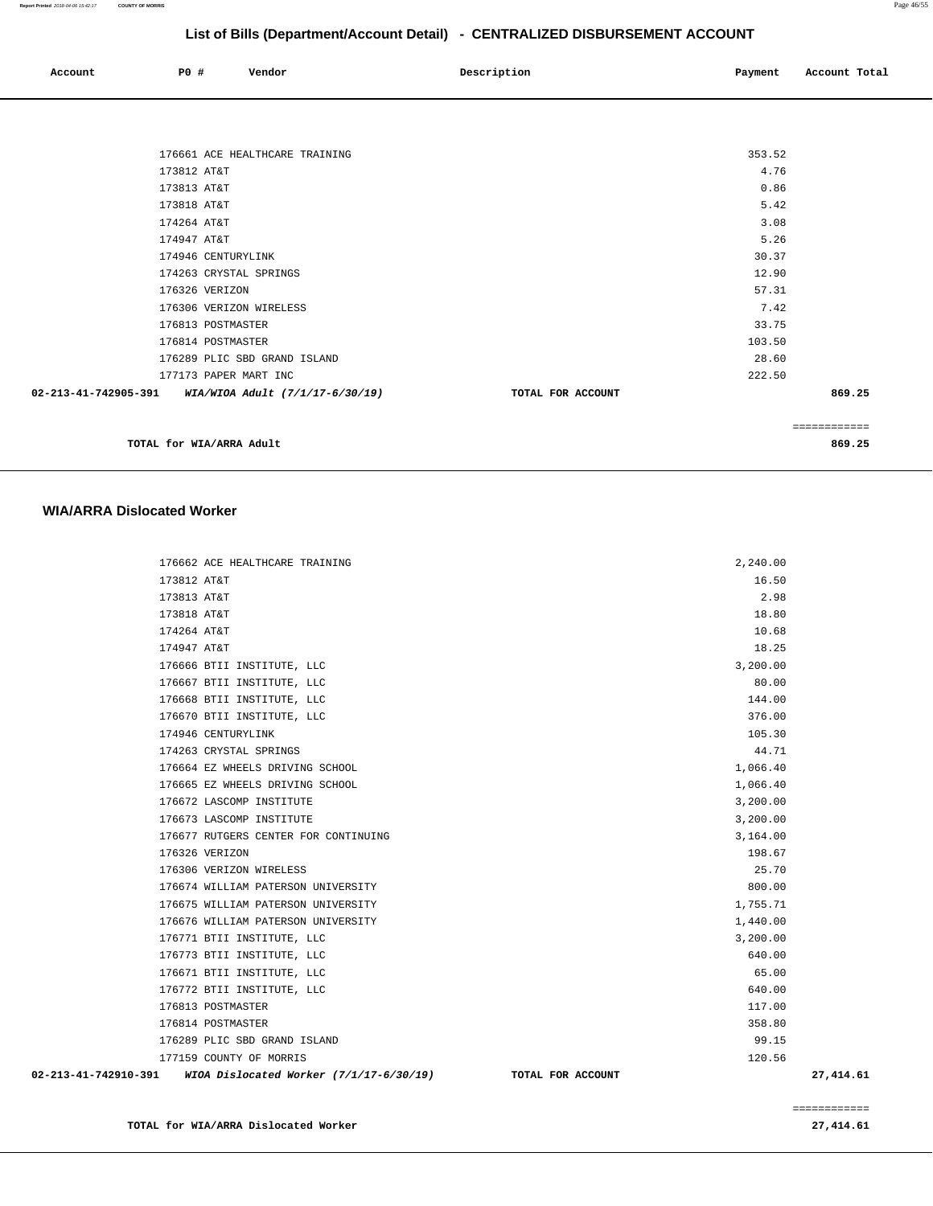## List of Bills (Department/Account Detail) - CENTRALIZED DISBURSEMENT ACCOUNT

| Account | PO # | Vendor | Description | Payment | Account Total |
|---|---|---|---|---|---|
| | 176661 | ACE HEALTHCARE TRAINING | | 353.52 | |
| | 173812 | AT&T | | 4.76 | |
| | 173813 | AT&T | | 0.86 | |
| | 173818 | AT&T | | 5.42 | |
| | 174264 | AT&T | | 3.08 | |
| | 174947 | AT&T | | 5.26 | |
| | 174946 | CENTURYLINK | | 30.37 | |
| | 174263 | CRYSTAL SPRINGS | | 12.90 | |
| | 176326 | VERIZON | | 57.31 | |
| | 176306 | VERIZON WIRELESS | | 7.42 | |
| | 176813 | POSTMASTER | | 33.75 | |
| | 176814 | POSTMASTER | | 103.50 | |
| | 176289 | PLIC SBD GRAND ISLAND | | 28.60 | |
| | 177173 | PAPER MART INC | | 222.50 | |
| **02-213-41-742905-391** | | ***WIA/WIOA Adult (7/1/17-6/30/19)*** | **TOTAL FOR ACCOUNT** | | **869.25** |
| | | | | | ============ |
| | **TOTAL for WIA/ARRA Adult** | | | | **869.25** |

### WIA/ARRA Dislocated Worker

| Account | PO # | Vendor | Description | Payment | Account Total |
|---|---|---|---|---|---|
| | 176662 | ACE HEALTHCARE TRAINING | | 2,240.00 | |
| | 173812 | AT&T | | 16.50 | |
| | 173813 | AT&T | | 2.98 | |
| | 173818 | AT&T | | 18.80 | |
| | 174264 | AT&T | | 10.68 | |
| | 174947 | AT&T | | 18.25 | |
| | 176666 | BTII INSTITUTE, LLC | | 3,200.00 | |
| | 176667 | BTII INSTITUTE, LLC | | 80.00 | |
| | 176668 | BTII INSTITUTE, LLC | | 144.00 | |
| | 176670 | BTII INSTITUTE, LLC | | 376.00 | |
| | 174946 | CENTURYLINK | | 105.30 | |
| | 174263 | CRYSTAL SPRINGS | | 44.71 | |
| | 176664 | EZ WHEELS DRIVING SCHOOL | | 1,066.40 | |
| | 176665 | EZ WHEELS DRIVING SCHOOL | | 1,066.40 | |
| | 176672 | LASCOMP INSTITUTE | | 3,200.00 | |
| | 176673 | LASCOMP INSTITUTE | | 3,200.00 | |
| | 176677 | RUTGERS CENTER FOR CONTINUING | | 3,164.00 | |
| | 176326 | VERIZON | | 198.67 | |
| | 176306 | VERIZON WIRELESS | | 25.70 | |
| | 176674 | WILLIAM PATERSON UNIVERSITY | | 800.00 | |
| | 176675 | WILLIAM PATERSON UNIVERSITY | | 1,755.71 | |
| | 176676 | WILLIAM PATERSON UNIVERSITY | | 1,440.00 | |
| | 176771 | BTII INSTITUTE, LLC | | 3,200.00 | |
| | 176773 | BTII INSTITUTE, LLC | | 640.00 | |
| | 176671 | BTII INSTITUTE, LLC | | 65.00 | |
| | 176772 | BTII INSTITUTE, LLC | | 640.00 | |
| | 176813 | POSTMASTER | | 117.00 | |
| | 176814 | POSTMASTER | | 358.80 | |
| | 176289 | PLIC SBD GRAND ISLAND | | 99.15 | |
| | 177159 | COUNTY OF MORRIS | | 120.56 | |
| **02-213-41-742910-391** | | ***WIOA Dislocated Worker (7/1/17-6/30/19)*** | **TOTAL FOR ACCOUNT** | | **27,414.61** |
| | | | | | ============ |
| | **TOTAL for WIA/ARRA Dislocated Worker** | | | | **27,414.61** |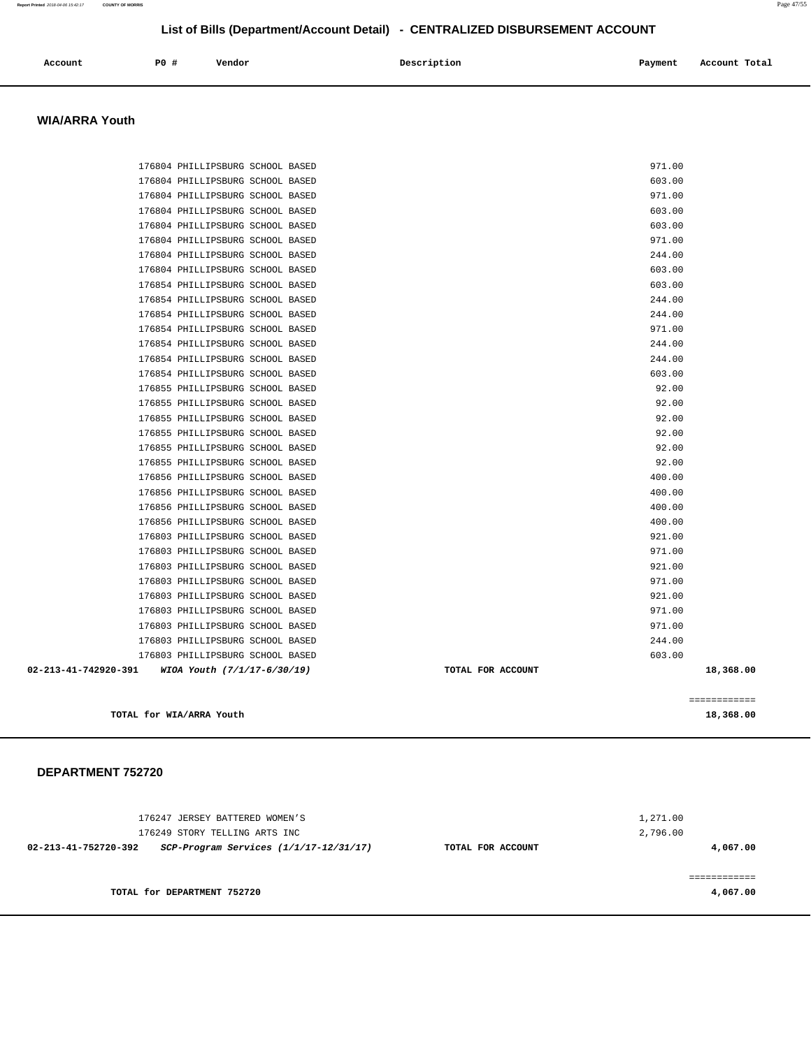## List of Bills (Department/Account Detail) - CENTRALIZED DISBURSEMENT ACCOUNT

| Account | PO # | Vendor | Description | Payment | Account Total |
|---|---|---|---|---|---|

### WIA/ARRA Youth

| Account | PO # | Vendor | Description | Payment | Account Total |
|---|---|---|---|---|---|
| | 176804 | PHILLIPSBURG SCHOOL BASED | | 971.00 | |
| | 176804 | PHILLIPSBURG SCHOOL BASED | | 603.00 | |
| | 176804 | PHILLIPSBURG SCHOOL BASED | | 971.00 | |
| | 176804 | PHILLIPSBURG SCHOOL BASED | | 603.00 | |
| | 176804 | PHILLIPSBURG SCHOOL BASED | | 603.00 | |
| | 176804 | PHILLIPSBURG SCHOOL BASED | | 971.00 | |
| | 176804 | PHILLIPSBURG SCHOOL BASED | | 244.00 | |
| | 176804 | PHILLIPSBURG SCHOOL BASED | | 603.00 | |
| | 176854 | PHILLIPSBURG SCHOOL BASED | | 603.00 | |
| | 176854 | PHILLIPSBURG SCHOOL BASED | | 244.00 | |
| | 176854 | PHILLIPSBURG SCHOOL BASED | | 244.00 | |
| | 176854 | PHILLIPSBURG SCHOOL BASED | | 971.00 | |
| | 176854 | PHILLIPSBURG SCHOOL BASED | | 244.00 | |
| | 176854 | PHILLIPSBURG SCHOOL BASED | | 244.00 | |
| | 176854 | PHILLIPSBURG SCHOOL BASED | | 603.00 | |
| | 176855 | PHILLIPSBURG SCHOOL BASED | | 92.00 | |
| | 176855 | PHILLIPSBURG SCHOOL BASED | | 92.00 | |
| | 176855 | PHILLIPSBURG SCHOOL BASED | | 92.00 | |
| | 176855 | PHILLIPSBURG SCHOOL BASED | | 92.00 | |
| | 176855 | PHILLIPSBURG SCHOOL BASED | | 92.00 | |
| | 176855 | PHILLIPSBURG SCHOOL BASED | | 92.00 | |
| | 176856 | PHILLIPSBURG SCHOOL BASED | | 400.00 | |
| | 176856 | PHILLIPSBURG SCHOOL BASED | | 400.00 | |
| | 176856 | PHILLIPSBURG SCHOOL BASED | | 400.00 | |
| | 176856 | PHILLIPSBURG SCHOOL BASED | | 400.00 | |
| | 176803 | PHILLIPSBURG SCHOOL BASED | | 921.00 | |
| | 176803 | PHILLIPSBURG SCHOOL BASED | | 971.00 | |
| | 176803 | PHILLIPSBURG SCHOOL BASED | | 921.00 | |
| | 176803 | PHILLIPSBURG SCHOOL BASED | | 971.00 | |
| | 176803 | PHILLIPSBURG SCHOOL BASED | | 921.00 | |
| | 176803 | PHILLIPSBURG SCHOOL BASED | | 971.00 | |
| | 176803 | PHILLIPSBURG SCHOOL BASED | | 971.00 | |
| | 176803 | PHILLIPSBURG SCHOOL BASED | | 244.00 | |
| | 176803 | PHILLIPSBURG SCHOOL BASED | | 603.00 | |
| 02-213-41-742920-391 | | *WIOA Youth (7/1/17-6/30/19)* | TOTAL FOR ACCOUNT | | 18,368.00 |

**TOTAL for WIA/ARRA Youth** — 18,368.00

### DEPARTMENT 752720

| Account | PO # | Vendor | Description | Payment | Account Total |
|---|---|---|---|---|---|
| | 176247 | JERSEY BATTERED WOMEN'S | | 1,271.00 | |
| | 176249 | STORY TELLING ARTS INC | | 2,796.00 | |
| 02-213-41-752720-392 | | *SCP-Program Services (1/1/17-12/31/17)* | TOTAL FOR ACCOUNT | | 4,067.00 |

**TOTAL for DEPARTMENT 752720** — 4,067.00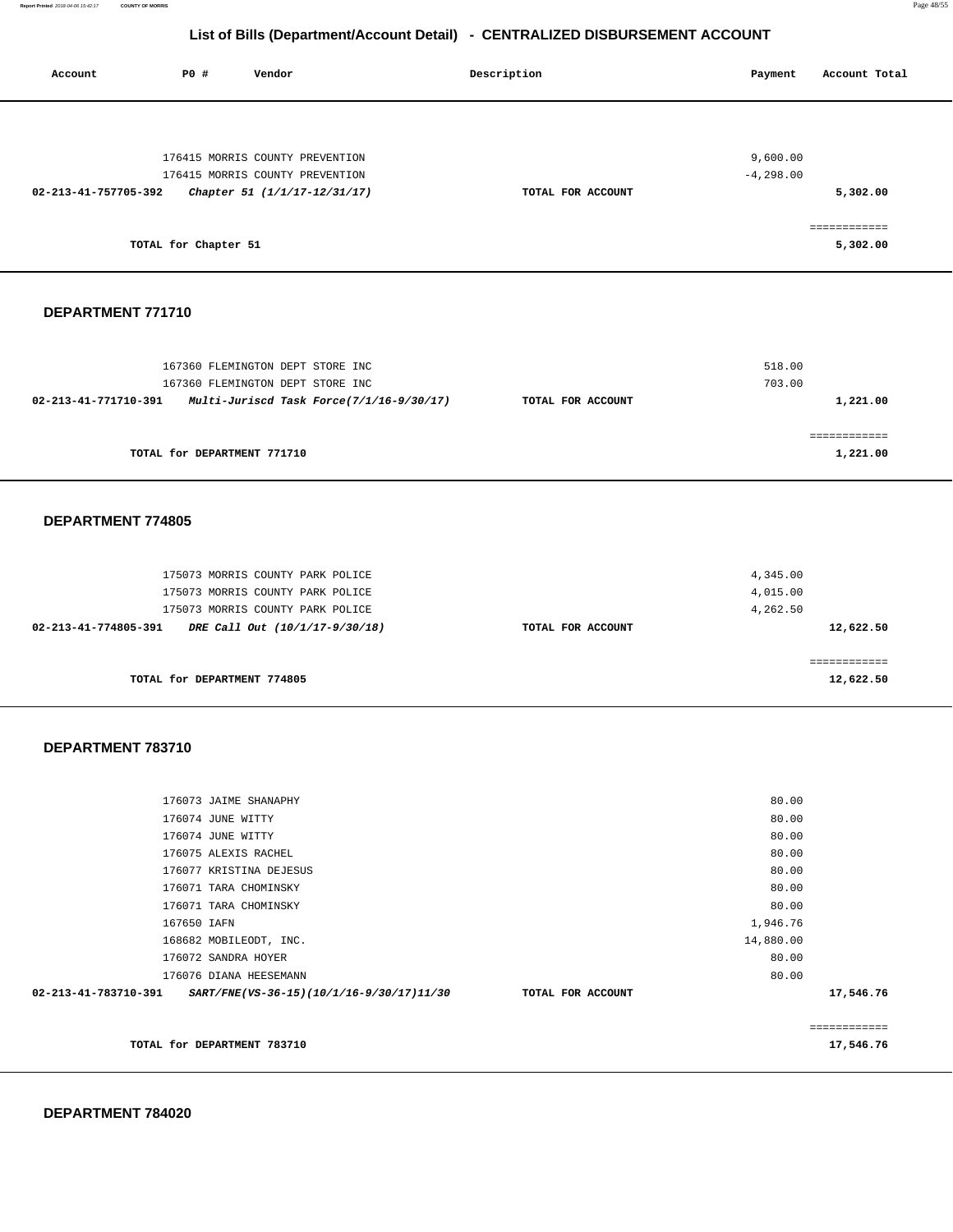# List of Bills (Department/Account Detail) - CENTRALIZED DISBURSEMENT ACCOUNT

| Account | PO # | Vendor | Description | Payment | Account Total |
|---|---|---|---|---|---|
| | 176415 | MORRIS COUNTY PREVENTION | | 9,600.00 | |
| | 176415 | MORRIS COUNTY PREVENTION | | -4,298.00 | |
| 02-213-41-757705-392 | | *Chapter 51 (1/1/17-12/31/17)* | TOTAL FOR ACCOUNT | | 5,302.00 |
| | | | | | ============ |
| | TOTAL for Chapter 51 | | | | 5,302.00 |

### DEPARTMENT 771710

| Account | PO # | Vendor | Description | Payment | Account Total |
|---|---|---|---|---|---|
| | 167360 | FLEMINGTON DEPT STORE INC | | 518.00 | |
| | 167360 | FLEMINGTON DEPT STORE INC | | 703.00 | |
| 02-213-41-771710-391 | | *Multi-Juriscd Task Force(7/1/16-9/30/17)* | TOTAL FOR ACCOUNT | | 1,221.00 |
| | | | | | ============ |
| | TOTAL for DEPARTMENT 771710 | | | | 1,221.00 |

### DEPARTMENT 774805

| Account | PO # | Vendor | Description | Payment | Account Total |
|---|---|---|---|---|---|
| | 175073 | MORRIS COUNTY PARK POLICE | | 4,345.00 | |
| | 175073 | MORRIS COUNTY PARK POLICE | | 4,015.00 | |
| | 175073 | MORRIS COUNTY PARK POLICE | | 4,262.50 | |
| 02-213-41-774805-391 | | *DRE Call Out (10/1/17-9/30/18)* | TOTAL FOR ACCOUNT | | 12,622.50 |
| | | | | | ============ |
| | TOTAL for DEPARTMENT 774805 | | | | 12,622.50 |

### DEPARTMENT 783710

| Account | PO # | Vendor | Description | Payment | Account Total |
|---|---|---|---|---|---|
| | 176073 | JAIME SHANAPHY | | 80.00 | |
| | 176074 | JUNE WITTY | | 80.00 | |
| | 176074 | JUNE WITTY | | 80.00 | |
| | 176075 | ALEXIS RACHEL | | 80.00 | |
| | 176077 | KRISTINA DEJESUS | | 80.00 | |
| | 176071 | TARA CHOMINSKY | | 80.00 | |
| | 176071 | TARA CHOMINSKY | | 80.00 | |
| | 167650 | IAFN | | 1,946.76 | |
| | 168682 | MOBILEODT, INC. | | 14,880.00 | |
| | 176072 | SANDRA HOYER | | 80.00 | |
| | 176076 | DIANA HEESEMANN | | 80.00 | |
| 02-213-41-783710-391 | | *SART/FNE(VS-36-15)(10/1/16-9/30/17)11/30* | TOTAL FOR ACCOUNT | | 17,546.76 |
| | | | | | ============ |
| | TOTAL for DEPARTMENT 783710 | | | | 17,546.76 |

### DEPARTMENT 784020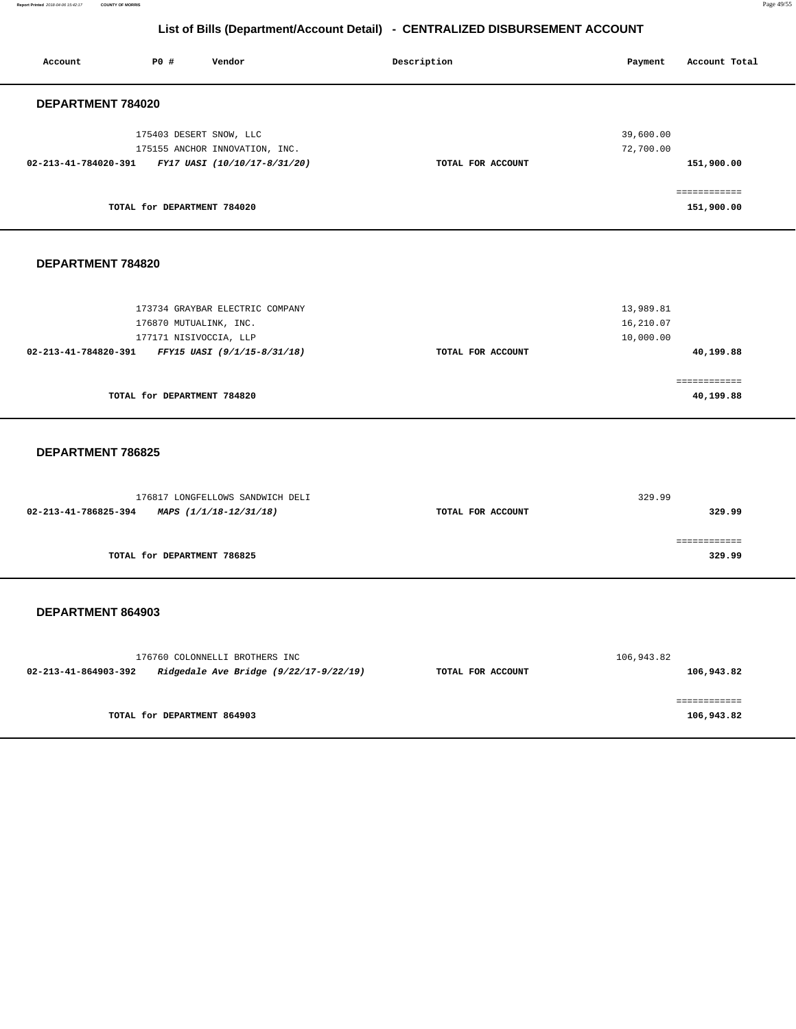# List of Bills (Department/Account Detail) - CENTRALIZED DISBURSEMENT ACCOUNT

| Account | PO # | Vendor | Description | Payment | Account Total |
|---|---|---|---|---|---|

## DEPARTMENT 784020

| Account | PO # | Vendor | Description | Payment | Account Total |
|---|---|---|---|---|---|
| | 175403 | DESERT SNOW, LLC | | 39,600.00 | |
| | 175155 | ANCHOR INNOVATION, INC. | | 72,700.00 | |
| **02-213-41-784020-391** | | ***FY17 UASI (10/10/17-8/31/20)*** | **TOTAL FOR ACCOUNT** | | **151,900.00** |
| | | | | | ============ |
| | **TOTAL for DEPARTMENT 784020** | | | | **151,900.00** |

## DEPARTMENT 784820

| Account | PO # | Vendor | Description | Payment | Account Total |
|---|---|---|---|---|---|
| | 173734 | GRAYBAR ELECTRIC COMPANY | | 13,989.81 | |
| | 176870 | MUTUALINK, INC. | | 16,210.07 | |
| | 177171 | NISIVOCCIA, LLP | | 10,000.00 | |
| **02-213-41-784820-391** | | ***FFY15 UASI (9/1/15-8/31/18)*** | **TOTAL FOR ACCOUNT** | | **40,199.88** |
| | | | | | ============ |
| | **TOTAL for DEPARTMENT 784820** | | | | **40,199.88** |

## DEPARTMENT 786825

| Account | PO # | Vendor | Description | Payment | Account Total |
|---|---|---|---|---|---|
| | 176817 | LONGFELLOWS SANDWICH DELI | | 329.99 | |
| **02-213-41-786825-394** | | ***MAPS (1/1/18-12/31/18)*** | **TOTAL FOR ACCOUNT** | | **329.99** |
| | | | | | ============ |
| | **TOTAL for DEPARTMENT 786825** | | | | **329.99** |

## DEPARTMENT 864903

| Account | PO # | Vendor | Description | Payment | Account Total |
|---|---|---|---|---|---|
| | 176760 | COLONNELLI BROTHERS INC | | 106,943.82 | |
| **02-213-41-864903-392** | | ***Ridgedale Ave Bridge (9/22/17-9/22/19)*** | **TOTAL FOR ACCOUNT** | | **106,943.82** |
| | | | | | ============ |
| | **TOTAL for DEPARTMENT 864903** | | | | **106,943.82** |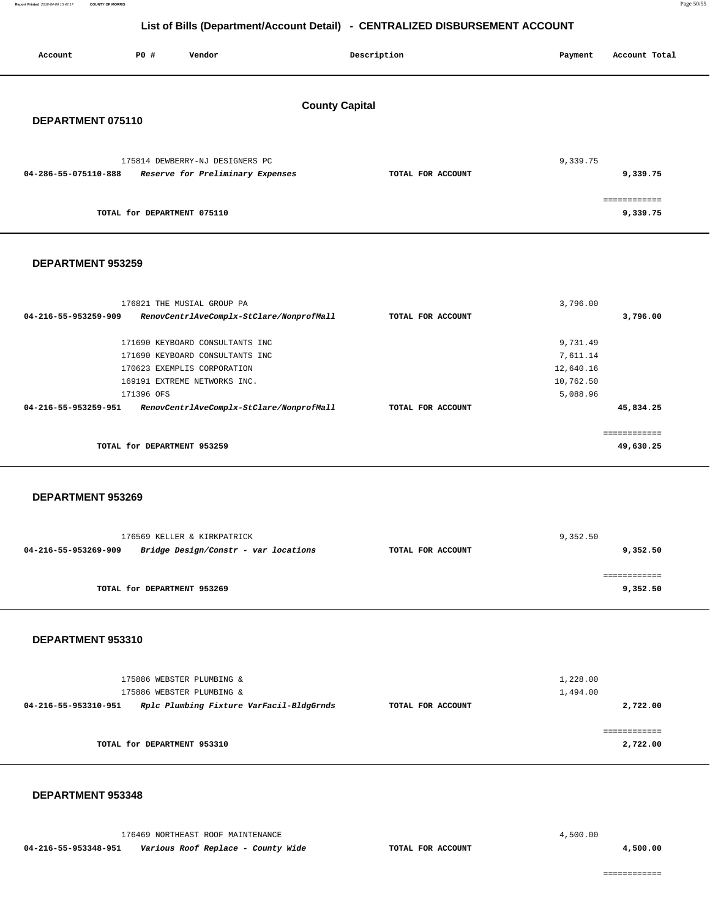# List of Bills (Department/Account Detail) - CENTRALIZED DISBURSEMENT ACCOUNT

| Account | PO # | Vendor | Description | Payment | Account Total |
|---|---|---|---|---|---|

## County Capital

### DEPARTMENT 075110

| Account | PO # | Vendor | Description | Payment | Account Total |
|---|---|---|---|---|---|
| | 175814 | DEWBERRY-NJ DESIGNERS PC | | 9,339.75 | |
| **04-286-55-075110-888** | | ***Reserve for Preliminary Expenses*** | **TOTAL FOR ACCOUNT** | | **9,339.75** |
| | | **TOTAL for DEPARTMENT 075110** | | | **9,339.75** |

### DEPARTMENT 953259

| Account | PO # | Vendor | Description | Payment | Account Total |
|---|---|---|---|---|---|
| | 176821 | THE MUSIAL GROUP PA | | 3,796.00 | |
| **04-216-55-953259-909** | | ***RenovCentrlAveComplx-StClare/NonprofMall*** | **TOTAL FOR ACCOUNT** | | **3,796.00** |
| | 171690 | KEYBOARD CONSULTANTS INC | | 9,731.49 | |
| | 171690 | KEYBOARD CONSULTANTS INC | | 7,611.14 | |
| | 170623 | EXEMPLIS CORPORATION | | 12,640.16 | |
| | 169191 | EXTREME NETWORKS INC. | | 10,762.50 | |
| | 171396 | OFS | | 5,088.96 | |
| **04-216-55-953259-951** | | ***RenovCentrlAveComplx-StClare/NonprofMall*** | **TOTAL FOR ACCOUNT** | | **45,834.25** |
| | | **TOTAL for DEPARTMENT 953259** | | | **49,630.25** |

### DEPARTMENT 953269

| Account | PO # | Vendor | Description | Payment | Account Total |
|---|---|---|---|---|---|
| | 176569 | KELLER & KIRKPATRICK | | 9,352.50 | |
| **04-216-55-953269-909** | | ***Bridge Design/Constr - var locations*** | **TOTAL FOR ACCOUNT** | | **9,352.50** |
| | | **TOTAL for DEPARTMENT 953269** | | | **9,352.50** |

### DEPARTMENT 953310

| Account | PO # | Vendor | Description | Payment | Account Total |
|---|---|---|---|---|---|
| | 175886 | WEBSTER PLUMBING & | | 1,228.00 | |
| | 175886 | WEBSTER PLUMBING & | | 1,494.00 | |
| **04-216-55-953310-951** | | ***Rplc Plumbing Fixture VarFacil-BldgGrnds*** | **TOTAL FOR ACCOUNT** | | **2,722.00** |
| | | **TOTAL for DEPARTMENT 953310** | | | **2,722.00** |

### DEPARTMENT 953348

| Account | PO # | Vendor | Description | Payment | Account Total |
|---|---|---|---|---|---|
| | 176469 | NORTHEAST ROOF MAINTENANCE | | 4,500.00 | |
| **04-216-55-953348-951** | | ***Various Roof Replace - County Wide*** | **TOTAL FOR ACCOUNT** | | **4,500.00** |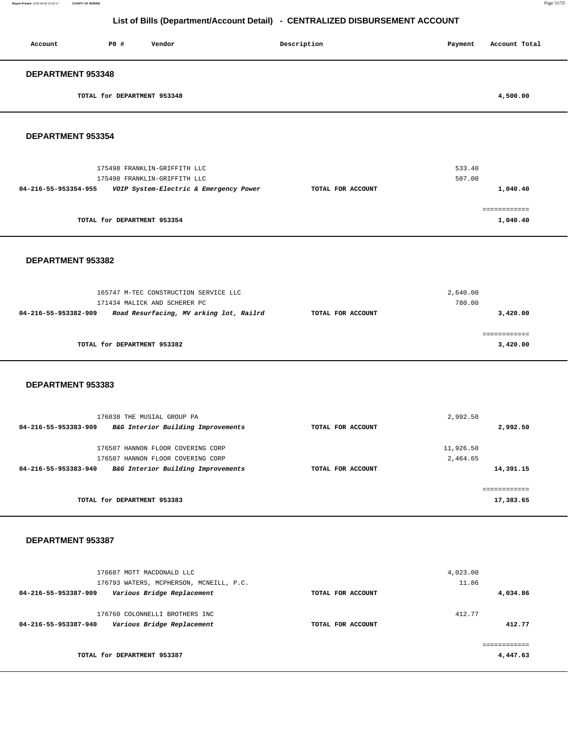# List of Bills (Department/Account Detail) - CENTRALIZED DISBURSEMENT ACCOUNT

| Account | PO # | Vendor | Description | Payment | Account Total |
|---|---|---|---|---|---|

## DEPARTMENT 953348

| | | | | | |
|---|---|---|---|---|---|
| | TOTAL for DEPARTMENT 953348 | | | | 4,500.00 |

## DEPARTMENT 953354

| Account | PO # | Vendor | Description | Payment | Account Total |
|---|---|---|---|---|---|
| | 175498 | FRANKLIN-GRIFFITH LLC | | 533.40 | |
| | 175498 | FRANKLIN-GRIFFITH LLC | | 507.00 | |
| 04-216-55-953354-955 | | *VOIP System-Electric & Emergency Power* | TOTAL FOR ACCOUNT | | 1,040.40 |
| | TOTAL for DEPARTMENT 953354 | | | | 1,040.40 |

## DEPARTMENT 953382

| Account | PO # | Vendor | Description | Payment | Account Total |
|---|---|---|---|---|---|
| | 165747 | M-TEC CONSTRUCTION SERVICE LLC | | 2,640.00 | |
| | 171434 | MALICK AND SCHERER PC | | 780.00 | |
| 04-216-55-953382-909 | | *Road Resurfacing, MV arking lot, Railrd* | TOTAL FOR ACCOUNT | | 3,420.00 |
| | TOTAL for DEPARTMENT 953382 | | | | 3,420.00 |

## DEPARTMENT 953383

| Account | PO # | Vendor | Description | Payment | Account Total |
|---|---|---|---|---|---|
| | 176838 | THE MUSIAL GROUP PA | | 2,992.50 | |
| 04-216-55-953383-909 | | *B&G Interior Building Improvements* | TOTAL FOR ACCOUNT | | 2,992.50 |
| | 176507 | HANNON FLOOR COVERING CORP | | 11,926.50 | |
| | 176507 | HANNON FLOOR COVERING CORP | | 2,464.65 | |
| 04-216-55-953383-940 | | *B&G Interior Building Improvements* | TOTAL FOR ACCOUNT | | 14,391.15 |
| | TOTAL for DEPARTMENT 953383 | | | | 17,383.65 |

## DEPARTMENT 953387

| Account | PO # | Vendor | Description | Payment | Account Total |
|---|---|---|---|---|---|
| | 176687 | MOTT MACDONALD LLC | | 4,023.00 | |
| | 176793 | WATERS, MCPHERSON, MCNEILL, P.C. | | 11.86 | |
| 04-216-55-953387-909 | | *Various Bridge Replacement* | TOTAL FOR ACCOUNT | | 4,034.86 |
| | 176760 | COLONNELLI BROTHERS INC | | 412.77 | |
| 04-216-55-953387-940 | | *Various Bridge Replacement* | TOTAL FOR ACCOUNT | | 412.77 |
| | TOTAL for DEPARTMENT 953387 | | | | 4,447.63 |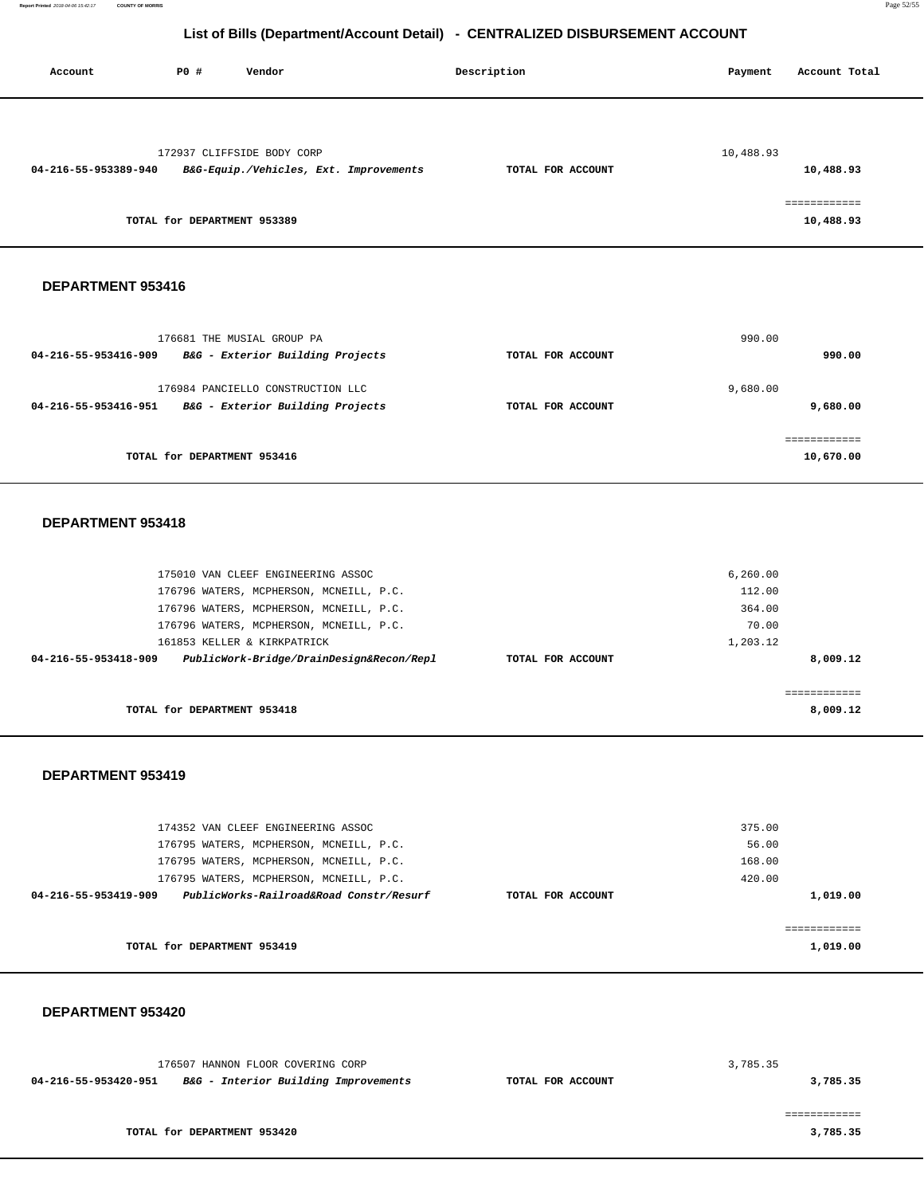## List of Bills (Department/Account Detail) - CENTRALIZED DISBURSEMENT ACCOUNT

| Account | PO # | Vendor | Description | Payment | Account Total |
|---|---|---|---|---|---|
| | 172937 | CLIFFSIDE BODY CORP | | 10,488.93 | |
| **04-216-55-953389-940** | | ***B&G-Equip./Vehicles, Ext. Improvements*** | **TOTAL FOR ACCOUNT** | | **10,488.93** |
| | | | | | ============ |
| | | **TOTAL for DEPARTMENT 953389** | | | **10,488.93** |

### DEPARTMENT 953416

| Account | PO # | Vendor | Description | Payment | Account Total |
|---|---|---|---|---|---|
| | 176681 | THE MUSIAL GROUP PA | | 990.00 | |
| **04-216-55-953416-909** | | ***B&G - Exterior Building Projects*** | **TOTAL FOR ACCOUNT** | | **990.00** |
| | 176984 | PANCIELLO CONSTRUCTION LLC | | 9,680.00 | |
| **04-216-55-953416-951** | | ***B&G - Exterior Building Projects*** | **TOTAL FOR ACCOUNT** | | **9,680.00** |
| | | | | | ============ |
| | | **TOTAL for DEPARTMENT 953416** | | | **10,670.00** |

### DEPARTMENT 953418

| Account | PO # | Vendor | Description | Payment | Account Total |
|---|---|---|---|---|---|
| | 175010 | VAN CLEEF ENGINEERING ASSOC | | 6,260.00 | |
| | 176796 | WATERS, MCPHERSON, MCNEILL, P.C. | | 112.00 | |
| | 176796 | WATERS, MCPHERSON, MCNEILL, P.C. | | 364.00 | |
| | 176796 | WATERS, MCPHERSON, MCNEILL, P.C. | | 70.00 | |
| | 161853 | KELLER & KIRKPATRICK | | 1,203.12 | |
| **04-216-55-953418-909** | | ***PublicWork-Bridge/DrainDesign&Recon/Repl*** | **TOTAL FOR ACCOUNT** | | **8,009.12** |
| | | | | | ============ |
| | | **TOTAL for DEPARTMENT 953418** | | | **8,009.12** |

### DEPARTMENT 953419

| Account | PO # | Vendor | Description | Payment | Account Total |
|---|---|---|---|---|---|
| | 174352 | VAN CLEEF ENGINEERING ASSOC | | 375.00 | |
| | 176795 | WATERS, MCPHERSON, MCNEILL, P.C. | | 56.00 | |
| | 176795 | WATERS, MCPHERSON, MCNEILL, P.C. | | 168.00 | |
| | 176795 | WATERS, MCPHERSON, MCNEILL, P.C. | | 420.00 | |
| **04-216-55-953419-909** | | ***PublicWorks-Railroad&Road Constr/Resurf*** | **TOTAL FOR ACCOUNT** | | **1,019.00** |
| | | | | | ============ |
| | | **TOTAL for DEPARTMENT 953419** | | | **1,019.00** |

### DEPARTMENT 953420

| Account | PO # | Vendor | Description | Payment | Account Total |
|---|---|---|---|---|---|
| | 176507 | HANNON FLOOR COVERING CORP | | 3,785.35 | |
| **04-216-55-953420-951** | | ***B&G - Interior Building Improvements*** | **TOTAL FOR ACCOUNT** | | **3,785.35** |
| | | | | | ============ |
| | | **TOTAL for DEPARTMENT 953420** | | | **3,785.35** |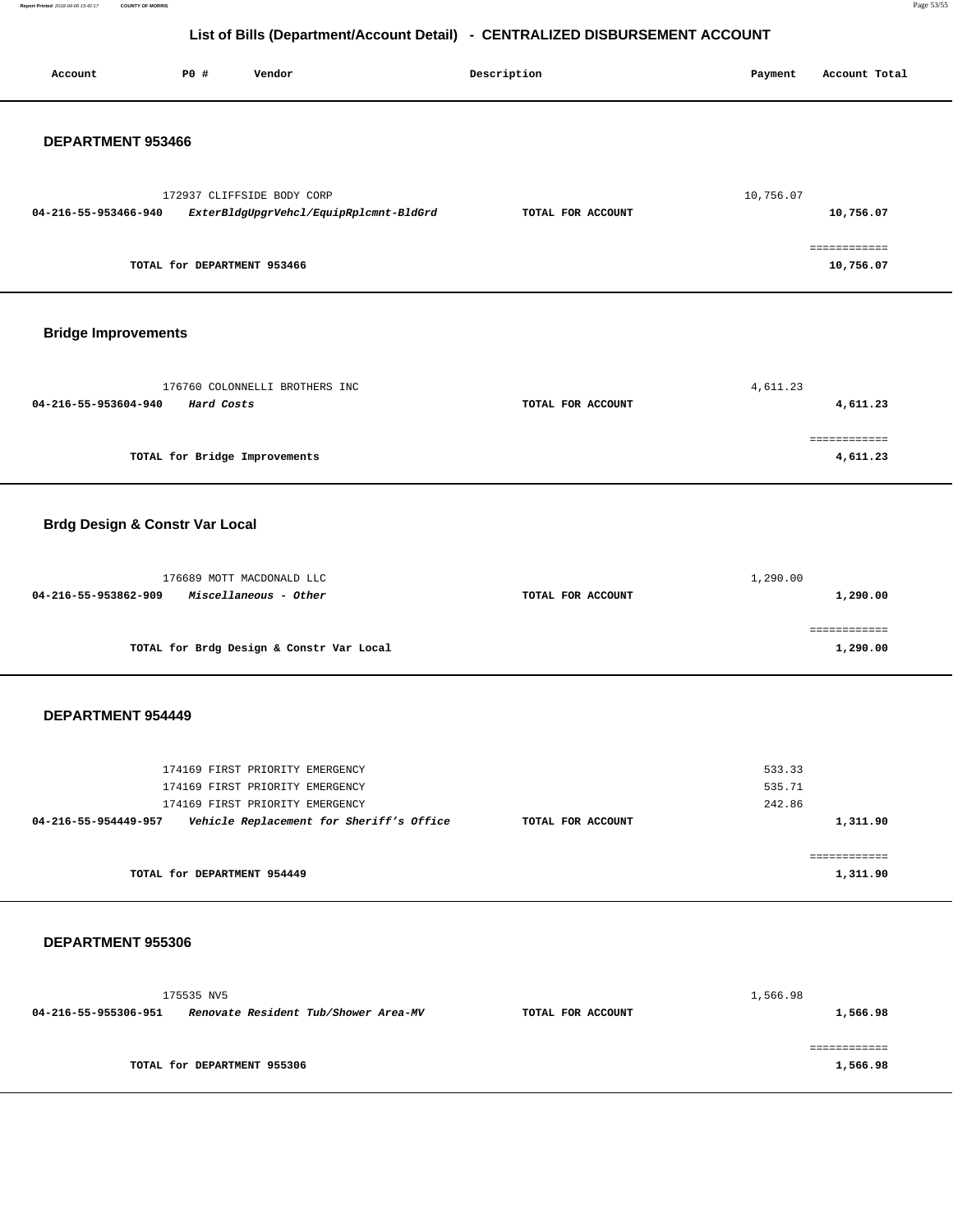# List of Bills (Department/Account Detail) - CENTRALIZED DISBURSEMENT ACCOUNT

| Account | PO # | Vendor | Description | Payment | Account Total |
|---|---|---|---|---|---|

## DEPARTMENT 953466

| Account | PO # | Vendor | Description | Payment | Account Total |
|---|---|---|---|---|---|
| | 172937 | CLIFFSIDE BODY CORP | | 10,756.07 | |
| **04-216-55-953466-940** | | ***ExterBldgUpgrVehcl/EquipRplcmnt-BldGrd*** | **TOTAL FOR ACCOUNT** | | **10,756.07** |
| | | | | | ============ |
| | **TOTAL for DEPARTMENT 953466** | | | | **10,756.07** |

## Bridge Improvements

| Account | PO # | Vendor | Description | Payment | Account Total |
|---|---|---|---|---|---|
| | 176760 | COLONNELLI BROTHERS INC | | 4,611.23 | |
| **04-216-55-953604-940** | | ***Hard Costs*** | **TOTAL FOR ACCOUNT** | | **4,611.23** |
| | | | | | ============ |
| | **TOTAL for Bridge Improvements** | | | | **4,611.23** |

## Brdg Design & Constr Var Local

| Account | PO # | Vendor | Description | Payment | Account Total |
|---|---|---|---|---|---|
| | 176689 | MOTT MACDONALD LLC | | 1,290.00 | |
| **04-216-55-953862-909** | | ***Miscellaneous - Other*** | **TOTAL FOR ACCOUNT** | | **1,290.00** |
| | | | | | ============ |
| | **TOTAL for Brdg Design & Constr Var Local** | | | | **1,290.00** |

## DEPARTMENT 954449

| Account | PO # | Vendor | Description | Payment | Account Total |
|---|---|---|---|---|---|
| | 174169 | FIRST PRIORITY EMERGENCY | | 533.33 | |
| | 174169 | FIRST PRIORITY EMERGENCY | | 535.71 | |
| | 174169 | FIRST PRIORITY EMERGENCY | | 242.86 | |
| **04-216-55-954449-957** | | ***Vehicle Replacement for Sheriff's Office*** | **TOTAL FOR ACCOUNT** | | **1,311.90** |
| | | | | | ============ |
| | **TOTAL for DEPARTMENT 954449** | | | | **1,311.90** |

## DEPARTMENT 955306

| Account | PO # | Vendor | Description | Payment | Account Total |
|---|---|---|---|---|---|
| | 175535 | NV5 | | 1,566.98 | |
| **04-216-55-955306-951** | | ***Renovate Resident Tub/Shower Area-MV*** | **TOTAL FOR ACCOUNT** | | **1,566.98** |
| | | | | | ============ |
| | **TOTAL for DEPARTMENT 955306** | | | | **1,566.98** |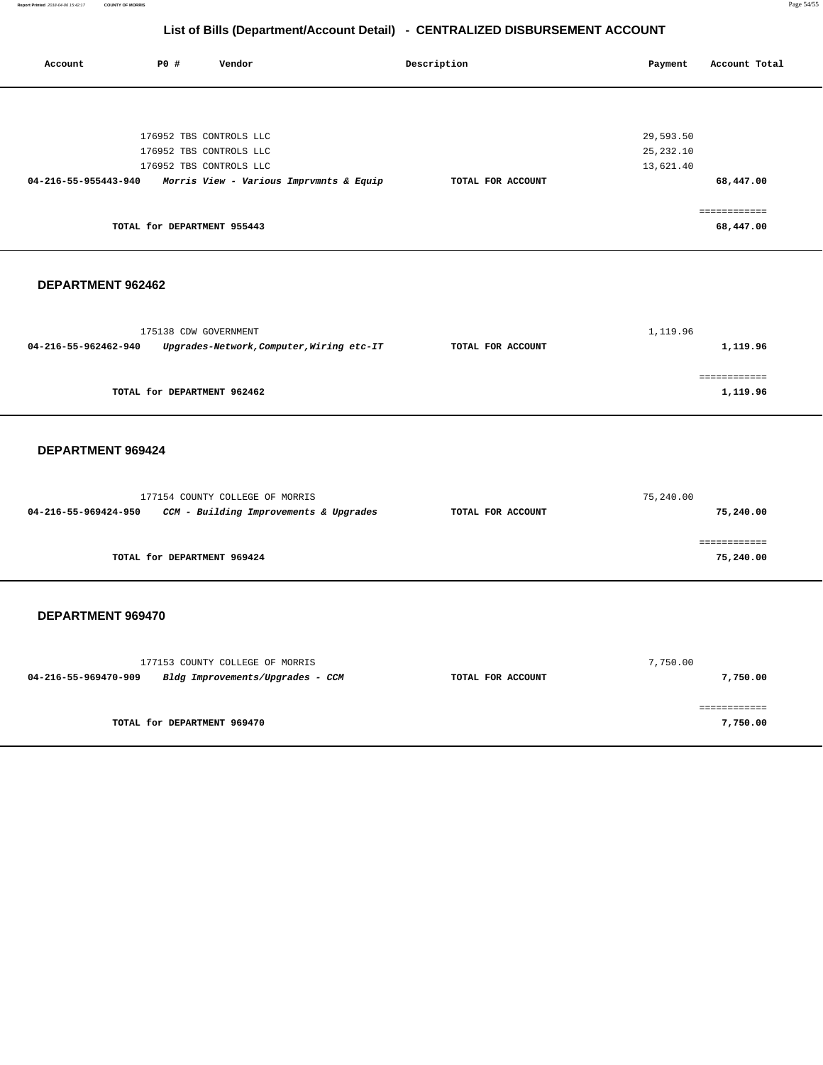## List of Bills (Department/Account Detail) - CENTRALIZED DISBURSEMENT ACCOUNT

| Account | PO # | Vendor | Description | Payment | Account Total |
|---|---|---|---|---|---|
| | 176952 | TBS CONTROLS LLC | | 29,593.50 | |
| | 176952 | TBS CONTROLS LLC | | 25,232.10 | |
| | 176952 | TBS CONTROLS LLC | | 13,621.40 | |
| **04-216-55-955443-940** | | ***Morris View - Various Imprvmnts & Equip*** | **TOTAL FOR ACCOUNT** | | **68,447.00** |

| | |
|---|---|
| **TOTAL for DEPARTMENT 955443** | **68,447.00** |

### DEPARTMENT 962462

| Account | PO # | Vendor | Description | Payment | Account Total |
|---|---|---|---|---|---|
| | 175138 | CDW GOVERNMENT | | 1,119.96 | |
| **04-216-55-962462-940** | | ***Upgrades-Network,Computer,Wiring etc-IT*** | **TOTAL FOR ACCOUNT** | | **1,119.96** |

| | |
|---|---|
| **TOTAL for DEPARTMENT 962462** | **1,119.96** |

### DEPARTMENT 969424

| Account | PO # | Vendor | Description | Payment | Account Total |
|---|---|---|---|---|---|
| | 177154 | COUNTY COLLEGE OF MORRIS | | 75,240.00 | |
| **04-216-55-969424-950** | | ***CCM - Building Improvements & Upgrades*** | **TOTAL FOR ACCOUNT** | | **75,240.00** |

| | |
|---|---|
| **TOTAL for DEPARTMENT 969424** | **75,240.00** |

### DEPARTMENT 969470

| Account | PO # | Vendor | Description | Payment | Account Total |
|---|---|---|---|---|---|
| | 177153 | COUNTY COLLEGE OF MORRIS | | 7,750.00 | |
| **04-216-55-969470-909** | | ***Bldg Improvements/Upgrades - CCM*** | **TOTAL FOR ACCOUNT** | | **7,750.00** |

| | |
|---|---|
| **TOTAL for DEPARTMENT 969470** | **7,750.00** |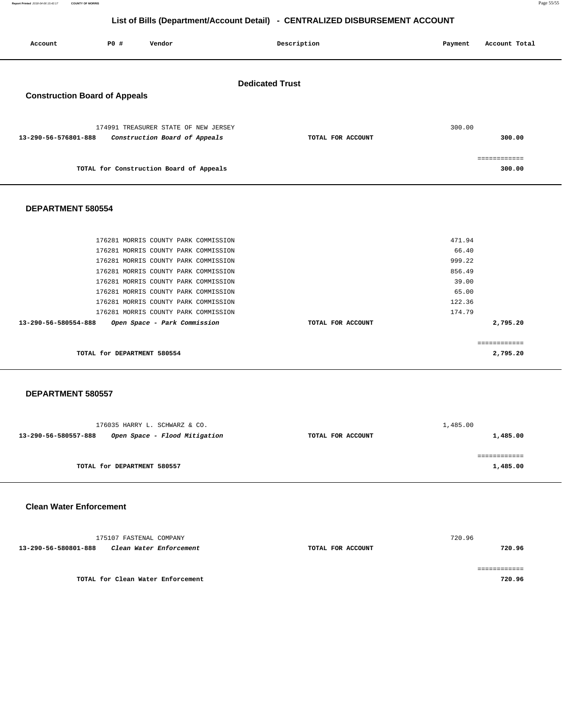## List of Bills (Department/Account Detail) - CENTRALIZED DISBURSEMENT ACCOUNT

| Account | PO # | Vendor | Description | Payment | Account Total |
|---|---|---|---|---|---|

### Dedicated Trust

#### Construction Board of Appeals

| Account | PO # | Vendor | Description | Payment | Account Total |
|---|---|---|---|---|---|
| | 174991 | TREASURER STATE OF NEW JERSEY | | 300.00 | |
| 13-290-56-576801-888 | | *Construction Board of Appeals* | TOTAL FOR ACCOUNT | | 300.00 |

**TOTAL for Construction Board of Appeals** ============ **300.00**

#### DEPARTMENT 580554

| Account | PO # | Vendor | Description | Payment | Account Total |
|---|---|---|---|---|---|
| | 176281 | MORRIS COUNTY PARK COMMISSION | | 471.94 | |
| | 176281 | MORRIS COUNTY PARK COMMISSION | | 66.40 | |
| | 176281 | MORRIS COUNTY PARK COMMISSION | | 999.22 | |
| | 176281 | MORRIS COUNTY PARK COMMISSION | | 856.49 | |
| | 176281 | MORRIS COUNTY PARK COMMISSION | | 39.00 | |
| | 176281 | MORRIS COUNTY PARK COMMISSION | | 65.00 | |
| | 176281 | MORRIS COUNTY PARK COMMISSION | | 122.36 | |
| | 176281 | MORRIS COUNTY PARK COMMISSION | | 174.79 | |
| 13-290-56-580554-888 | | *Open Space - Park Commission* | TOTAL FOR ACCOUNT | | 2,795.20 |

**TOTAL for DEPARTMENT 580554** ============ **2,795.20**

#### DEPARTMENT 580557

| Account | PO # | Vendor | Description | Payment | Account Total |
|---|---|---|---|---|---|
| | 176035 | HARRY L. SCHWARZ & CO. | | 1,485.00 | |
| 13-290-56-580557-888 | | *Open Space - Flood Mitigation* | TOTAL FOR ACCOUNT | | 1,485.00 |

**TOTAL for DEPARTMENT 580557** ============ **1,485.00**

#### Clean Water Enforcement

| Account | PO # | Vendor | Description | Payment | Account Total |
|---|---|---|---|---|---|
| | 175107 | FASTENAL COMPANY | | 720.96 | |
| 13-290-56-580801-888 | | *Clean Water Enforcement* | TOTAL FOR ACCOUNT | | 720.96 |

**TOTAL for Clean Water Enforcement** ============ **720.96**